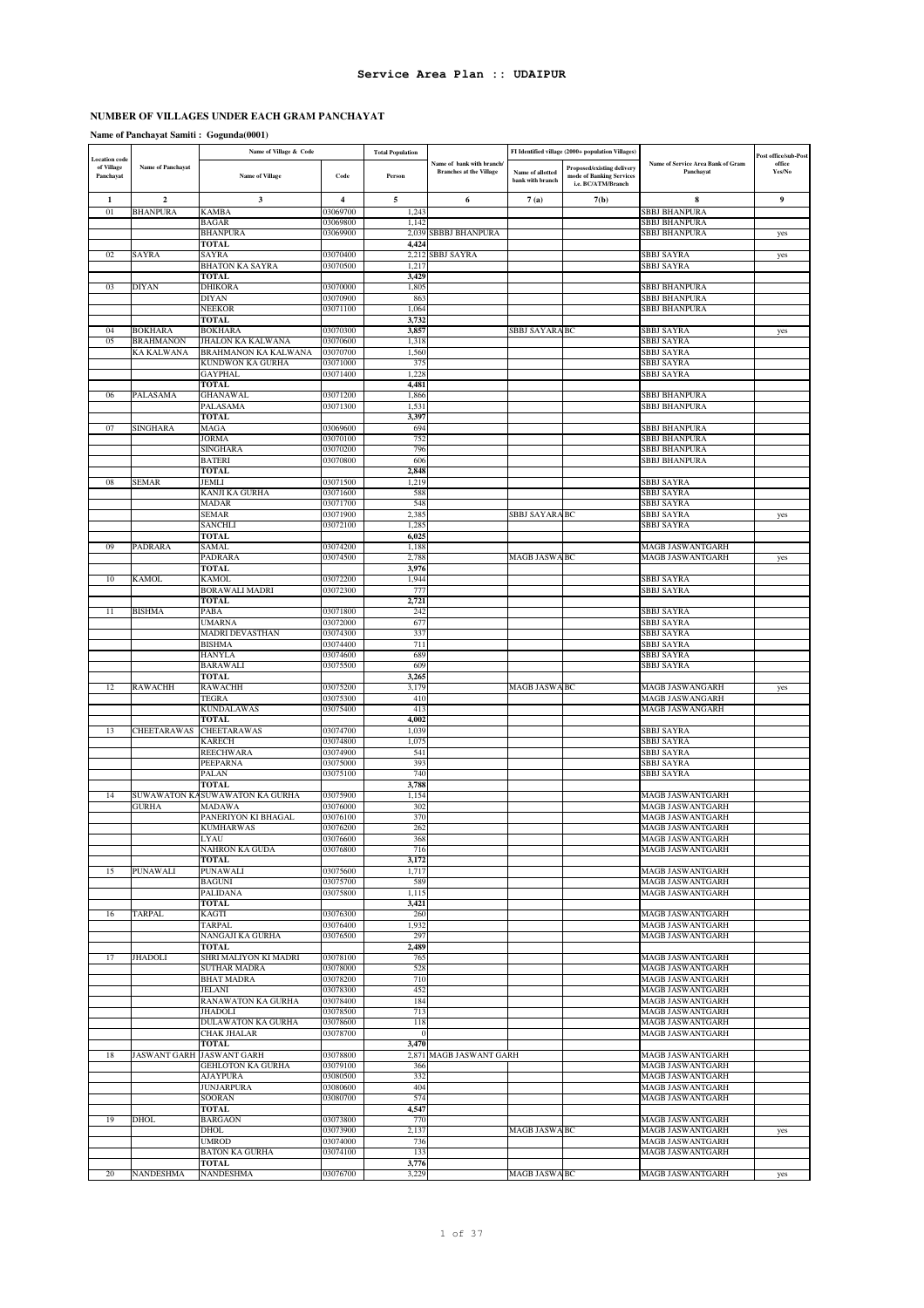# Service Area Plan :: UDAIPUR

## NUMBER OF VILLAGES UNDER EACH GRAM PANCHAYAT

**Name of Panchayat Samiti : Gogunda(0001)**

| Location code of Village Panchayat | Name of Panchayat | Name of Village & Code | | Total Population | Name of bank with branch/ Branches at the Village | FI Identified village (2000+ population Villages) | | Name of Service Area Bank of Gram Panchayat | Post office/sub-Post office Yes/No |
|---|---|---|---|---|---|---|---|---|---|
| | | Name of Village | Code | Person | | Name of allotted bank with branch | Proposed/existing delivery mode of Banking Services i.e. BC/ATM/Branch | | |
| 1 | 2 | 3 | 4 | 5 | 6 | 7 (a) | 7(b) | 8 | 9 |
| 01 | BHANPURA | KAMBA | 03069700 | 1,243 | | | | SBBJ BHANPURA | |
| | | BAGAR | 03069800 | 1,142 | | | | SBBJ BHANPURA | |
| | | BHANPURA | 03069900 | 2,039 | SBBBJ BHANPURA | | | SBBJ BHANPURA | yes |
| | | **TOTAL** | | **4,424** | | | | | |
| 02 | SAYRA | SAYRA | 03070400 | 2,212 | SBBJ SAYRA | | | SBBJ SAYRA | yes |
| | | BHATON KA SAYRA | 03070500 | 1,217 | | | | SBBJ SAYRA | |
| | | **TOTAL** | | **3,429** | | | | | |
| 03 | DIYAN | DHIKORA | 03070000 | 1,805 | | | | SBBJ BHANPURA | |
| | | DIYAN | 03070900 | 863 | | | | SBBJ BHANPURA | |
| | | NEEKOR | 03071100 | 1,064 | | | | SBBJ BHANPURA | |
| | | **TOTAL** | | **3,732** | | | | | |
| 04 | BOKHARA | BOKHARA | 03070300 | 3,857 | | SBBJ SAYARA | BC | SBBJ SAYRA | yes |
| 05 | BRAHMANON KA KALWANA | JHALON KA KALWANA | 03070600 | 1,318 | | | | SBBJ SAYRA | |
| | | BRAHMANON KA KALWANA | 03070700 | 1,560 | | | | SBBJ SAYRA | |
| | | KUNDWON KA GURHA | 03071000 | 375 | | | | SBBJ SAYRA | |
| | | GAYPHAL | 03071400 | 1,228 | | | | SBBJ SAYRA | |
| | | **TOTAL** | | **4,481** | | | | | |
| 06 | PALASAMA | GHANAWAL | 03071200 | 1,866 | | | | SBBJ BHANPURA | |
| | | PALASAMA | 03071300 | 1,531 | | | | SBBJ BHANPURA | |
| | | **TOTAL** | | **3,397** | | | | | |
| 07 | SINGHARA | MAGA | 03069600 | 694 | | | | SBBJ BHANPURA | |
| | | JORMA | 03070100 | 752 | | | | SBBJ BHANPURA | |
| | | SINGHARA | 03070200 | 796 | | | | SBBJ BHANPURA | |
| | | BATERI | 03070800 | 606 | | | | SBBJ BHANPURA | |
| | | **TOTAL** | | **2,848** | | | | | |
| 08 | SEMAR | JEMLI | 03071500 | 1,219 | | | | SBBJ SAYRA | |
| | | KANJI KA GURHA | 03071600 | 588 | | | | SBBJ SAYRA | |
| | | MADAR | 03071700 | 548 | | | | SBBJ SAYRA | |
| | | SEMAR | 03071900 | 2,385 | | SBBJ SAYARA | BC | SBBJ SAYRA | yes |
| | | SANCHLI | 03072100 | 1,285 | | | | SBBJ SAYRA | |
| | | **TOTAL** | | **6,025** | | | | | |
| 09 | PADRARA | SAMAL | 03074200 | 1,188 | | | | MAGB JASWANTGARH | |
| | | PADRARA | 03074500 | 2,788 | | MAGB JASWA | BC | MAGB JASWANTGARH | yes |
| | | **TOTAL** | | **3,976** | | | | | |
| 10 | KAMOL | KAMOL | 03072200 | 1,944 | | | | SBBJ SAYRA | |
| | | BORAWALI MADRI | 03072300 | 777 | | | | SBBJ SAYRA | |
| | | **TOTAL** | | **2,721** | | | | | |
| 11 | BISHMA | PABA | 03071800 | 242 | | | | SBBJ SAYRA | |
| | | UMARNA | 03072000 | 677 | | | | SBBJ SAYRA | |
| | | MADRI DEVASTHAN | 03074300 | 337 | | | | SBBJ SAYRA | |
| | | BISHMA | 03074400 | 711 | | | | SBBJ SAYRA | |
| | | HANYLA | 03074600 | 689 | | | | SBBJ SAYRA | |
| | | BARAWALI | 03075500 | 609 | | | | SBBJ SAYRA | |
| | | **TOTAL** | | **3,265** | | | | | |
| 12 | RAWACHH | RAWACHH | 03075200 | 3,179 | | MAGB JASWA | BC | MAGB JASWANGARH | yes |
| | | TEGRA | 03075300 | 410 | | | | MAGB JASWANGARH | |
| | | KUNDALAWAS | 03075400 | 413 | | | | MAGB JASWANGARH | |
| | | **TOTAL** | | **4,002** | | | | | |
| 13 | CHEETARAWAS | CHEETARAWAS | 03074700 | 1,039 | | | | SBBJ SAYRA | |
| | | KARECH | 03074800 | 1,075 | | | | SBBJ SAYRA | |
| | | REECHWARA | 03074900 | 541 | | | | SBBJ SAYRA | |
| | | PEEPARNA | 03075000 | 393 | | | | SBBJ SAYRA | |
| | | PALAN | 03075100 | 740 | | | | SBBJ SAYRA | |
| | | **TOTAL** | | **3,788** | | | | | |
| 14 | SUWAWATON KA GURHA | SUWAWATON KA GURHA | 03075900 | 1,154 | | | | MAGB JASWANTGARH | |
| | | MADAWA | 03076000 | 302 | | | | MAGB JASWANTGARH | |
| | | PANERIYON KI BHAGAL | 03076100 | 370 | | | | MAGB JASWANTGARH | |
| | | KUMHARWAS | 03076200 | 262 | | | | MAGB JASWANTGARH | |
| | | LYAU | 03076600 | 368 | | | | MAGB JASWANTGARH | |
| | | NAHRON KA GUDA | 03076800 | 716 | | | | MAGB JASWANTGARH | |
| | | **TOTAL** | | **3,172** | | | | | |
| 15 | PUNAWALI | PUNAWALI | 03075600 | 1,717 | | | | MAGB JASWANTGARH | |
| | | BAGUNI | 03075700 | 589 | | | | MAGB JASWANTGARH | |
| | | PALIDANA | 03075800 | 1,115 | | | | MAGB JASWANTGARH | |
| | | **TOTAL** | | **3,421** | | | | | |
| 16 | TARPAL | KAGTI | 03076300 | 260 | | | | MAGB JASWANTGARH | |
| | | TARPAL | 03076400 | 1,932 | | | | MAGB JASWANTGARH | |
| | | NANGAJI KA GURHA | 03076500 | 297 | | | | MAGB JASWANTGARH | |
| | | **TOTAL** | | **2,489** | | | | | |
| 17 | JHADOLI | SHRI MALIYON KI MADRI | 03078100 | 765 | | | | MAGB JASWANTGARH | |
| | | SUTHAR MADRA | 03078000 | 528 | | | | MAGB JASWANTGARH | |
| | | BHAT MADRA | 03078200 | 710 | | | | MAGB JASWANTGARH | |
| | | JELANI | 03078300 | 452 | | | | MAGB JASWANTGARH | |
| | | RANAWATON KA GURHA | 03078400 | 184 | | | | MAGB JASWANTGARH | |
| | | JHADOLI | 03078500 | 713 | | | | MAGB JASWANTGARH | |
| | | DULAWATON KA GURHA | 03078600 | 118 | | | | MAGB JASWANTGARH | |
| | | CHAK JHALAR | 03078700 | 0 | | | | MAGB JASWANTGARH | |
| | | **TOTAL** | | **3,470** | | | | | |
| 18 | JASWANT GARH | JASWANT GARH | 03078800 | 2,871 | MAGB JASWANT GARH | | | MAGB JASWANTGARH | |
| | | GEHLOTON KA GURHA | 03079100 | 366 | | | | MAGB JASWANTGARH | |
| | | AJAYPURA | 03080500 | 332 | | | | MAGB JASWANTGARH | |
| | | JUNJARPURA | 03080600 | 404 | | | | MAGB JASWANTGARH | |
| | | SOORAN | 03080700 | 574 | | | | MAGB JASWANTGARH | |
| | | **TOTAL** | | **4,547** | | | | | |
| 19 | DHOL | BARGAON | 03073800 | 770 | | | | MAGB JASWANTGARH | |
| | | DHOL | 03073900 | 2,137 | | MAGB JASWA | BC | MAGB JASWANTGARH | yes |
| | | UMROD | 03074000 | 736 | | | | MAGB JASWANTGARH | |
| | | BATON KA GURHA | 03074100 | 133 | | | | MAGB JASWANTGARH | |
| | | **TOTAL** | | **3,776** | | | | | |
| 20 | NANDESHMA | NANDESHMA | 03076700 | 3,229 | | MAGB JASWA | BC | MAGB JASWANTGARH | yes |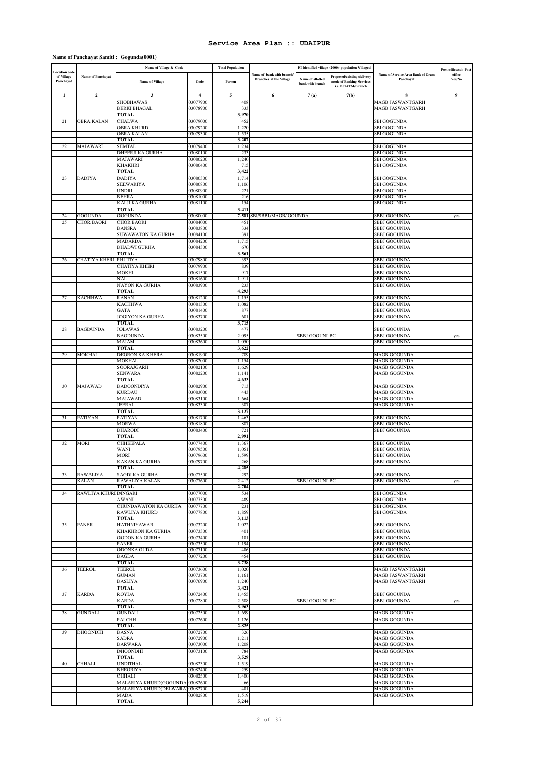# Service Area Plan :: UDAIPUR

**Name of Panchayat Samiti : Gogunda(0001)**

| Location code of Village Panchayat | Name of Panchayat | Name of Village & Code | | Total Population | Name of bank with branch/ Branches at the Village | FI Identified village (2000+ population Villages) | | Name of Service Area Bank of Gram Panchayat | Post office/sub-Post office Yes/No |
|---|---|---|---|---|---|---|---|---|---|
| | | Name of Village | Code | Person | | Name of allotted bank with branch | Proposed/existing delivery mode of Banking Services i.e. BC/ATM/Branch | | |
| 1 | 2 | 3 | 4 | 5 | 6 | 7 (a) | 7(b) | 8 | 9 |
| | | SHOBHAWAS | 03077900 | 408 | | | | MAGB JASWANTGARH | |
| | | BERKI BHAGAL | 03078900 | 333 | | | | MAGB JASWANTGARH | |
| | | **TOTAL** | | **3,970** | | | | | |
| 21 | OBRA KALAN | CHALWA | 03079000 | 452 | | | | SBI GOGUNDA | |
| | | OBRA KHURD | 03079200 | 1,220 | | | | SBI GOGUNDA | |
| | | OBRA KALAN | 03079300 | 1,535 | | | | SBI GOGUNDA | |
| | | **TOTAL** | | **3,207** | | | | | |
| 22 | MAJAWARI | SEMTAL | 03079400 | 1,234 | | | | SBI GOGUNDA | |
| | | DHEERJI KA GURHA | 03080100 | 233 | | | | SBI GOGUNDA | |
| | | MAJAWARI | 03080200 | 1,240 | | | | SBI GOGUNDA | |
| | | KHAKHRI | 03080400 | 715 | | | | SBI GOGUNDA | |
| | | **TOTAL** | | **3,422** | | | | | |
| 23 | DADIYA | DADIYA | 03080300 | 1,714 | | | | SBI GOGUNDA | |
| | | SEEWARIYA | 03080800 | 1,106 | | | | SBI GOGUNDA | |
| | | UNDRI | 03080900 | 221 | | | | SBI GOGUNDA | |
| | | BEHRA | 03081000 | 216 | | | | SBI GOGUNDA | |
| | | KALJI KA GURHA | 03081100 | 154 | | | | SBI GOGUNDA | |
| | | **TOTAL** | | **3,411** | | | | | |
| 24 | GOGUNDA | GOGUNDA | 03080000 | **7,581** | SBI/SBBJ/MAGB/ GOUNDA | | | SBBJ GOGUNDA | yes |
| 25 | CHOR BAORI | CHOR BAORI | 03084000 | 451 | | | | SBBJ GOGUNDA | |
| | | BANSRA | 03083800 | 334 | | | | SBBJ GOGUNDA | |
| | | SUWAWATON KA GURHA | 03084100 | 391 | | | | SBBJ GOGUNDA | |
| | | MADARDA | 03084200 | 1,715 | | | | SBBJ GOGUNDA | |
| | | BHADWI GURHA | 03084300 | 670 | | | | SBBJ GOGUNDA | |
| | | **TOTAL** | | **3,561** | | | | | |
| 26 | CHATIYA KHERI | PHUTIYA | 03079800 | 393 | | | | SBBJ GOGUNDA | |
| | | CHATIYA KHERI | 03079900 | 839 | | | | SBBJ GOGUNDA | |
| | | MOKHI | 03081500 | 917 | | | | SBBJ GOGUNDA | |
| | | NAL | 03081600 | 1,911 | | | | SBBJ GOGUNDA | |
| | | NAYON KA GURHA | 03083900 | 233 | | | | SBBJ GOGUNDA | |
| | | **TOTAL** | | **4,293** | | | | | |
| 27 | KACHHWA | RANAN | 03081200 | 1,155 | | | | SBBJ GOGUNDA | |
| | | KACHHWA | 03081300 | 1,082 | | | | SBBJ GOGUNDA | |
| | | GATA | 03081400 | 877 | | | | SBBJ GOGUNDA | |
| | | JOGIYON KA GURHA | 03083700 | 601 | | | | SBBJ GOGUNDA | |
| | | **TOTAL** | | **3,715** | | | | | |
| 28 | BAGDUNDA | JOLAWAS | 03083200 | 477 | | | | SBBJ GOGUNDA | |
| | | BAGDUNDA | 03083500 | 2,095 | | SBBJ GOGUNI | BC | SBBJ GOGUNDA | yes |
| | | MAJAM | 03083600 | 1,050 | | | | SBBJ GOGUNDA | |
| | | **TOTAL** | | **3,622** | | | | | |
| 29 | MOKHAL | DEORON KA KHERA | 03081900 | 709 | | | | MAGB GOGUNDA | |
| | | MOKHAL | 03082000 | 1,154 | | | | MAGB GOGUNDA | |
| | | SOORAJGARH | 03082100 | 1,629 | | | | MAGB GOGUNDA | |
| | | SENWARA | 03082200 | 1,141 | | | | MAGB GOGUNDA | |
| | | **TOTAL** | | **4,633** | | | | | |
| 30 | MAJAWAD | BADOONDIYA | 03082900 | 713 | | | | MAGB GOGUNDA | |
| | | KURDAU | 03083000 | 443 | | | | MAGB GOGUNDA | |
| | | MAJAWAD | 03083100 | 1,664 | | | | MAGB GOGUNDA | |
| | | JEERAI | 03083300 | 307 | | | | MAGB GOGUNDA | |
| | | **TOTAL** | | **3,127** | | | | | |
| 31 | PATIYAN | PATIYAN | 03081700 | 1,463 | | | | SBBJ GOGUNDA | |
| | | MORWA | 03081800 | 807 | | | | SBBJ GOGUNDA | |
| | | BHARODI | 03083400 | 721 | | | | SBBJ GOGUNDA | |
| | | **TOTAL** | | **2,991** | | | | | |
| 32 | MORI | CHHEEPALA | 03077400 | 1,367 | | | | SBBJ GOGUNDA | |
| | | WANI | 03079500 | 1,051 | | | | SBBJ GOGUNDA | |
| | | MORI | 03079600 | 1,599 | | | | SBBJ GOGUNDA | |
| | | KAKAN KA GURHA | 03079700 | 268 | | | | SBBJ GOGUNDA | |
| | | **TOTAL** | | **4,285** | | | | | |
| 33 | RAWALIYA KALAN | SAGDI KA GURHA | 03077500 | 292 | | | | SBBJ GOGUNDA | |
| | | RAWALIYA KALAN | 03077600 | 2,412 | | SBBJ GOGUNI | BC | SBBJ GOGUNDA | yes |
| | | **TOTAL** | | **2,704** | | | | | |
| 34 | RAWLIYA KHURI | DINGARI | 03077000 | 534 | | | | SBI GOGUNDA | |
| | | AWANI | 03077300 | 489 | | | | SBI GOGUNDA | |
| | | CHUNDAWATON KA GURHA | 03077700 | 231 | | | | SBI GOGUNDA | |
| | | RAWLIYA KHURD | 03077800 | 1,859 | | | | SBI GOGUNDA | |
| | | **TOTAL** | | **3,113** | | | | | |
| 35 | PANER | HATHNIYAWAR | 03073200 | 1,022 | | | | SBBJ GOGUNDA | |
| | | KHAKHRON KA GURHA | 03073300 | 401 | | | | SBBJ GOGUNDA | |
| | | GODON KA GURHA | 03073400 | 181 | | | | SBBJ GOGUNDA | |
| | | PANER | 03073500 | 1,194 | | | | SBBJ GOGUNDA | |
| | | ODONKA GUDA | 03077100 | 486 | | | | SBBJ GOGUNDA | |
| | | BAGDA | 03077200 | 454 | | | | SBBJ GOGUNDA | |
| | | **TOTAL** | | **3,738** | | | | | |
| 36 | TEEROL | TEEROL | 03073600 | 1,020 | | | | MAGB JASWANTGARH | |
| | | GUMAN | 03073700 | 1,161 | | | | MAGB JASWANTGARH | |
| | | BASLIYA | 03076900 | 1,240 | | | | MAGB JASWANTGARH | |
| | | **TOTAL** | | **3,421** | | | | | |
| 37 | KARDA | ROYDA | 03072400 | 1,455 | | | | SBBJ GOGUNDA | |
| | | KARDA | 03072800 | 2,508 | | SBBJ GOGUNI | BC | SBBJ GOGUNDA | yes |
| | | **TOTAL** | | **3,963** | | | | | |
| 38 | GUNDALI | GUNDALI | 03072500 | 1,699 | | | | MAGB GOGUNDA | |
| | | PALCHH | 03072600 | 1,126 | | | | MAGB GOGUNDA | |
| | | **TOTAL** | | **2,825** | | | | | |
| 39 | DHOONDHI | BASNA | 03072700 | 326 | | | | MAGB GOGUNDA | |
| | | SADRA | 03072900 | 1,211 | | | | MAGB GOGUNDA | |
| | | BARWARA | 03073000 | 1,208 | | | | MAGB GOGUNDA | |
| | | DHOONDHI | 03073100 | 784 | | | | MAGB GOGUNDA | |
| | | **TOTAL** | | **3,529** | | | | | |
| 40 | CHHALI | UNDITHAL | 03082300 | 1,519 | | | | MAGB GOGUNDA | |
| | | BHEORIYA | 03082400 | 259 | | | | MAGB GOGUNDA | |
| | | CHHALI | 03082500 | 1,400 | | | | MAGB GOGUNDA | |
| | | MALARIYA KHURD(GOGUNDA) | 03082600 | 66 | | | | MAGB GOGUNDA | |
| | | MALARIYA KHURD(DELWARA) | 03082700 | 481 | | | | MAGB GOGUNDA | |
| | | MADA | 03082800 | 1,519 | | | | MAGB GOGUNDA | |
| | | **TOTAL** | | **5,244** | | | | | |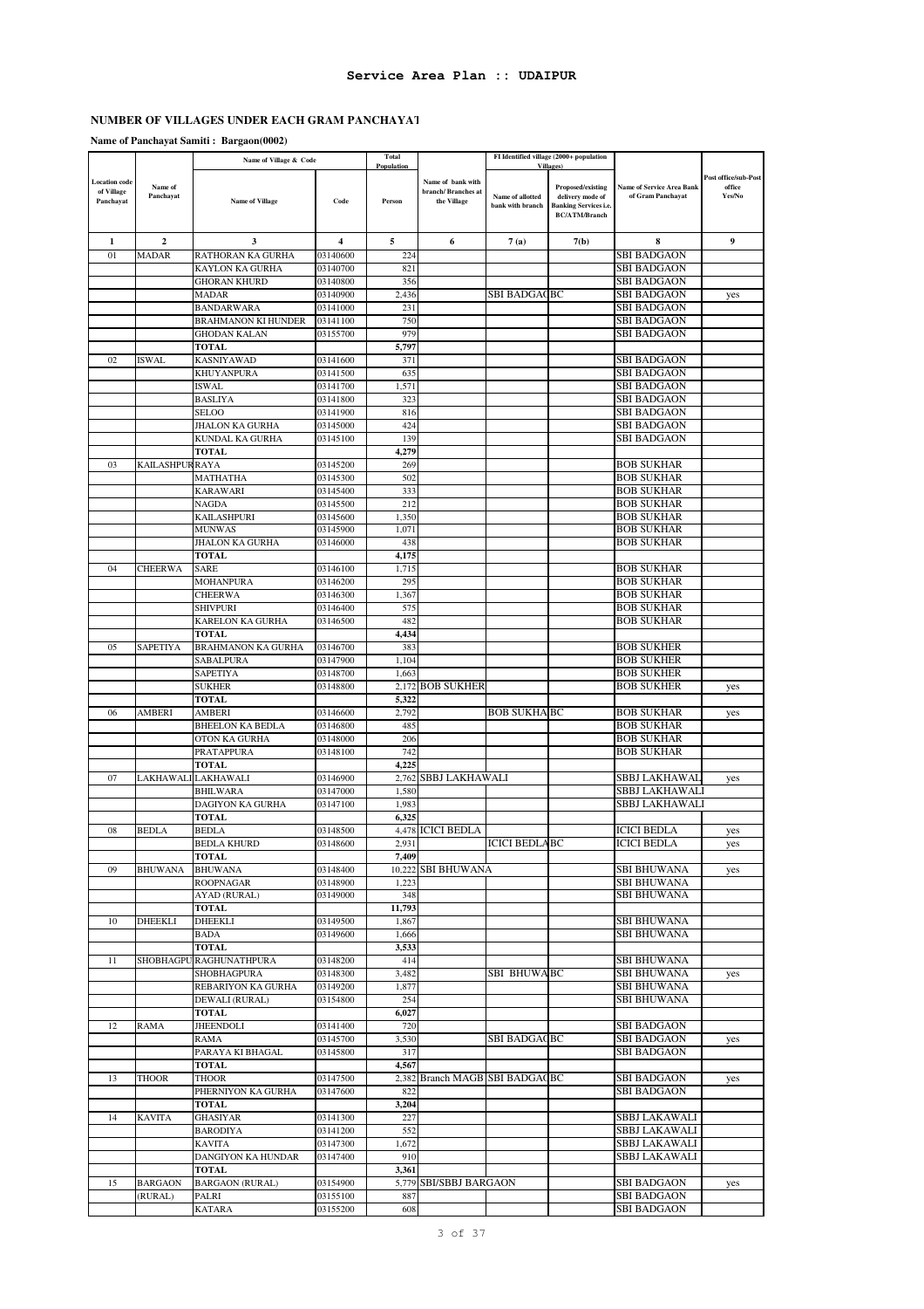# Service Area Plan :: UDAIPUR

## NUMBER OF VILLAGES UNDER EACH GRAM PANCHAYAT

**Name of Panchayat Samiti : Bargaon(0002)**

| Location code of Village Panchayat | Name of Panchayat | Name of Village & Code | | Total Population | Name of bank with branch/ Branches at the Village | FI Identified village (2000+ population Villages) | | Name of Service Area Bank of Gram Panchayat | Post office/sub-Post office Yes/No |
|---|---|---|---|---|---|---|---|---|---|
| | | Name of Village | Code | Person | | Name of allotted bank with branch | Proposed/existing delivery mode of Banking Services i.e. BC/ATM/Branch | | |
| 1 | 2 | 3 | 4 | 5 | 6 | 7 (a) | 7(b) | 8 | 9 |
| 01 | MADAR | RATHORAN KA GURHA | 03140600 | 224 | | | | SBI BADGAON | |
| | | KAYLON KA GURHA | 03140700 | 821 | | | | SBI BADGAON | |
| | | GHORAN KHURD | 03140800 | 356 | | | | SBI BADGAON | |
| | | MADAR | 03140900 | 2,436 | | SBI BADGAO | BC | SBI BADGAON | yes |
| | | BANDARWARA | 03141000 | 231 | | | | SBI BADGAON | |
| | | BRAHMANON KI HUNDER | 03141100 | 750 | | | | SBI BADGAON | |
| | | GHODAN KALAN | 03155700 | 979 | | | | SBI BADGAON | |
| | | **TOTAL** | | **5,797** | | | | | |
| 02 | ISWAL | KASNIYAWAD | 03141600 | 371 | | | | SBI BADGAON | |
| | | KHUYANPURA | 03141500 | 635 | | | | SBI BADGAON | |
| | | ISWAL | 03141700 | 1,571 | | | | SBI BADGAON | |
| | | BASLIYA | 03141800 | 323 | | | | SBI BADGAON | |
| | | SELOO | 03141900 | 816 | | | | SBI BADGAON | |
| | | JHALON KA GURHA | 03145000 | 424 | | | | SBI BADGAON | |
| | | KUNDAL KA GURHA | 03145100 | 139 | | | | SBI BADGAON | |
| | | **TOTAL** | | **4,279** | | | | | |
| 03 | KAILASHPUR | RAYA | 03145200 | 269 | | | | BOB SUKHAR | |
| | | MATHATHA | 03145300 | 502 | | | | BOB SUKHAR | |
| | | KARAWARI | 03145400 | 333 | | | | BOB SUKHAR | |
| | | NAGDA | 03145500 | 212 | | | | BOB SUKHAR | |
| | | KAILASHPURI | 03145600 | 1,350 | | | | BOB SUKHAR | |
| | | MUNWAS | 03145900 | 1,071 | | | | BOB SUKHAR | |
| | | JHALON KA GURHA | 03146000 | 438 | | | | BOB SUKHAR | |
| | | **TOTAL** | | **4,175** | | | | | |
| 04 | CHEERWA | SARE | 03146100 | 1,715 | | | | BOB SUKHAR | |
| | | MOHANPURA | 03146200 | 295 | | | | BOB SUKHAR | |
| | | CHEERWA | 03146300 | 1,367 | | | | BOB SUKHAR | |
| | | SHIVPURI | 03146400 | 575 | | | | BOB SUKHAR | |
| | | KARELON KA GURHA | 03146500 | 482 | | | | BOB SUKHAR | |
| | | **TOTAL** | | **4,434** | | | | | |
| 05 | SAPETIYA | BRAHMANON KA GURHA | 03146700 | 383 | | | | BOB SUKHER | |
| | | SABALPURA | 03147900 | 1,104 | | | | BOB SUKHER | |
| | | SAPETIYA | 03148700 | 1,663 | | | | BOB SUKHER | |
| | | SUKHER | 03148800 | 2,172 | BOB SUKHER | | | BOB SUKHER | yes |
| | | **TOTAL** | | **5,322** | | | | | |
| 06 | AMBERI | AMBERI | 03146600 | 2,792 | | BOB SUKHA | BC | BOB SUKHAR | yes |
| | | BHEELON KA BEDLA | 03146800 | 485 | | | | BOB SUKHAR | |
| | | OTON KA GURHA | 03148000 | 206 | | | | BOB SUKHAR | |
| | | PRATAPPURA | 03148100 | 742 | | | | BOB SUKHAR | |
| | | **TOTAL** | | **4,225** | | | | | |
| 07 | LAKHAWALI | LAKHAWALI | 03146900 | 2,762 | SBBJ LAKHAWALI | | | SBBJ LAKHAWAL | yes |
| | | BHILWARA | 03147000 | 1,580 | | | | SBBJ LAKHAWALI | |
| | | DAGIYON KA GURHA | 03147100 | 1,983 | | | | SBBJ LAKHAWALI | |
| | | **TOTAL** | | **6,325** | | | | | |
| 08 | BEDLA | BEDLA | 03148500 | 4,478 | ICICI BEDLA | | | ICICI BEDLA | yes |
| | | BEDLA KHURD | 03148600 | 2,931 | | ICICI BEDLA | BC | ICICI BEDLA | yes |
| | | **TOTAL** | | **7,409** | | | | | |
| 09 | BHUWANA | BHUWANA | 03148400 | 10,222 | SBI BHUWANA | | | SBI BHUWANA | yes |
| | | ROOPNAGAR | 03148900 | 1,223 | | | | SBI BHUWANA | |
| | | AYAD (RURAL) | 03149000 | 348 | | | | SBI BHUWANA | |
| | | **TOTAL** | | **11,793** | | | | | |
| 10 | DHEEKLI | DHEEKLI | 03149500 | 1,867 | | | | SBI BHUWANA | |
| | | BADA | 03149600 | 1,666 | | | | SBI BHUWANA | |
| | | **TOTAL** | | **3,533** | | | | | |
| 11 | SHOBHAGPU | RAGHUNATHPURA | 03148200 | 414 | | | | SBI BHUWANA | |
| | | SHOBHAGPURA | 03148300 | 3,482 | | SBI BHUWA | BC | SBI BHUWANA | yes |
| | | REBARIYON KA GURHA | 03149200 | 1,877 | | | | SBI BHUWANA | |
| | | DEWALI (RURAL) | 03154800 | 254 | | | | SBI BHUWANA | |
| | | **TOTAL** | | **6,027** | | | | | |
| 12 | RAMA | JHEENDOLI | 03141400 | 720 | | | | SBI BADGAON | |
| | | RAMA | 03145700 | 3,530 | | SBI BADGAO | BC | SBI BADGAON | yes |
| | | PARAYA KI BHAGAL | 03145800 | 317 | | | | SBI BADGAON | |
| | | **TOTAL** | | **4,567** | | | | | |
| 13 | THOOR | THOOR | 03147500 | 2,382 | Branch MAGB | SBI BADGAO | BC | SBI BADGAON | yes |
| | | PHERNIYON KA GURHA | 03147600 | 822 | | | | SBI BADGAON | |
| | | **TOTAL** | | **3,204** | | | | | |
| 14 | KAVITA | GHASIYAR | 03141300 | 227 | | | | SBBJ LAKAWALI | |
| | | BARODIYA | 03141200 | 552 | | | | SBBJ LAKAWALI | |
| | | KAVITA | 03147300 | 1,672 | | | | SBBJ LAKAWALI | |
| | | DANGIYON KA HUNDAR | 03147400 | 910 | | | | SBBJ LAKAWALI | |
| | | **TOTAL** | | **3,361** | | | | | |
| 15 | BARGAON (RURAL) | BARGAON (RURAL) | 03154900 | 5,779 | SBI/SBBJ BARGAON | | | SBI BADGAON | yes |
| | | PALRI | 03155100 | 887 | | | | SBI BADGAON | |
| | | KATARA | 03155200 | 608 | | | | SBI BADGAON | |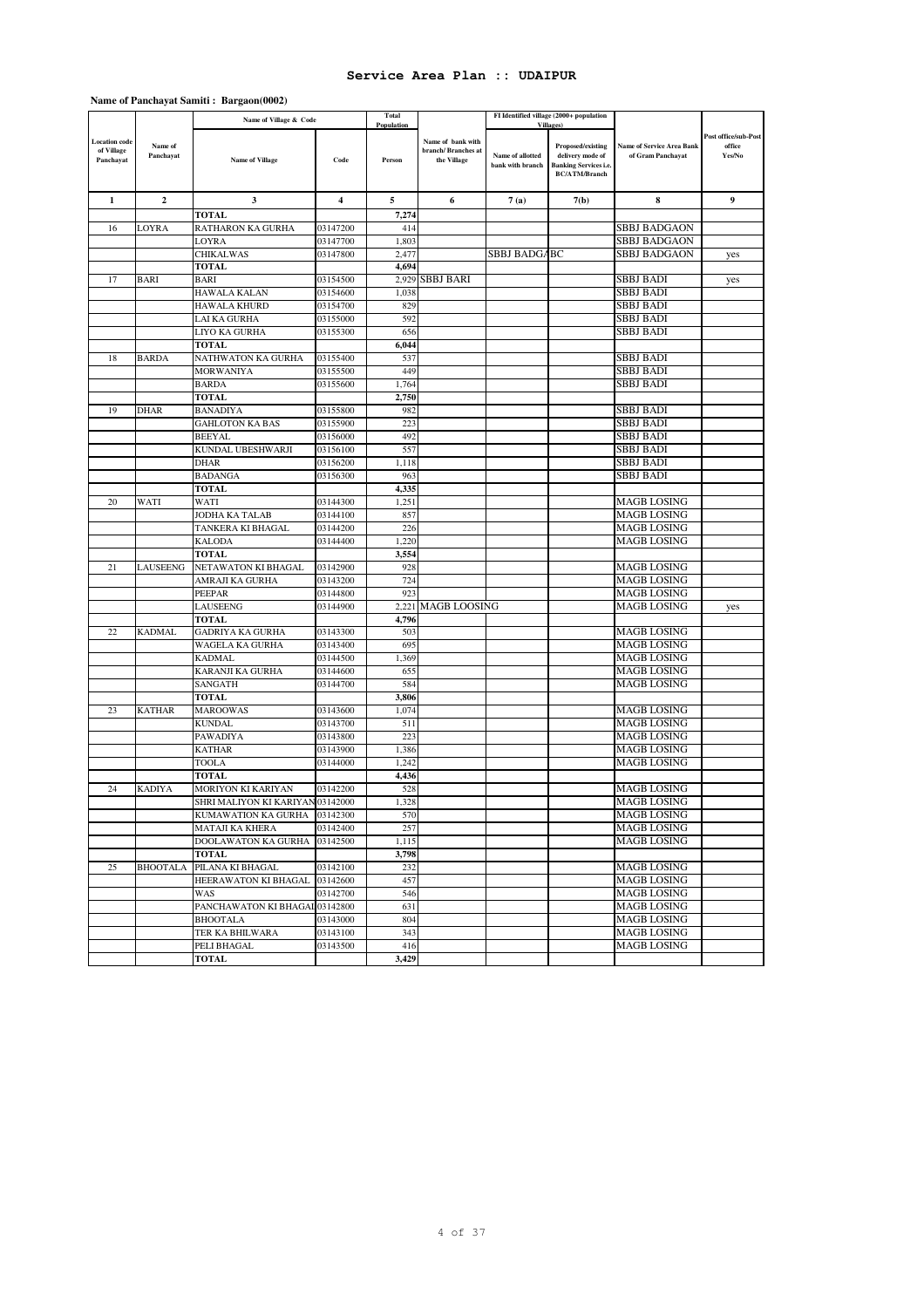# Service Area Plan :: UDAIPUR

**Name of Panchayat Samiti : Bargaon(0002)**

| Location code of Village Panchayat | Name of Panchayat | Name of Village & Code | | Total Population | Name of bank with branch/ Branches at the Village | FI Identified village (2000+ population Villages) | | Name of Service Area Bank of Gram Panchayat | Post office/sub-Post office Yes/No |
|---|---|---|---|---|---|---|---|---|---|
| | | Name of Village | Code | Person | | Name of allotted bank with branch | Proposed/existing delivery mode of Banking Services i.e. BC/ATM/Branch | | |
| 1 | 2 | 3 | 4 | 5 | 6 | 7 (a) | 7(b) | 8 | 9 |
| | | **TOTAL** | | **7,274** | | | | | |
| 16 | LOYRA | RATHARON KA GURHA | 03147200 | 414 | | | | SBBJ BADGAON | |
| | | LOYRA | 03147700 | 1,803 | | | | SBBJ BADGAON | |
| | | CHIKALWAS | 03147800 | 2,477 | | SBBJ BADGA | BC | SBBJ BADGAON | yes |
| | | **TOTAL** | | **4,694** | | | | | |
| 17 | BARI | BARI | 03154500 | 2,929 | SBBJ BARI | | | SBBJ BADI | yes |
| | | HAWALA KALAN | 03154600 | 1,038 | | | | SBBJ BADI | |
| | | HAWALA KHURD | 03154700 | 829 | | | | SBBJ BADI | |
| | | LAI KA GURHA | 03155000 | 592 | | | | SBBJ BADI | |
| | | LIYO KA GURHA | 03155300 | 656 | | | | SBBJ BADI | |
| | | **TOTAL** | | **6,044** | | | | | |
| 18 | BARDA | NATHWATON KA GURHA | 03155400 | 537 | | | | SBBJ BADI | |
| | | MORWANIYA | 03155500 | 449 | | | | SBBJ BADI | |
| | | BARDA | 03155600 | 1,764 | | | | SBBJ BADI | |
| | | **TOTAL** | | **2,750** | | | | | |
| 19 | DHAR | BANADIYA | 03155800 | 982 | | | | SBBJ BADI | |
| | | GAHLOTON KA BAS | 03155900 | 223 | | | | SBBJ BADI | |
| | | BEEYAL | 03156000 | 492 | | | | SBBJ BADI | |
| | | KUNDAL UBESHWARJI | 03156100 | 557 | | | | SBBJ BADI | |
| | | DHAR | 03156200 | 1,118 | | | | SBBJ BADI | |
| | | BADANGA | 03156300 | 963 | | | | SBBJ BADI | |
| | | **TOTAL** | | **4,335** | | | | | |
| 20 | WATI | WATI | 03144300 | 1,251 | | | | MAGB LOSING | |
| | | JODHA KA TALAB | 03144100 | 857 | | | | MAGB LOSING | |
| | | TANKERA KI BHAGAL | 03144200 | 226 | | | | MAGB LOSING | |
| | | KALODA | 03144400 | 1,220 | | | | MAGB LOSING | |
| | | **TOTAL** | | **3,554** | | | | | |
| 21 | LAUSEENG | NETAWATON KI BHAGAL | 03142900 | 928 | | | | MAGB LOSING | |
| | | AMRAJI KA GURHA | 03143200 | 724 | | | | MAGB LOSING | |
| | | PEEPAR | 03144800 | 923 | | | | MAGB LOSING | |
| | | LAUSEENG | 03144900 | 2,221 | MAGB LOOSING | | | MAGB LOSING | yes |
| | | **TOTAL** | | **4,796** | | | | | |
| 22 | KADMAL | GADRIYA KA GURHA | 03143300 | 503 | | | | MAGB LOSING | |
| | | WAGELA KA GURHA | 03143400 | 695 | | | | MAGB LOSING | |
| | | KADMAL | 03144500 | 1,369 | | | | MAGB LOSING | |
| | | KARANJI KA GURHA | 03144600 | 655 | | | | MAGB LOSING | |
| | | SANGATH | 03144700 | 584 | | | | MAGB LOSING | |
| | | **TOTAL** | | **3,806** | | | | | |
| 23 | KATHAR | MAROOWAS | 03143600 | 1,074 | | | | MAGB LOSING | |
| | | KUNDAL | 03143700 | 511 | | | | MAGB LOSING | |
| | | PAWADIYA | 03143800 | 223 | | | | MAGB LOSING | |
| | | KATHAR | 03143900 | 1,386 | | | | MAGB LOSING | |
| | | TOOLA | 03144000 | 1,242 | | | | MAGB LOSING | |
| | | **TOTAL** | | **4,436** | | | | | |
| 24 | KADIYA | MORIYON KI KARIYAN | 03142200 | 528 | | | | MAGB LOSING | |
| | | SHRI MALIYON KI KARIYAN | 03142000 | 1,328 | | | | MAGB LOSING | |
| | | KUMAWATION KA GURHA | 03142300 | 570 | | | | MAGB LOSING | |
| | | MATAJI KA KHERA | 03142400 | 257 | | | | MAGB LOSING | |
| | | DOOLAWATON KA GURHA | 03142500 | 1,115 | | | | MAGB LOSING | |
| | | **TOTAL** | | **3,798** | | | | | |
| 25 | BHOOTALA | PILANA KI BHAGAL | 03142100 | 232 | | | | MAGB LOSING | |
| | | HEERAWATON KI BHAGAL | 03142600 | 457 | | | | MAGB LOSING | |
| | | WAS | 03142700 | 546 | | | | MAGB LOSING | |
| | | PANCHAWATON KI BHAGAL | 03142800 | 631 | | | | MAGB LOSING | |
| | | BHOOTALA | 03143000 | 804 | | | | MAGB LOSING | |
| | | TER KA BHILWARA | 03143100 | 343 | | | | MAGB LOSING | |
| | | PELI BHAGAL | 03143500 | 416 | | | | MAGB LOSING | |
| | | **TOTAL** | | **3,429** | | | | | |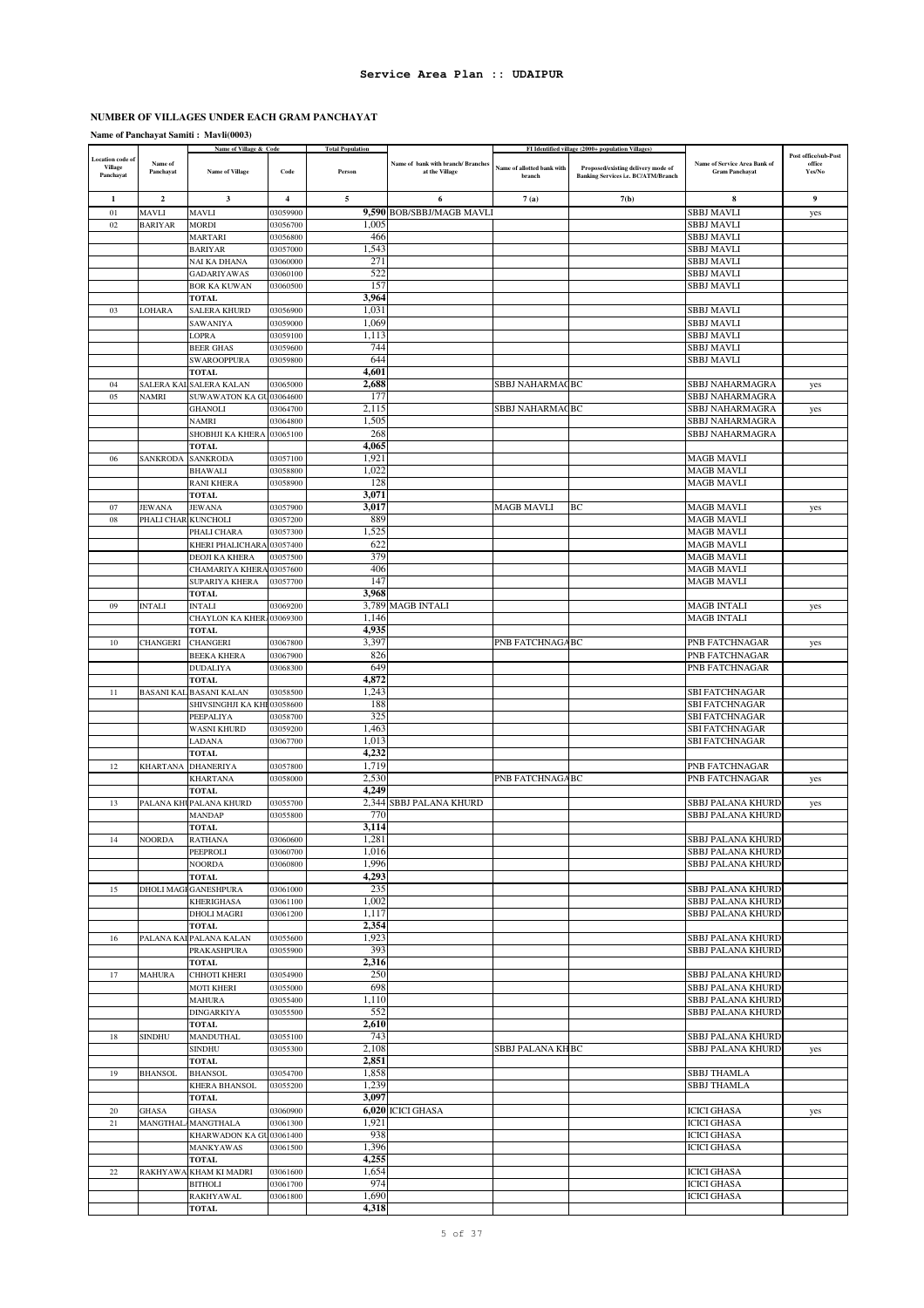**Service Area Plan :: UDAIPUR**

**NUMBER OF VILLAGES UNDER EACH GRAM PANCHAYAT**

**Name of Panchayat Samiti : Mavli(0003)**

| Location code of Village Panchayat | Name of Panchayat | Name of Village & Code | | Total Population | Name of bank with branch/ Branches at the Village | FI Identified village (2000+ population Villages) | | Name of Service Area Bank of Gram Panchayat | Post office/sub-Post office Yes/No |
|---|---|---|---|---|---|---|---|---|---|
| | | Name of Village | Code | Person | | Name of allotted bank with branch | Proposed/existing delivery mode of Banking Services i.e. BC/ATM/Branch | | |
| 1 | 2 | 3 | 4 | 5 | 6 | 7 (a) | 7(b) | 8 | 9 |
| 01 | MAVLI | MAVLI | 03059900 | **9,590** | BOB/SBBJ/MAGB MAVLI | | | SBBJ MAVLI | yes |
| 02 | BARIYAR | MORDI | 03056700 | 1,005 | | | | SBBJ MAVLI | |
| | | MARTARI | 03056800 | 466 | | | | SBBJ MAVLI | |
| | | BARIYAR | 03057000 | 1,543 | | | | SBBJ MAVLI | |
| | | NAI KA DHANA | 03060000 | 271 | | | | SBBJ MAVLI | |
| | | GADARIYAWAS | 03060100 | 522 | | | | SBBJ MAVLI | |
| | | BOR KA KUWAN | 03060500 | 157 | | | | SBBJ MAVLI | |
| | | **TOTAL** | | **3,964** | | | | | |
| 03 | LOHARA | SALERA KHURD | 03056900 | 1,031 | | | | SBBJ MAVLI | |
| | | SAWANIYA | 03059000 | 1,069 | | | | SBBJ MAVLI | |
| | | LOPRA | 03059100 | 1,113 | | | | SBBJ MAVLI | |
| | | BEER GHAS | 03059600 | 744 | | | | SBBJ MAVLI | |
| | | SWAROOPPURA | 03059800 | 644 | | | | SBBJ MAVLI | |
| | | **TOTAL** | | **4,601** | | | | | |
| 04 | SALERA KAL | SALERA KALAN | 03065000 | **2,688** | | SBBJ NAHARMAG | BC | SBBJ NAHARMAGRA | yes |
| 05 | NAMRI | SUWAWATON KA GU | 03064600 | 177 | | | | SBBJ NAHARMAGRA | |
| | | GHANOLI | 03064700 | 2,115 | | SBBJ NAHARMAG | BC | SBBJ NAHARMAGRA | yes |
| | | NAMRI | 03064800 | 1,505 | | | | SBBJ NAHARMAGRA | |
| | | SHOBHJI KA KHERA | 03065100 | 268 | | | | SBBJ NAHARMAGRA | |
| | | **TOTAL** | | **4,065** | | | | | |
| 06 | SANKRODA | SANKRODA | 03057100 | 1,921 | | | | MAGB MAVLI | |
| | | BHAWALI | 03058800 | 1,022 | | | | MAGB MAVLI | |
| | | RANI KHERA | 03058900 | 128 | | | | MAGB MAVLI | |
| | | **TOTAL** | | **3,071** | | | | | |
| 07 | JEWANA | JEWANA | 03057900 | **3,017** | | MAGB MAVLI | BC | MAGB MAVLI | yes |
| 08 | PHALI CHAR | KUNCHOLI | 03057200 | 889 | | | | MAGB MAVLI | |
| | | PHALI CHARA | 03057300 | 1,525 | | | | MAGB MAVLI | |
| | | KHERI PHALICHARA | 03057400 | 622 | | | | MAGB MAVLI | |
| | | DEOJI KA KHERA | 03057500 | 379 | | | | MAGB MAVLI | |
| | | CHAMARIYA KHERA | 03057600 | 406 | | | | MAGB MAVLI | |
| | | SUPARIYA KHERA | 03057700 | 147 | | | | MAGB MAVLI | |
| | | **TOTAL** | | **3,968** | | | | | |
| 09 | INTALI | INTALI | 03069200 | 3,789 | MAGB INTALI | | | MAGB INTALI | yes |
| | | CHAYLON KA KHER | 03069300 | 1,146 | | | | MAGB INTALI | |
| | | **TOTAL** | | **4,935** | | | | | |
| 10 | CHANGERI | CHANGERI | 03067800 | 3,397 | | PNB FATCHNAGA | BC | PNB FATCHNAGAR | yes |
| | | BEEKA KHERA | 03067900 | 826 | | | | PNB FATCHNAGAR | |
| | | DUDALIYA | 03068300 | 649 | | | | PNB FATCHNAGAR | |
| | | **TOTAL** | | **4,872** | | | | | |
| 11 | BASANI KAL | BASANI KALAN | 03058500 | 1,243 | | | | SBI FATCHNAGAR | |
| | | SHIVSINGHJI KA KHI | 03058600 | 188 | | | | SBI FATCHNAGAR | |
| | | PEEPALIYA | 03058700 | 325 | | | | SBI FATCHNAGAR | |
| | | WASNI KHURD | 03059200 | 1,463 | | | | SBI FATCHNAGAR | |
| | | LADANA | 03067700 | 1,013 | | | | SBI FATCHNAGAR | |
| | | **TOTAL** | | **4,232** | | | | | |
| 12 | KHARTANA | DHANERIYA | 03057800 | 1,719 | | | | PNB FATCHNAGAR | |
| | | KHARTANA | 03058000 | 2,530 | | PNB FATCHNAGA | BC | PNB FATCHNAGAR | yes |
| | | **TOTAL** | | **4,249** | | | | | |
| 13 | PALANA KH | PALANA KHURD | 03055700 | 2,344 | SBBJ PALANA KHURD | | | SBBJ PALANA KHURD | yes |
| | | MANDAP | 03055800 | 770 | | | | SBBJ PALANA KHURD | |
| | | **TOTAL** | | **3,114** | | | | | |
| 14 | NOORDA | RATHANA | 03060600 | 1,281 | | | | SBBJ PALANA KHURD | |
| | | PEEPROLI | 03060700 | 1,016 | | | | SBBJ PALANA KHURD | |
| | | NOORDA | 03060800 | 1,996 | | | | SBBJ PALANA KHURD | |
| | | **TOTAL** | | **4,293** | | | | | |
| 15 | DHOLI MAGI | GANESHPURA | 03061000 | 235 | | | | SBBJ PALANA KHURD | |
| | | KHERIGHASA | 03061100 | 1,002 | | | | SBBJ PALANA KHURD | |
| | | DHOLI MAGRI | 03061200 | 1,117 | | | | SBBJ PALANA KHURD | |
| | | **TOTAL** | | **2,354** | | | | | |
| 16 | PALANA KA | PALANA KALAN | 03055600 | 1,923 | | | | SBBJ PALANA KHURD | |
| | | PRAKASHPURA | 03055900 | 393 | | | | SBBJ PALANA KHURD | |
| | | **TOTAL** | | **2,316** | | | | | |
| 17 | MAHURA | CHHOTI KHERI | 03054900 | 250 | | | | SBBJ PALANA KHURD | |
| | | MOTI KHERI | 03055000 | 698 | | | | SBBJ PALANA KHURD | |
| | | MAHURA | 03055400 | 1,110 | | | | SBBJ PALANA KHURD | |
| | | DINGARKIYA | 03055500 | 552 | | | | SBBJ PALANA KHURD | |
| | | **TOTAL** | | **2,610** | | | | | |
| 18 | SINDHU | MANDUTHAL | 03055100 | 743 | | | | SBBJ PALANA KHURD | |
| | | SINDHU | 03055300 | 2,108 | | SBBJ PALANA KH | BC | SBBJ PALANA KHURD | yes |
| | | **TOTAL** | | **2,851** | | | | | |
| 19 | BHANSOL | BHANSOL | 03054700 | 1,858 | | | | SBBJ THAMLA | |
| | | KHERA BHANSOL | 03055200 | 1,239 | | | | SBBJ THAMLA | |
| | | **TOTAL** | | **3,097** | | | | | |
| 20 | GHASA | GHASA | 03060900 | **6,020** | ICICI GHASA | | | ICICI GHASA | yes |
| 21 | MANGTHAL | MANGTHALA | 03061300 | 1,921 | | | | ICICI GHASA | |
| | | KHARWADON KA GU | 03061400 | 938 | | | | ICICI GHASA | |
| | | MANKYAWAS | 03061500 | 1,396 | | | | ICICI GHASA | |
| | | **TOTAL** | | **4,255** | | | | | |
| 22 | RAKHYAWA | KHAM KI MADRI | 03061600 | 1,654 | | | | ICICI GHASA | |
| | | BITHOLI | 03061700 | 974 | | | | ICICI GHASA | |
| | | RAKHYAWAL | 03061800 | 1,690 | | | | ICICI GHASA | |
| | | **TOTAL** | | **4,318** | | | | | |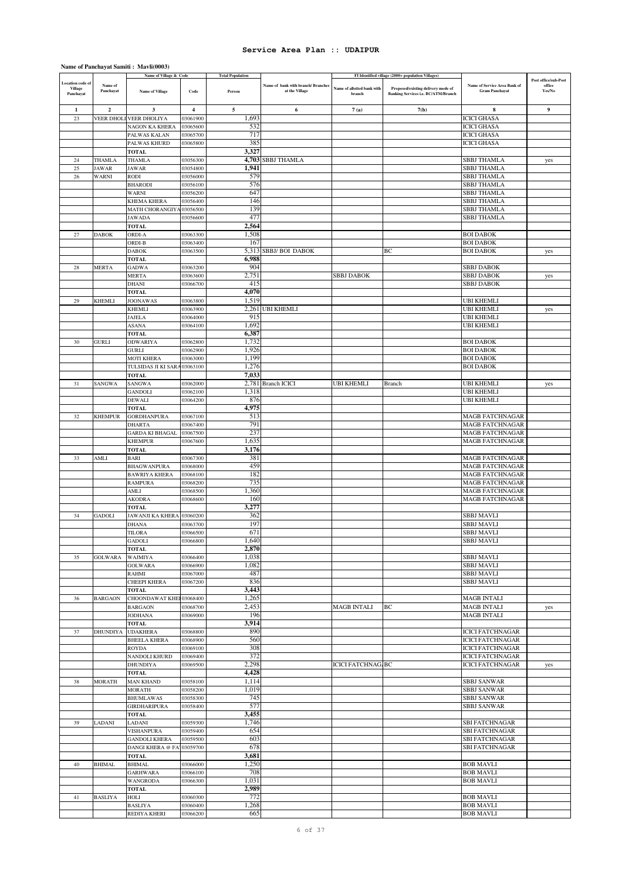# Service Area Plan :: UDAIPUR

**Name of Panchayat Samiti : Mavli(0003)**

| Location code of Village Panchayat | Name of Panchayat | Name of Village & Code | | Total Population | Name of bank with branch/ Branches at the Village | FI Identified village (2000+ population Villages) | | Name of Service Area Bank of Gram Panchayat | Post office/sub-Post office Yes/No |
|---|---|---|---|---|---|---|---|---|---|
| | | Name of Village | Code | Person | | Name of allotted bank with branch | Proposed/existing delivery mode of Banking Services i.e. BC/ATM/Branch | | |
| 1 | 2 | 3 | 4 | 5 | 6 | 7 (a) | 7(b) | 8 | 9 |
| 23 | VEER DHOLI | VEER DHOLIYA | 03061900 | 1,693 | | | | ICICI GHASA | |
| | | NAGON KA KHERA | 03065600 | 532 | | | | ICICI GHASA | |
| | | PALWAS KALAN | 03065700 | 717 | | | | ICICI GHASA | |
| | | PALWAS KHURD | 03065800 | 385 | | | | ICICI GHASA | |
| | | **TOTAL** | | **3,327** | | | | | |
| 24 | THAMLA | THAMLA | 03056300 | **4,703** | SBBJ THAMLA | | | SBBJ THAMLA | yes |
| 25 | JAWAR | JAWAR | 03054800 | **1,941** | | | | SBBJ THAMLA | |
| 26 | WARNI | RODI | 03056000 | 579 | | | | SBBJ THAMLA | |
| | | BHARODI | 03056100 | 576 | | | | SBBJ THAMLA | |
| | | WARNI | 03056200 | 647 | | | | SBBJ THAMLA | |
| | | KHEMA KHERA | 03056400 | 146 | | | | SBBJ THAMLA | |
| | | MATH CHORANGIYA | 03056500 | 139 | | | | SBBJ THAMLA | |
| | | JAWADA | 03056600 | 477 | | | | SBBJ THAMLA | |
| | | **TOTAL** | | **2,564** | | | | | |
| 27 | DABOK | ORDI-A | 03063300 | 1,508 | | | | BOI DABOK | |
| | | ORDI-B | 03063400 | 167 | | | | BOI DABOK | |
| | | DABOK | 03063500 | 5,313 | SBBJ/ BOI DABOK | | BC | BOI DABOK | yes |
| | | **TOTAL** | | **6,988** | | | | | |
| 28 | MERTA | GADWA | 03063200 | 904 | | | | SBBJ DABOK | |
| | | MERTA | 03063600 | 2,751 | | SBBJ DABOK | | SBBJ DABOK | yes |
| | | DHANI | 03066700 | 415 | | | | SBBJ DABOK | |
| | | **TOTAL** | | **4,070** | | | | | |
| 29 | KHEMLI | JOONAWAS | 03063800 | 1,519 | | | | UBI KHEMLI | |
| | | KHEMLI | 03063900 | 2,261 | UBI KHEMLI | | | UBI KHEMLI | yes |
| | | JAJELA | 03064000 | 915 | | | | UBI KHEMLI | |
| | | ASANA | 03064100 | 1,692 | | | | UBI KHEMLI | |
| | | **TOTAL** | | **6,387** | | | | | |
| 30 | GURLI | ODWARIYA | 03062800 | 1,732 | | | | BOI DABOK | |
| | | GURLI | 03062900 | 1,926 | | | | BOI DABOK | |
| | | MOTI KHERA | 03063000 | 1,199 | | | | BOI DABOK | |
| | | TULSIDAS JI KI SARA | 03063100 | 1,276 | | | | BOI DABOK | |
| | | **TOTAL** | | **7,033** | | | | | |
| 31 | SANGWA | SANGWA | 03062000 | 2,781 | Branch ICICI | UBI KHEMLI | Branch | UBI KHEMLI | yes |
| | | GANDOLI | 03062100 | 1,318 | | | | UBI KHEMLI | |
| | | DEWALI | 03064200 | 876 | | | | UBI KHEMLI | |
| | | **TOTAL** | | **4,975** | | | | | |
| 32 | KHEMPUR | GORDHANPURA | 03067100 | 513 | | | | MAGB FATCHNAGAR | |
| | | DHARTA | 03067400 | 791 | | | | MAGB FATCHNAGAR | |
| | | GARDA KI BHAGAL | 03067500 | 237 | | | | MAGB FATCHNAGAR | |
| | | KHEMPUR | 03067600 | 1,635 | | | | MAGB FATCHNAGAR | |
| | | **TOTAL** | | **3,176** | | | | | |
| 33 | AMLI | BARI | 03067300 | 381 | | | | MAGB FATCHNAGAR | |
| | | BHAGWANPURA | 03068000 | 459 | | | | MAGB FATCHNAGAR | |
| | | BAWRIYA KHERA | 03068100 | 182 | | | | MAGB FATCHNAGAR | |
| | | RAMPURA | 03068200 | 735 | | | | MAGB FATCHNAGAR | |
| | | AMLI | 03068500 | 1,360 | | | | MAGB FATCHNAGAR | |
| | | AKODRA | 03068600 | 160 | | | | MAGB FATCHNAGAR | |
| | | **TOTAL** | | **3,277** | | | | | |
| 34 | GADOLI | JAWANJI KA KHERA | 03060200 | 362 | | | | SBBJ MAVLI | |
| | | DHANA | 03063700 | 197 | | | | SBBJ MAVLI | |
| | | TILORA | 03066500 | 671 | | | | SBBJ MAVLI | |
| | | GADOLI | 03066800 | 1,640 | | | | SBBJ MAVLI | |
| | | **TOTAL** | | **2,870** | | | | | |
| 35 | GOLWARA | WAJMIYA | 03066400 | 1,038 | | | | SBBJ MAVLI | |
| | | GOLWARA | 03066900 | 1,082 | | | | SBBJ MAVLI | |
| | | RAHMI | 03067000 | 487 | | | | SBBJ MAVLI | |
| | | CHEEPI KHERA | 03067200 | 836 | | | | SBBJ MAVLI | |
| | | **TOTAL** | | **3,443** | | | | | |
| 36 | BARGAON | CHOONDAWAT KHEI | 03068400 | 1,265 | | | | MAGB INTALI | |
| | | BARGAON | 03068700 | 2,453 | | MAGB INTALI | BC | MAGB INTALI | yes |
| | | JODHANA | 03069000 | 196 | | | | MAGB INTALI | |
| | | **TOTAL** | | **3,914** | | | | | |
| 37 | DHUNDIYA | UDAKHERA | 03068800 | 890 | | | | ICICI FATCHNAGAR | |
| | | BHEELA KHERA | 03068900 | 560 | | | | ICICI FATCHNAGAR | |
| | | ROYDA | 03069100 | 308 | | | | ICICI FATCHNAGAR | |
| | | NANDOLI KHURD | 03069400 | 372 | | | | ICICI FATCHNAGAR | |
| | | DHUNDIYA | 03069500 | 2,298 | | ICICI FATCHNAG. | BC | ICICI FATCHNAGAR | yes |
| | | **TOTAL** | | **4,428** | | | | | |
| 38 | MORATH | MAN KHAND | 03058100 | 1,114 | | | | SBBJ SANWAR | |
| | | MORATH | 03058200 | 1,019 | | | | SBBJ SANWAR | |
| | | BHUMLAWAS | 03058300 | 745 | | | | SBBJ SANWAR | |
| | | GIRDHARIPURA | 03058400 | 577 | | | | SBBJ SANWAR | |
| | | **TOTAL** | | **3,455** | | | | | |
| 39 | LADANI | LADANI | 03059300 | 1,746 | | | | SBI FATCHNAGAR | |
| | | VISHANPURA | 03059400 | 654 | | | | SBI FATCHNAGAR | |
| | | GANDOLI KHERA | 03059500 | 603 | | | | SBI FATCHNAGAR | |
| | | DANGI KHERA @ FA' | 03059700 | 678 | | | | SBI FATCHNAGAR | |
| | | **TOTAL** | | **3,681** | | | | | |
| 40 | BHIMAL | BHIMAL | 03066000 | 1,250 | | | | BOB MAVLI | |
| | | GARHWARA | 03066100 | 708 | | | | BOB MAVLI | |
| | | WANGRODA | 03066300 | 1,031 | | | | BOB MAVLI | |
| | | **TOTAL** | | **2,989** | | | | | |
| 41 | BASLIYA | HOLI | 03060300 | 772 | | | | BOB MAVLI | |
| | | BASLIYA | 03060400 | 1,268 | | | | BOB MAVLI | |
| | | REDIYA KHERI | 03066200 | 665 | | | | BOB MAVLI | |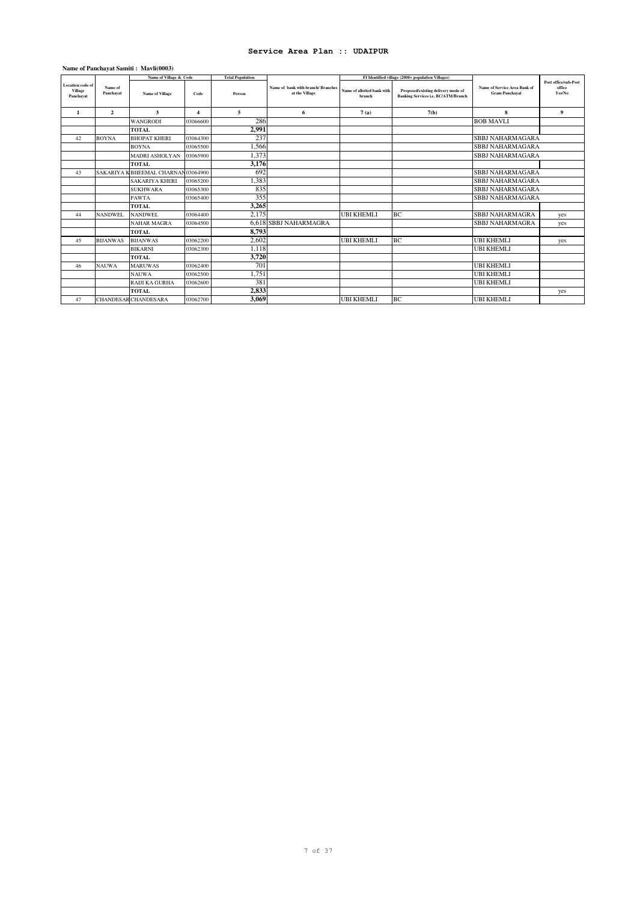# Service Area Plan :: UDAIPUR

**Name of Panchayat Samiti : Mavli(0003)**

| Location code of Village Panchayat | Name of Panchayat | Name of Village & Code | | Total Population | Name of bank with branch/ Branches at the Village | FI Identified village (2000+ population Villages) | | Name of Service Area Bank of Gram Panchayat | Post office/sub-Post office Yes/No |
|---|---|---|---|---|---|---|---|---|---|
| | | Name of Village | Code | Person | | Name of allotted bank with branch | Proposed/existing delivery mode of Banking Services i.e. BC/ATM/Branch | | |
| 1 | 2 | 3 | 4 | 5 | 6 | 7 (a) | 7(b) | 8 | 9 |
| | | WANGRODI | 03066600 | 286 | | | | BOB MAVLI | |
| | | TOTAL | | 2,991 | | | | | |
| 42 | BOYNA | BHOPAT KHERI | 03064300 | 237 | | | | SBBJ NAHARMAGARA | |
| | | BOYNA | 03065500 | 1,566 | | | | SBBJ NAHARMAGARA | |
| | | MADRI ASHOLYAN | 03065900 | 1,373 | | | | SBBJ NAHARMAGARA | |
| | | TOTAL | | 3,176 | | | | | |
| 43 | SAKARIYA K | BHEEMAL CHARNAN | 03064900 | 692 | | | | SBBJ NAHARMAGARA | |
| | | SAKARIYA KHERI | 03065200 | 1,383 | | | | SBBJ NAHARMAGARA | |
| | | SUKHWARA | 03065300 | 835 | | | | SBBJ NAHARMAGARA | |
| | | PAWTA | 03065400 | 355 | | | | SBBJ NAHARMAGARA | |
| | | TOTAL | | 3,265 | | | | | |
| 44 | NANDWEL | NANDWEL | 03064400 | 2,175 | | UBI KHEMLI | BC | SBBJ NAHARMAGRA | yes |
| | | NAHAR MAGRA | 03064500 | 6,618 | SBBJ NAHARMAGRA | | | SBBJ NAHARMAGRA | yes |
| | | TOTAL | | 8,793 | | | | | |
| 45 | BIJANWAS | BIJANWAS | 03062200 | 2,602 | | UBI KHEMLI | BC | UBI KHEMLI | yes |
| | | BIKARNI | 03062300 | 1,118 | | | | UBI KHEMLI | |
| | | TOTAL | | 3,720 | | | | | |
| 46 | NAUWA | MARUWAS | 03062400 | 701 | | | | UBI KHEMLI | |
| | | NAUWA | 03062500 | 1,751 | | | | UBI KHEMLI | |
| | | RAIJI KA GURHA | 03062600 | 381 | | | | UBI KHEMLI | |
| | | TOTAL | | 2,833 | | | | | yes |
| 47 | CHANDESAR | CHANDESARA | 03062700 | 3,069 | | UBI KHEMLI | BC | UBI KHEMLI | |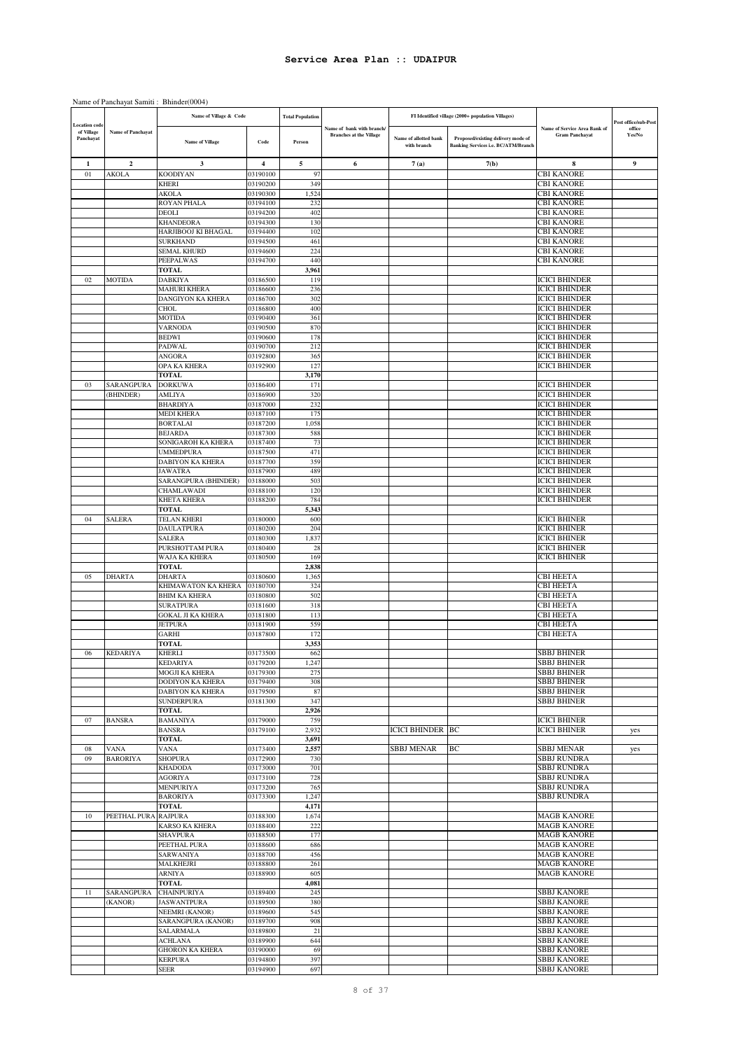# Service Area Plan :: UDAIPUR

Name of Panchayat Samiti : Bhinder(0004)

| Location code of Village Panchayat | Name of Panchayat | Name of Village & Code | | Total Population | Name of bank with branch/ Branches at the Village | FI Identified village (2000+ population Villages) | | Name of Service Area Bank of Gram Panchayat | Post office/sub-Post office Yes/No |
|---|---|---|---|---|---|---|---|---|---|
| | | Name of Village | Code | Person | | Name of allotted bank with branch | Proposed/existing delivery mode of Banking Services i.e. BC/ATM/Branch | | |
| 1 | 2 | 3 | 4 | 5 | 6 | 7 (a) | 7(b) | 8 | 9 |
| 01 | AKOLA | KOODIYAN | 03190100 | 97 | | | | CBI KANORE | |
| | | KHERI | 03190200 | 349 | | | | CBI KANORE | |
| | | AKOLA | 03190300 | 1,524 | | | | CBI KANORE | |
| | | ROYAN PHALA | 03194100 | 232 | | | | CBI KANORE | |
| | | DEOLI | 03194200 | 402 | | | | CBI KANORE | |
| | | KHANDEORA | 03194300 | 130 | | | | CBI KANORE | |
| | | HARJIBOOJ KI BHAGAL | 03194400 | 102 | | | | CBI KANORE | |
| | | SURKHAND | 03194500 | 461 | | | | CBI KANORE | |
| | | SEMAL KHURD | 03194600 | 224 | | | | CBI KANORE | |
| | | PEEPALWAS | 03194700 | 440 | | | | CBI KANORE | |
| | | TOTAL | | 3,961 | | | | | |
| 02 | MOTIDA | DABKIYA | 03186500 | 119 | | | | ICICI BHINDER | |
| | | MAHURI KHERA | 03186600 | 236 | | | | ICICI BHINDER | |
| | | DANGIYON KA KHERA | 03186700 | 302 | | | | ICICI BHINDER | |
| | | CHOL | 03186800 | 400 | | | | ICICI BHINDER | |
| | | MOTIDA | 03190400 | 361 | | | | ICICI BHINDER | |
| | | VARNODA | 03190500 | 870 | | | | ICICI BHINDER | |
| | | BEDWI | 03190600 | 178 | | | | ICICI BHINDER | |
| | | PADWAL | 03190700 | 212 | | | | ICICI BHINDER | |
| | | ANGORA | 03192800 | 365 | | | | ICICI BHINDER | |
| | | OPA KA KHERA | 03192900 | 127 | | | | ICICI BHINDER | |
| | | TOTAL | | 3,170 | | | | | |
| 03 | SARANGPURA (BHINDER) | DORKUWA | 03186400 | 171 | | | | ICICI BHINDER | |
| | | AMLIYA | 03186900 | 320 | | | | ICICI BHINDER | |
| | | BHARDIYA | 03187000 | 232 | | | | ICICI BHINDER | |
| | | MEDI KHERA | 03187100 | 175 | | | | ICICI BHINDER | |
| | | BORTALAI | 03187200 | 1,058 | | | | ICICI BHINDER | |
| | | BEJARDA | 03187300 | 588 | | | | ICICI BHINDER | |
| | | SONIGAROH KA KHERA | 03187400 | 73 | | | | ICICI BHINDER | |
| | | UMMEDPURA | 03187500 | 471 | | | | ICICI BHINDER | |
| | | DABIYON KA KHERA | 03187700 | 359 | | | | ICICI BHINDER | |
| | | JAWATRA | 03187900 | 489 | | | | ICICI BHINDER | |
| | | SARANGPURA (BHINDER) | 03188000 | 503 | | | | ICICI BHINDER | |
| | | CHAMLAWADI | 03188100 | 120 | | | | ICICI BHINDER | |
| | | KHETA KHERA | 03188200 | 784 | | | | ICICI BHINDER | |
| | | TOTAL | | 5,343 | | | | | |
| 04 | SALERA | TELAN KHERI | 03180000 | 600 | | | | ICICI BHINER | |
| | | DAULATPURA | 03180200 | 204 | | | | ICICI BHINER | |
| | | SALERA | 03180300 | 1,837 | | | | ICICI BHINER | |
| | | PURSHOTTAM PURA | 03180400 | 28 | | | | ICICI BHINER | |
| | | WAJA KA KHERA | 03180500 | 169 | | | | ICICI BHINER | |
| | | TOTAL | | 2,838 | | | | | |
| 05 | DHARTA | DHARTA | 03180600 | 1,365 | | | | CBI HEETA | |
| | | KHIMAWATON KA KHERA | 03180700 | 324 | | | | CBI HEETA | |
| | | BHIM KA KHERA | 03180800 | 502 | | | | CBI HEETA | |
| | | SURATPURA | 03181600 | 318 | | | | CBI HEETA | |
| | | GOKAL JI KA KHERA | 03181800 | 113 | | | | CBI HEETA | |
| | | JETPURA | 03181900 | 559 | | | | CBI HEETA | |
| | | GARHI | 03187800 | 172 | | | | CBI HEETA | |
| | | TOTAL | | 3,353 | | | | | |
| 06 | KEDARIYA | KHERLI | 03173500 | 662 | | | | SBBJ BHINER | |
| | | KEDARIYA | 03179200 | 1,247 | | | | SBBJ BHINER | |
| | | MOGJI KA KHERA | 03179300 | 275 | | | | SBBJ BHINER | |
| | | DODIYON KA KHERA | 03179400 | 308 | | | | SBBJ BHINER | |
| | | DABIYON KA KHERA | 03179500 | 87 | | | | SBBJ BHINER | |
| | | SUNDERPURA | 03181300 | 347 | | | | SBBJ BHINER | |
| | | TOTAL | | 2,926 | | | | | |
| 07 | BANSRA | BAMANIYA | 03179000 | 759 | | | | ICICI BHINER | |
| | | BANSRA | 03179100 | 2,932 | | ICICI BHINDER | BC | ICICI BHINER | yes |
| | | TOTAL | | 3,691 | | | | | |
| 08 | VANA | VANA | 03173400 | 2,557 | | SBBJ MENAR | BC | SBBJ MENAR | yes |
| 09 | BARORIYA | SHOPURA | 03172900 | 730 | | | | SBBJ RUNDRA | |
| | | KHADODA | 03173000 | 701 | | | | SBBJ RUNDRA | |
| | | AGORIYA | 03173100 | 728 | | | | SBBJ RUNDRA | |
| | | MENPURIYA | 03173200 | 765 | | | | SBBJ RUNDRA | |
| | | BARORIYA | 03173300 | 1,247 | | | | SBBJ RUNDRA | |
| | | TOTAL | | 4,171 | | | | | |
| 10 | PEETHAL PURA | RAJPURA | 03188300 | 1,674 | | | | MAGB KANORE | |
| | | KARSO KA KHERA | 03188400 | 222 | | | | MAGB KANORE | |
| | | SHAVPURA | 03188500 | 177 | | | | MAGB KANORE | |
| | | PEETHAL PURA | 03188600 | 686 | | | | MAGB KANORE | |
| | | SARWANIYA | 03188700 | 456 | | | | MAGB KANORE | |
| | | MALKHEJRI | 03188800 | 261 | | | | MAGB KANORE | |
| | | ARNIYA | 03188900 | 605 | | | | MAGB KANORE | |
| | | TOTAL | | 4,081 | | | | | |
| 11 | SARANGPURA (KANOR) | CHAINPURIYA | 03189400 | 245 | | | | SBBJ KANORE | |
| | | JASWANTPURA | 03189500 | 380 | | | | SBBJ KANORE | |
| | | NEEMRI (KANOR) | 03189600 | 545 | | | | SBBJ KANORE | |
| | | SARANGPURA (KANOR) | 03189700 | 908 | | | | SBBJ KANORE | |
| | | SALARMALA | 03189800 | 21 | | | | SBBJ KANORE | |
| | | ACHLANA | 03189900 | 644 | | | | SBBJ KANORE | |
| | | GHORON KA KHERA | 03190000 | 69 | | | | SBBJ KANORE | |
| | | KERPURA | 03194800 | 397 | | | | SBBJ KANORE | |
| | | SEER | 03194900 | 697 | | | | SBBJ KANORE | |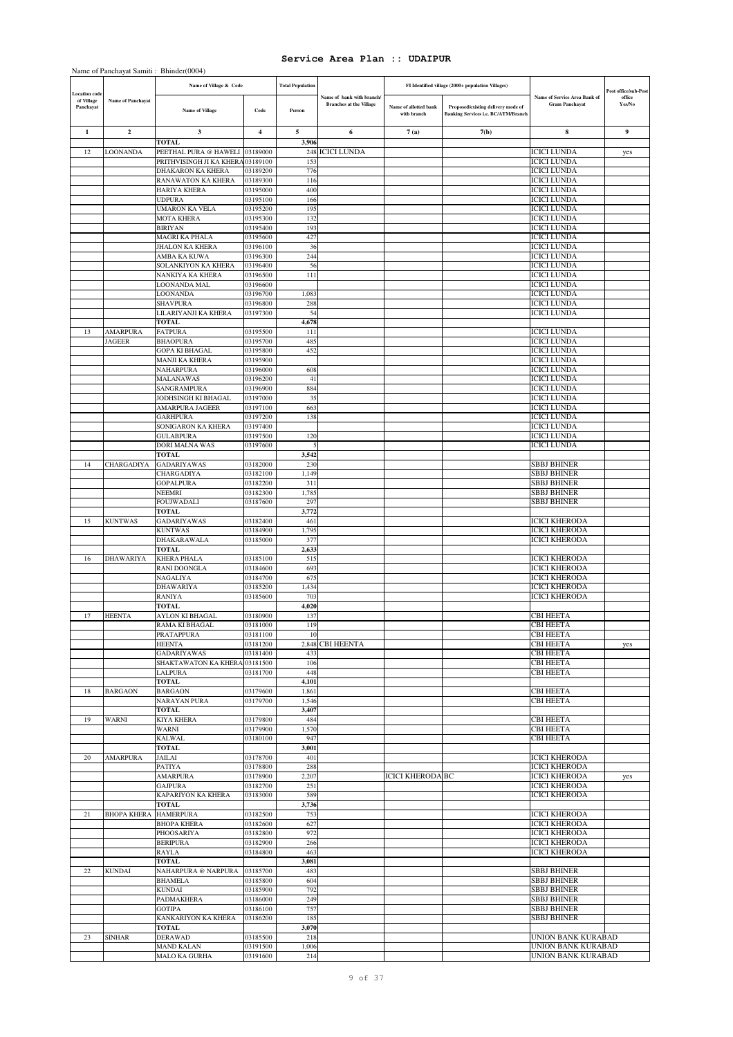# Service Area Plan :: UDAIPUR

Name of Panchayat Samiti : Bhinder(0004)

| Location code of Village Panchayat | Name of Panchayat | Name of Village & Code | | Total Population | Name of bank with branch/ Branches at the Village | FI Identified village (2000+ population Villages) | | Name of Service Area Bank of Gram Panchayat | Post office/sub-Post office Yes/No |
|---|---|---|---|---|---|---|---|---|---|
| | | Name of Village | Code | Person | | Name of allotted bank with branch | Proposed/existing delivery mode of Banking Services i.e. BC/ATM/Branch | | |
| 1 | 2 | 3 | 4 | 5 | 6 | 7 (a) | 7(b) | 8 | 9 |
| | | TOTAL | | 3,906 | | | | | |
| 12 | LOONANDA | PEETHAL PURA @ HAWELI | 03189000 | 248 | ICICI LUNDA | | | ICICI LUNDA | yes |
| | | PRITHVISINGH JI KA KHERA | 03189100 | 153 | | | | ICICI LUNDA | |
| | | DHAKARON KA KHERA | 03189200 | 776 | | | | ICICI LUNDA | |
| | | RANAWATON KA KHERA | 03189300 | 116 | | | | ICICI LUNDA | |
| | | HARIYA KHERA | 03195000 | 400 | | | | ICICI LUNDA | |
| | | UDPURA | 03195100 | 166 | | | | ICICI LUNDA | |
| | | UMARON KA VELA | 03195200 | 195 | | | | ICICI LUNDA | |
| | | MOTA KHERA | 03195300 | 132 | | | | ICICI LUNDA | |
| | | BIRIYAN | 03195400 | 193 | | | | ICICI LUNDA | |
| | | MAGRI KA PHALA | 03195600 | 427 | | | | ICICI LUNDA | |
| | | JHALON KA KHERA | 03196100 | 36 | | | | ICICI LUNDA | |
| | | AMBA KA KUWA | 03196300 | 244 | | | | ICICI LUNDA | |
| | | SOLANKIYON KA KHERA | 03196400 | 56 | | | | ICICI LUNDA | |
| | | NANKIYA KA KHERA | 03196500 | 111 | | | | ICICI LUNDA | |
| | | LOONANDA MAL | 03196600 | | | | | ICICI LUNDA | |
| | | LOONANDA | 03196700 | 1,083 | | | | ICICI LUNDA | |
| | | SHAVPURA | 03196800 | 288 | | | | ICICI LUNDA | |
| | | LILARIYANJI KA KHERA | 03197300 | 54 | | | | ICICI LUNDA | |
| | | TOTAL | | 4,678 | | | | | |
| 13 | AMARPURA JAGEER | FATPURA | 03195500 | 111 | | | | ICICI LUNDA | |
| | | BHAOPURA | 03195700 | 485 | | | | ICICI LUNDA | |
| | | GOPA KI BHAGAL | 03195800 | 452 | | | | ICICI LUNDA | |
| | | MANJI KA KHERA | 03195900 | | | | | ICICI LUNDA | |
| | | NAHARPURA | 03196000 | 608 | | | | ICICI LUNDA | |
| | | MALANAWAS | 03196200 | 41 | | | | ICICI LUNDA | |
| | | SANGRAMPURA | 03196900 | 884 | | | | ICICI LUNDA | |
| | | JODHSINGH KI BHAGAL | 03197000 | 35 | | | | ICICI LUNDA | |
| | | AMARPURA JAGEER | 03197100 | 663 | | | | ICICI LUNDA | |
| | | GARHPURA | 03197200 | 138 | | | | ICICI LUNDA | |
| | | SONIGARON KA KHERA | 03197400 | | | | | ICICI LUNDA | |
| | | GULABPURA | 03197500 | 120 | | | | ICICI LUNDA | |
| | | DORI MALNA WAS | 03197600 | 5 | | | | ICICI LUNDA | |
| | | TOTAL | | 3,542 | | | | | |
| 14 | CHARGADIYA | GADARIYAWAS | 03182000 | 230 | | | | SBBJ BHINER | |
| | | CHARGADIYA | 03182100 | 1,149 | | | | SBBJ BHINER | |
| | | GOPALPURA | 03182200 | 311 | | | | SBBJ BHINER | |
| | | NEEMRI | 03182300 | 1,785 | | | | SBBJ BHINER | |
| | | FOUJWADALI | 03187600 | 297 | | | | SBBJ BHINER | |
| | | TOTAL | | 3,772 | | | | | |
| 15 | KUNTWAS | GADARIYAWAS | 03182400 | 461 | | | | ICICI KHERODA | |
| | | KUNTWAS | 03184900 | 1,795 | | | | ICICI KHERODA | |
| | | DHAKARAWALA | 03185000 | 377 | | | | ICICI KHERODA | |
| | | TOTAL | | 2,633 | | | | | |
| 16 | DHAWARIYA | KHERA PHALA | 03185100 | 515 | | | | ICICI KHERODA | |
| | | RANI DOONGLA | 03184600 | 693 | | | | ICICI KHERODA | |
| | | NAGALIYA | 03184700 | 675 | | | | ICICI KHERODA | |
| | | DHAWARIYA | 03185200 | 1,434 | | | | ICICI KHERODA | |
| | | RANIYA | 03185600 | 703 | | | | ICICI KHERODA | |
| | | TOTAL | | 4,020 | | | | | |
| 17 | HEENTA | AYLON KI BHAGAL | 03180900 | 137 | | | | CBI HEETA | |
| | | RAMA KI BHAGAL | 03181000 | 119 | | | | CBI HEETA | |
| | | PRATAPPURA | 03181100 | 10 | | | | CBI HEETA | |
| | | HEENTA | 03181200 | 2,848 | CBI HEENTA | | | CBI HEETA | yes |
| | | GADARIYAWAS | 03181400 | 433 | | | | CBI HEETA | |
| | | SHAKTAWATON KA KHERA | 03181500 | 106 | | | | CBI HEETA | |
| | | LALPURA | 03181700 | 448 | | | | CBI HEETA | |
| | | TOTAL | | 4,101 | | | | | |
| 18 | BARGAON | BARGAON | 03179600 | 1,861 | | | | CBI HEETA | |
| | | NARAYAN PURA | 03179700 | 1,546 | | | | CBI HEETA | |
| | | TOTAL | | 3,407 | | | | | |
| 19 | WARNI | KIYA KHERA | 03179800 | 484 | | | | CBI HEETA | |
| | | WARNI | 03179900 | 1,570 | | | | CBI HEETA | |
| | | KALWAL | 03180100 | 947 | | | | CBI HEETA | |
| | | TOTAL | | 3,001 | | | | | |
| 20 | AMARPURA | JAILAI | 03178700 | 401 | | | | ICICI KHERODA | |
| | | PATIYA | 03178800 | 288 | | | | ICICI KHERODA | |
| | | AMARPURA | 03178900 | 2,207 | | ICICI KHERODA | BC | ICICI KHERODA | yes |
| | | GAJPURA | 03182700 | 251 | | | | ICICI KHERODA | |
| | | KAPARIYON KA KHERA | 03183000 | 589 | | | | ICICI KHERODA | |
| | | TOTAL | | 3,736 | | | | | |
| 21 | BHOPA KHERA | HAMERPURA | 03182500 | 753 | | | | ICICI KHERODA | |
| | | BHOPA KHERA | 03182600 | 627 | | | | ICICI KHERODA | |
| | | PHOOSARIYA | 03182800 | 972 | | | | ICICI KHERODA | |
| | | BERIPURA | 03182900 | 266 | | | | ICICI KHERODA | |
| | | RAYLA | 03184800 | 463 | | | | ICICI KHERODA | |
| | | TOTAL | | 3,081 | | | | | |
| 22 | KUNDAI | NAHARPURA @ NARPURA | 03185700 | 483 | | | | SBBJ BHINER | |
| | | BHAMELA | 03185800 | 604 | | | | SBBJ BHINER | |
| | | KUNDAI | 03185900 | 792 | | | | SBBJ BHINER | |
| | | PADMAKHERA | 03186000 | 249 | | | | SBBJ BHINER | |
| | | GOTIPA | 03186100 | 757 | | | | SBBJ BHINER | |
| | | KANKARIYON KA KHERA | 03186200 | 185 | | | | SBBJ BHINER | |
| | | TOTAL | | 3,070 | | | | | |
| 23 | SINHAR | DERAWAD | 03185500 | 218 | | | | UNION BANK KURABAD | |
| | | MAND KALAN | 03191500 | 1,006 | | | | UNION BANK KURABAD | |
| | | MALO KA GURHA | 03191600 | 214 | | | | UNION BANK KURABAD | |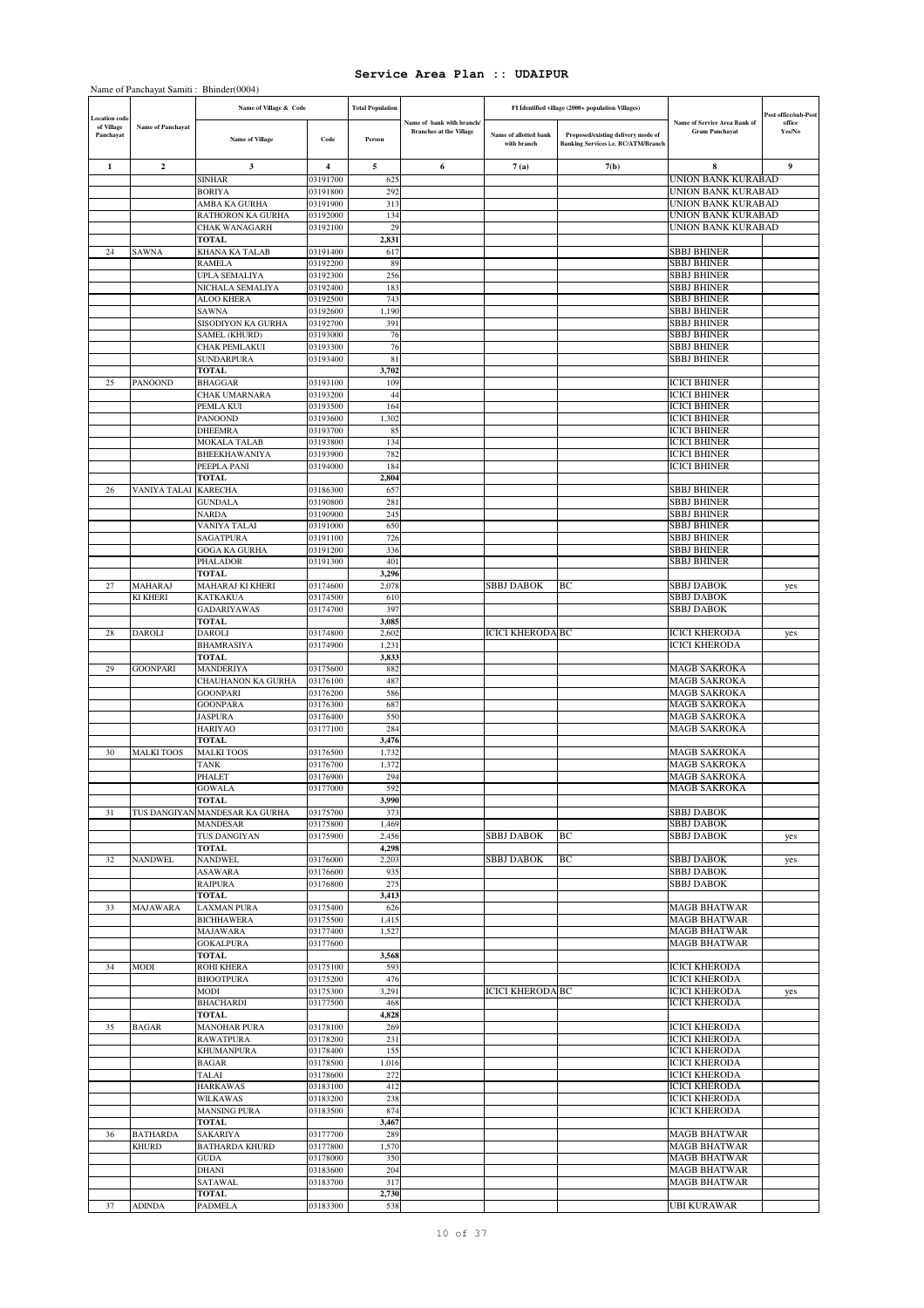# Service Area Plan :: UDAIPUR

Name of Panchayat Samiti : Bhinder(0004)

| Location code of Village Panchayat | Name of Panchayat | Name of Village & Code | | Total Population | Name of bank with branch/ Branches at the Village | FI Identified village (2000+ population Villages) | | Name of Service Area Bank of Gram Panchayat | Post office/sub-Post office Yes/No |
|---|---|---|---|---|---|---|---|---|---|
| | | Name of Village | Code | Person | | Name of allotted bank with branch | Proposed/existing delivery mode of Banking Services i.e. BC/ATM/Branch | | |
| 1 | 2 | 3 | 4 | 5 | 6 | 7 (a) | 7(b) | 8 | 9 |
| | | SINHAR | 03191700 | 625 | | | | UNION BANK KURABAD | |
| | | BORIYA | 03191800 | 292 | | | | UNION BANK KURABAD | |
| | | AMBA KA GURHA | 03191900 | 313 | | | | UNION BANK KURABAD | |
| | | RATHORON KA GURHA | 03192000 | 134 | | | | UNION BANK KURABAD | |
| | | CHAK WANAGARH | 03192100 | 29 | | | | UNION BANK KURABAD | |
| | | TOTAL | | 2,831 | | | | | |
| 24 | SAWNA | KHANA KA TALAB | 03191400 | 617 | | | | SBBJ BHINER | |
| | | RAMELA | 03192200 | 89 | | | | SBBJ BHINER | |
| | | UPLA SEMALIYA | 03192300 | 256 | | | | SBBJ BHINER | |
| | | NICHALA SEMALIYA | 03192400 | 183 | | | | SBBJ BHINER | |
| | | ALOO KHERA | 03192500 | 743 | | | | SBBJ BHINER | |
| | | SAWNA | 03192600 | 1,190 | | | | SBBJ BHINER | |
| | | SISODIYON KA GURHA | 03192700 | 391 | | | | SBBJ BHINER | |
| | | SAMEL (KHURD) | 03193000 | 76 | | | | SBBJ BHINER | |
| | | CHAK PEMLAKUI | 03193300 | 76 | | | | SBBJ BHINER | |
| | | SUNDARPURA | 03193400 | 81 | | | | SBBJ BHINER | |
| | | TOTAL | | 3,702 | | | | | |
| 25 | PANOOND | BHAGGAR | 03193100 | 109 | | | | ICICI BHINER | |
| | | CHAK UMARNARA | 03193200 | 44 | | | | ICICI BHINER | |
| | | PEMLA KUI | 03193500 | 164 | | | | ICICI BHINER | |
| | | PANOOND | 03193600 | 1,302 | | | | ICICI BHINER | |
| | | DHEEMRA | 03193700 | 85 | | | | ICICI BHINER | |
| | | MOKALA TALAB | 03193800 | 134 | | | | ICICI BHINER | |
| | | BHEEKHAWANIYA | 03193900 | 782 | | | | ICICI BHINER | |
| | | PEEPLA PANI | 03194000 | 184 | | | | ICICI BHINER | |
| | | TOTAL | | 2,804 | | | | | |
| 26 | VANIYA TALAI | KARECHA | 03186300 | 657 | | | | SBBJ BHINER | |
| | | GUNDALA | 03190800 | 281 | | | | SBBJ BHINER | |
| | | NARDA | 03190900 | 245 | | | | SBBJ BHINER | |
| | | VANIYA TALAI | 03191000 | 650 | | | | SBBJ BHINER | |
| | | SAGATPURA | 03191100 | 726 | | | | SBBJ BHINER | |
| | | GOGA KA GURHA | 03191200 | 336 | | | | SBBJ BHINER | |
| | | PHALADOR | 03191300 | 401 | | | | SBBJ BHINER | |
| | | TOTAL | | 3,296 | | | | | |
| 27 | MAHARAJ KI KHERI | MAHARAJ KI KHERI | 03174600 | 2,078 | | SBBJ DABOK | BC | SBBJ DABOK | yes |
| | | KATKAKUA | 03174500 | 610 | | | | SBBJ DABOK | |
| | | GADARIYAWAS | 03174700 | 397 | | | | SBBJ DABOK | |
| | | TOTAL | | 3,085 | | | | | |
| 28 | DAROLI | DAROLI | 03174800 | 2,602 | | ICICI KHERODA | BC | ICICI KHERODA | yes |
| | | BHAMRASIYA | 03174900 | 1,231 | | | | ICICI KHERODA | |
| | | TOTAL | | 3,833 | | | | | |
| 29 | GOONPARI | MANDERIYA | 03175600 | 882 | | | | MAGB SAKROKA | |
| | | CHAUHANON KA GURHA | 03176100 | 487 | | | | MAGB SAKROKA | |
| | | GOONPARI | 03176200 | 586 | | | | MAGB SAKROKA | |
| | | GOONPARA | 03176300 | 687 | | | | MAGB SAKROKA | |
| | | JASPURA | 03176400 | 550 | | | | MAGB SAKROKA | |
| | | HARIYAO | 03177100 | 284 | | | | MAGB SAKROKA | |
| | | TOTAL | | 3,476 | | | | | |
| 30 | MALKI TOOS | MALKI TOOS | 03176500 | 1,732 | | | | MAGB SAKROKA | |
| | | TANK | 03176700 | 1,372 | | | | MAGB SAKROKA | |
| | | PHALET | 03176900 | 294 | | | | MAGB SAKROKA | |
| | | GOWALA | 03177000 | 592 | | | | MAGB SAKROKA | |
| | | TOTAL | | 3,990 | | | | | |
| 31 | TUS DANGIYAN | MANDESAR KA GURHA | 03175700 | 373 | | | | SBBJ DABOK | |
| | | MANDESAR | 03175800 | 1,469 | | | | SBBJ DABOK | |
| | | TUS DANGIYAN | 03175900 | 2,456 | | SBBJ DABOK | BC | SBBJ DABOK | yes |
| | | TOTAL | | 4,298 | | | | | |
| 32 | NANDWEL | NANDWEL | 03176000 | 2,203 | | SBBJ DABOK | BC | SBBJ DABOK | yes |
| | | ASAWARA | 03176600 | 935 | | | | SBBJ DABOK | |
| | | RAJPURA | 03176800 | 275 | | | | SBBJ DABOK | |
| | | TOTAL | | 3,413 | | | | | |
| 33 | MAJAWARA | LAXMAN PURA | 03175400 | 626 | | | | MAGB BHATWAR | |
| | | BICHHAWERA | 03175500 | 1,415 | | | | MAGB BHATWAR | |
| | | MAJAWARA | 03177400 | 1,527 | | | | MAGB BHATWAR | |
| | | GOKALPURA | 03177600 | | | | | MAGB BHATWAR | |
| | | TOTAL | | 3,568 | | | | | |
| 34 | MODI | ROHI KHERA | 03175100 | 593 | | | | ICICI KHERODA | |
| | | BHOOTPURA | 03175200 | 476 | | | | ICICI KHERODA | |
| | | MODI | 03175300 | 3,291 | | ICICI KHERODA | BC | ICICI KHERODA | yes |
| | | BHACHARDI | 03177500 | 468 | | | | ICICI KHERODA | |
| | | TOTAL | | 4,828 | | | | | |
| 35 | BAGAR | MANOHAR PURA | 03178100 | 269 | | | | ICICI KHERODA | |
| | | RAWATPURA | 03178200 | 231 | | | | ICICI KHERODA | |
| | | KHUMANPURA | 03178400 | 155 | | | | ICICI KHERODA | |
| | | BAGAR | 03178500 | 1,016 | | | | ICICI KHERODA | |
| | | TALAI | 03178600 | 272 | | | | ICICI KHERODA | |
| | | HARKAWAS | 03183100 | 412 | | | | ICICI KHERODA | |
| | | WILKAWAS | 03183200 | 238 | | | | ICICI KHERODA | |
| | | MANSING PURA | 03183500 | 874 | | | | ICICI KHERODA | |
| | | TOTAL | | 3,467 | | | | | |
| 36 | BATHARDA KHURD | SAKARIYA | 03177700 | 289 | | | | MAGB BHATWAR | |
| | | BATHARDA KHURD | 03177800 | 1,570 | | | | MAGB BHATWAR | |
| | | GUDA | 03178000 | 350 | | | | MAGB BHATWAR | |
| | | DHANI | 03183600 | 204 | | | | MAGB BHATWAR | |
| | | SATAWAL | 03183700 | 317 | | | | MAGB BHATWAR | |
| | | TOTAL | | 2,730 | | | | | |
| 37 | ADINDA | PADMELA | 03183300 | 538 | | | | UBI KURAWAR | |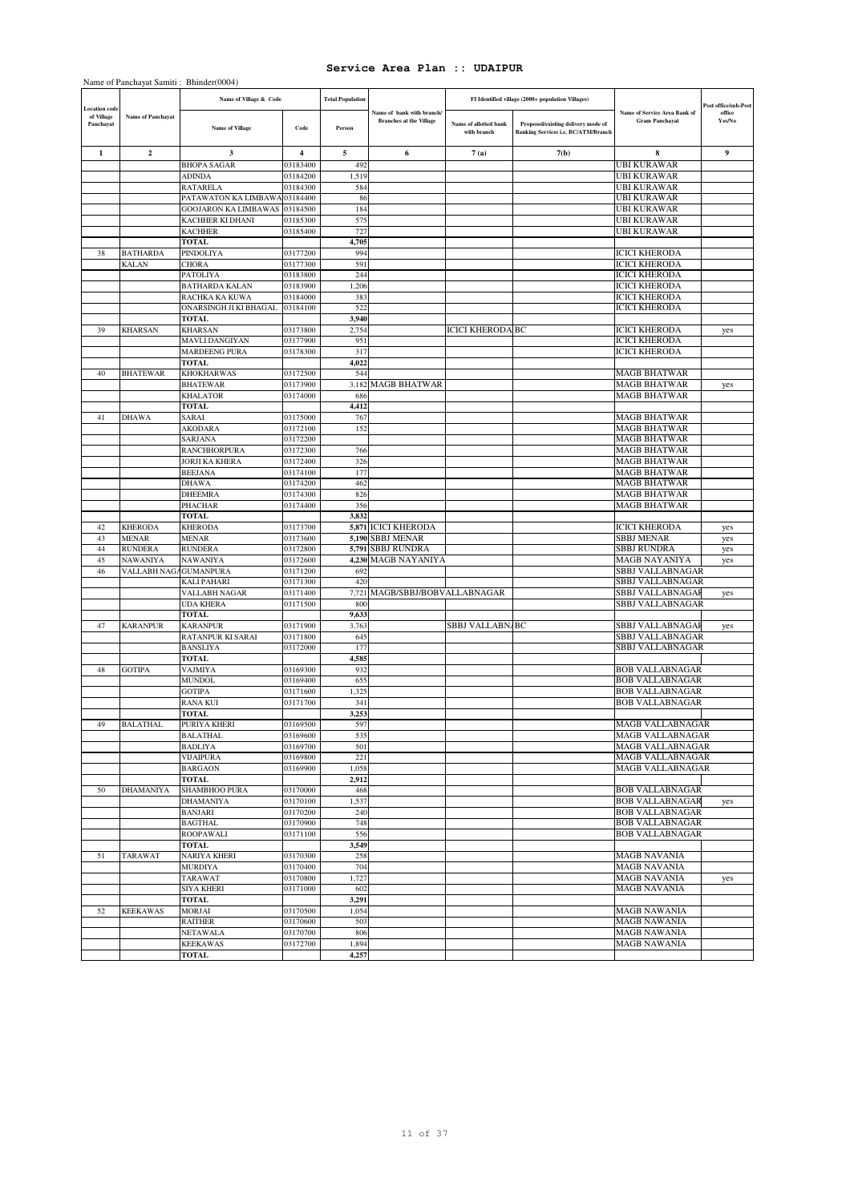# Service Area Plan :: UDAIPUR

Name of Panchayat Samiti : Bhinder(0004)

| Location code of Village Panchayat | Name of Panchayat | Name of Village & Code | | Total Population | Name of bank with branch/ Branches at the Village | FI Identified village (2000+ population Villages) | | Name of Service Area Bank of Gram Panchayat | Post office/sub-Post office Yes/No |
|---|---|---|---|---|---|---|---|---|---|
| | | Name of Village | Code | Person | | Name of allotted bank with branch | Proposed/existing delivery mode of Banking Services i.e. BC/ATM/Branch | | |
| 1 | 2 | 3 | 4 | 5 | 6 | 7 (a) | 7(b) | 8 | 9 |
| | | BHOPA SAGAR | 03183400 | 492 | | | | UBI KURAWAR | |
| | | ADINDA | 03184200 | 1,519 | | | | UBI KURAWAR | |
| | | RATARELA | 03184300 | 584 | | | | UBI KURAWAR | |
| | | PATAWATON KA LIMBAWA | 03184400 | 86 | | | | UBI KURAWAR | |
| | | GOOJARON KA LIMBAWAS | 03184500 | 184 | | | | UBI KURAWAR | |
| | | KACHHER KI DHANI | 03185300 | 575 | | | | UBI KURAWAR | |
| | | KACHHER | 03185400 | 727 | | | | UBI KURAWAR | |
| | | **TOTAL** | | **4,705** | | | | | |
| 38 | BATHARDA KALAN | PINDOLIYA | 03177200 | 994 | | | | ICICI KHERODA | |
| | | CHORA | 03177300 | 591 | | | | ICICI KHERODA | |
| | | PATOLIYA | 03183800 | 244 | | | | ICICI KHERODA | |
| | | BATHARDA KALAN | 03183900 | 1,206 | | | | ICICI KHERODA | |
| | | RACHKA KA KUWA | 03184000 | 383 | | | | ICICI KHERODA | |
| | | ONARSINGH JI KI BHAGAL | 03184100 | 522 | | | | ICICI KHERODA | |
| | | **TOTAL** | | **3,940** | | | | | |
| 39 | KHARSAN | KHARSAN | 03173800 | 2,754 | | ICICI KHERODA | BC | ICICI KHERODA | yes |
| | | MAVLI DANGIYAN | 03177900 | 951 | | | | ICICI KHERODA | |
| | | MARDEENG PURA | 03178300 | 317 | | | | ICICI KHERODA | |
| | | **TOTAL** | | **4,022** | | | | | |
| 40 | BHATEWAR | KHOKHARWAS | 03172500 | 544 | | | | MAGB BHATWAR | |
| | | BHATEWAR | 03173900 | 3,182 | MAGB BHATWAR | | | MAGB BHATWAR | yes |
| | | KHALATOR | 03174000 | 686 | | | | MAGB BHATWAR | |
| | | **TOTAL** | | **4,412** | | | | | |
| 41 | DHAWA | SARAI | 03175000 | 767 | | | | MAGB BHATWAR | |
| | | AKODARA | 03172100 | 152 | | | | MAGB BHATWAR | |
| | | SARJANA | 03172200 | | | | | MAGB BHATWAR | |
| | | RANCHHORPURA | 03172300 | 766 | | | | MAGB BHATWAR | |
| | | JORJI KA KHERA | 03172400 | 326 | | | | MAGB BHATWAR | |
| | | BEEJANA | 03174100 | 177 | | | | MAGB BHATWAR | |
| | | DHAWA | 03174200 | 462 | | | | MAGB BHATWAR | |
| | | DHEEMRA | 03174300 | 826 | | | | MAGB BHATWAR | |
| | | PHACHAR | 03174400 | 356 | | | | MAGB BHATWAR | |
| | | **TOTAL** | | **3,832** | | | | | |
| 42 | KHERODA | KHERODA | 03173700 | **5,871** | ICICI KHERODA | | | ICICI KHERODA | yes |
| 43 | MENAR | MENAR | 03173600 | **5,190** | SBBJ MENAR | | | SBBJ MENAR | yes |
| 44 | RUNDERA | RUNDERA | 03172800 | **5,791** | SBBJ RUNDRA | | | SBBJ RUNDRA | yes |
| 45 | NAWANIYA | NAWANIYA | 03172600 | **4,230** | MAGB NAYANIYA | | | MAGB NAYANIYA | yes |
| 46 | VALLABH NAGAR | GUMANPURA | 03171200 | 692 | | | | SBBJ VALLABNAGAR | |
| | | KALI PAHARI | 03171300 | 420 | | | | SBBJ VALLABNAGAR | |
| | | VALLABH NAGAR | 03171400 | 7,721 | MAGB/SBBJ/BOBVALLABNAGAR | | | SBBJ VALLABNAGAR | yes |
| | | UDA KHERA | 03171500 | 800 | | | | SBBJ VALLABNAGAR | |
| | | **TOTAL** | | **9,633** | | | | | |
| 47 | KARANPUR | KARANPUR | 03171900 | 3,763 | | SBBJ VALLABNAGAR | BC | SBBJ VALLABNAGAR | yes |
| | | RATANPUR KI SARAI | 03171800 | 645 | | | | SBBJ VALLABNAGAR | |
| | | BANSLIYA | 03172000 | 177 | | | | SBBJ VALLABNAGAR | |
| | | **TOTAL** | | **4,585** | | | | | |
| 48 | GOTIPA | VAJMIYA | 03169300 | 932 | | | | BOB VALLABNAGAR | |
| | | MUNDOL | 03169400 | 655 | | | | BOB VALLABNAGAR | |
| | | GOTIPA | 03171600 | 1,325 | | | | BOB VALLABNAGAR | |
| | | RANA KUI | 03171700 | 341 | | | | BOB VALLABNAGAR | |
| | | **TOTAL** | | **3,253** | | | | | |
| 49 | BALATHAL | PURIYA KHERI | 03169500 | 597 | | | | MAGB VALLABNAGAR | |
| | | BALATHAL | 03169600 | 535 | | | | MAGB VALLABNAGAR | |
| | | BADLIYA | 03169700 | 501 | | | | MAGB VALLABNAGAR | |
| | | VIJAIPURA | 03169800 | 221 | | | | MAGB VALLABNAGAR | |
| | | BARGAON | 03169900 | 1,058 | | | | MAGB VALLABNAGAR | |
| | | **TOTAL** | | **2,912** | | | | | |
| 50 | DHAMANIYA | SHAMBHOO PURA | 03170000 | 468 | | | | BOB VALLABNAGAR | |
| | | DHAMANIYA | 03170100 | 1,537 | | | | BOB VALLABNAGAR | yes |
| | | BANJARI | 03170200 | 240 | | | | BOB VALLABNAGAR | |
| | | BAGTHAL | 03170900 | 748 | | | | BOB VALLABNAGAR | |
| | | ROOPAWALI | 03171100 | 556 | | | | BOB VALLABNAGAR | |
| | | **TOTAL** | | **3,549** | | | | | |
| 51 | TARAWAT | NARIYA KHERI | 03170300 | 258 | | | | MAGB NAVANIA | |
| | | MURDIYA | 03170400 | 704 | | | | MAGB NAVANIA | |
| | | TARAWAT | 03170800 | 1,727 | | | | MAGB NAVANIA | yes |
| | | SIYA KHERI | 03171000 | 602 | | | | MAGB NAVANIA | |
| | | **TOTAL** | | **3,291** | | | | | |
| 52 | KEEKAWAS | MORJAI | 03170500 | 1,054 | | | | MAGB NAWANIA | |
| | | RAITHER | 03170600 | 503 | | | | MAGB NAWANIA | |
| | | NETAWALA | 03170700 | 806 | | | | MAGB NAWANIA | |
| | | KEEKAWAS | 03172700 | 1,894 | | | | MAGB NAWANIA | |
| | | **TOTAL** | | **4,257** | | | | | |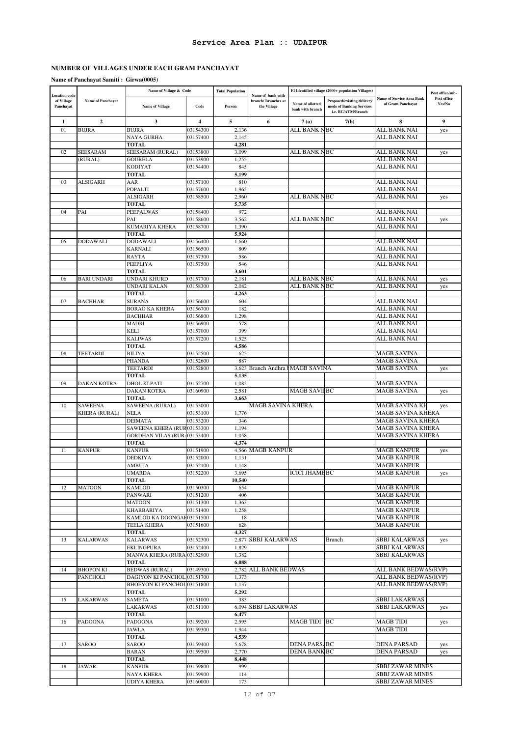## Service Area Plan :: UDAIPUR

### NUMBER OF VILLAGES UNDER EACH GRAM PANCHAYAT

**Name of Panchayat Samiti : Girwa(0005)**

| Location code of Village Panchayat | Name of Panchayat | Name of Village & Code | | Total Population | Name of bank with branch/ Branches at the Village | FI Identified village (2000+ population Villages) | | Name of Service Area Bank of Gram Panchayat | Post office/sub-Post office Yes/No |
|---|---|---|---|---|---|---|---|---|---|
| | | Name of Village | Code | Person | | Name of allotted bank with branch | Proposed/existing delivery mode of Banking Services i.e. BC/ATM/Branch | | |
| 1 | 2 | 3 | 4 | 5 | 6 | 7(a) | 7(b) | 8 | 9 |
| 01 | BUJRA | BUJRA | 03154300 | 2,136 | | ALL BANK N | BC | ALL BANK NAI | yes |
| | | NAYA GURHA | 03157400 | 2,145 | | | | ALL BANK NAI | |
| | | TOTAL | | 4,281 | | | | | |
| 02 | SEESARAM (RURAL) | SEESARAM (RURAL) | 03153800 | 3,099 | | ALL BANK N | BC | ALL BANK NAI | yes |
| | | GOURELA | 03153900 | 1,255 | | | | ALL BANK NAI | |
| | | KODIYAT | 03154400 | 845 | | | | ALL BANK NAI | |
| | | TOTAL | | 5,199 | | | | | |
| 03 | ALSIGARH | AAR | 03157100 | 810 | | | | ALL BANK NAI | |
| | | POPALTI | 03157600 | 1,965 | | | | ALL BANK NAI | |
| | | ALSIGARH | 03158500 | 2,960 | | ALL BANK N | BC | ALL BANK NAI | yes |
| | | TOTAL | | 5,735 | | | | | |
| 04 | PAI | PEEPALWAS | 03158400 | 972 | | | | ALL BANK NAI | |
| | | PAI | 03158600 | 3,562 | | ALL BANK N | BC | ALL BANK NAI | yes |
| | | KUMARIYA KHERA | 03158700 | 1,390 | | | | ALL BANK NAI | |
| | | TOTAL | | 5,924 | | | | | |
| 05 | DODAWALI | DODAWALI | 03156400 | 1,660 | | | | ALL BANK NAI | |
| | | KARNALI | 03156500 | 809 | | | | ALL BANK NAI | |
| | | RAYTA | 03157300 | 586 | | | | ALL BANK NAI | |
| | | PEEPLIYA | 03157500 | 546 | | | | ALL BANK NAI | |
| | | TOTAL | | 3,601 | | | | | |
| 06 | BARI UNDARI | UNDARI KHURD | 03157700 | 2,181 | | ALL BANK N | BC | ALL BANK NAI | yes |
| | | UNDARI KALAN | 03158300 | 2,082 | | ALL BANK N | BC | ALL BANK NAI | yes |
| | | TOTAL | | 4,263 | | | | | |
| 07 | BACHHAR | SURANA | 03156600 | 604 | | | | ALL BANK NAI | |
| | | BORAO KA KHERA | 03156700 | 182 | | | | ALL BANK NAI | |
| | | BACHHAR | 03156800 | 1,298 | | | | ALL BANK NAI | |
| | | MADRI | 03156900 | 578 | | | | ALL BANK NAI | |
| | | KELI | 03157000 | 399 | | | | ALL BANK NAI | |
| | | KALIWAS | 03157200 | 1,525 | | | | ALL BANK NAI | |
| | | TOTAL | | 4,586 | | | | | |
| 08 | TEETARDI | BILIYA | 03152500 | 625 | | | | MAGB SAVINA | |
| | | PHANDA | 03152600 | 887 | | | | MAGB SAVINA | |
| | | TEETARDI | 03152800 | 3,623 | Branch Andhra b | MAGB SAVINA | | MAGB SAVINA | yes |
| | | TOTAL | | 5,135 | | | | | |
| 09 | DAKAN KOTRA | DHOL KI PATI | 03152700 | 1,082 | | | | MAGB SAVINA | |
| | | DAKAN KOTRA | 03160900 | 2,581 | | MAGB SAVIN | BC | MAGB SAVINA | yes |
| | | TOTAL | | 3,663 | | | | | |
| 10 | SAWEENA KHERA (RURAL) | SAWEENA (RURAL) | 03153000 | | MAGB SAVINA KHERA | | | MAGB SAVINA KH | yes |
| | | NELA | 03153100 | 1,776 | | | | MAGB SAVINA KHERA | |
| | | DEIMATA | 03153200 | 346 | | | | MAGB SAVINA KHERA | |
| | | SAWEENA KHERA (RUR | 03153300 | 1,194 | | | | MAGB SAVINA KHERA | |
| | | GORDHAN VILAS (RUR | 03153400 | 1,058 | | | | MAGB SAVINA KHERA | |
| | | TOTAL | | 4,374 | | | | | |
| 11 | KANPUR | KANPUR | 03151900 | 4,566 | MAGB KANPUR | | | MAGB KANPUR | yes |
| | | DEDKIYA | 03152000 | 1,131 | | | | MAGB KANPUR | |
| | | AMBUJA | 03152100 | 1,148 | | | | MAGB KANPUR | |
| | | UMARDA | 03152200 | 3,695 | | ICICI JHAME | BC | MAGB KANPUR | yes |
| | | TOTAL | | 10,540 | | | | | |
| 12 | MATOON | KAMLOD | 03150300 | 654 | | | | MAGB KANPUR | |
| | | PANWARI | 03151200 | 406 | | | | MAGB KANPUR | |
| | | MATOON | 03151300 | 1,363 | | | | MAGB KANPUR | |
| | | KHARBARIYA | 03151400 | 1,258 | | | | MAGB KANPUR | |
| | | KAMLOD KA DOONGAR | 03151500 | 18 | | | | MAGB KANPUR | |
| | | TEELA KHERA | 03151600 | 628 | | | | MAGB KANPUR | |
| | | TOTAL | | 4,327 | | | | | |
| 13 | KALARWAS | KALARWAS | 03152300 | 2,877 | SBBJ KALARWAS | | Branch | SBBJ KALARWAS | yes |
| | | EKLINGPURA | 03152400 | 1,829 | | | | SBBJ KALARWAS | |
| | | MANWA KHERA (RURA | 03152900 | 1,382 | | | | SBBJ KALARWAS | |
| | | TOTAL | | 6,088 | | | | | |
| 14 | BHOPON KI PANCHOLI | BEDWAS (RURAL) | 03149300 | 2,782 | ALL BANK BEDWAS | | | ALL BANK BEDWAS(RVP) | |
| | | DAGIYON KI PANCHOL | 03151700 | 1,373 | | | | ALL BANK BEDWAS(RVP) | |
| | | BHOEYON KI PANCHOL | 03151800 | 1,137 | | | | ALL BANK BEDWAS(RVP) | |
| | | TOTAL | | 5,292 | | | | | |
| 15 | LAKARWAS | SAMETA | 03151000 | 383 | | | | SBBJ LAKARWAS | |
| | | LAKARWAS | 03151100 | 6,094 | SBBJ LAKARWAS | | | SBBJ LAKARWAS | yes |
| | | TOTAL | | 6,477 | | | | | |
| 16 | PADOONA | PADOONA | 03159200 | 2,595 | | MAGB TIDI | BC | MAGB TIDI | yes |
| | | JAWLA | 03159300 | 1,944 | | | | MAGB TIDI | |
| | | TOTAL | | 4,539 | | | | | |
| 17 | SAROO | SAROO | 03159400 | 5,678 | | DENA PARSA | BC | DENA PARSAD | yes |
| | | BARAN | 03159500 | 2,770 | | DENA BANK | BC | DENA PARSAD | yes |
| | | TOTAL | | 8,448 | | | | | |
| 18 | JAWAR | KANPUR | 03159800 | 999 | | | | SBBJ ZAWAR MINES | |
| | | NAYA KHERA | 03159900 | 114 | | | | SBBJ ZAWAR MINES | |
| | | UDIYA KHERA | 03160000 | 173 | | | | SBBJ ZAWAR MINES | |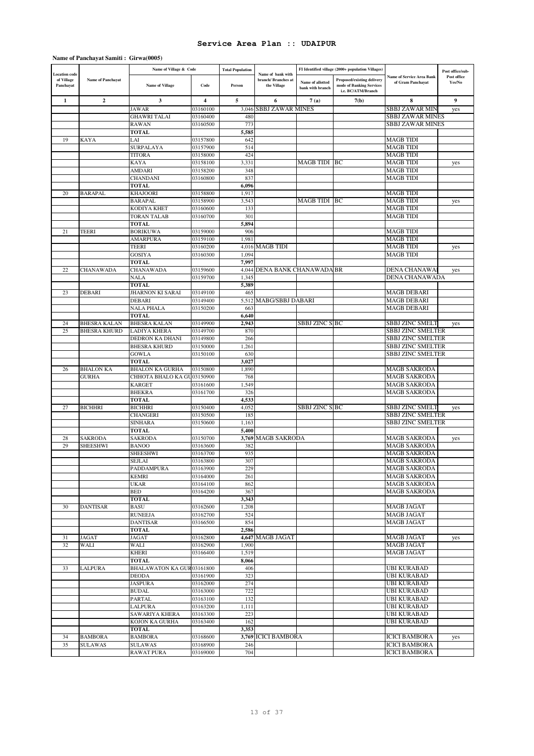# Service Area Plan :: UDAIPUR

**Name of Panchayat Samiti : Girwa(0005)**

| Location code of Village Panchayat | Name of Panchayat | Name of Village & Code | | Total Population | Name of bank with branch/ Branches at the Village | FI Identified village (2000+ population Villages) | | Name of Service Area Bank of Gram Panchayat | Post office/sub-Post office Yes/No |
|---|---|---|---|---|---|---|---|---|---|
| | | Name of Village | Code | Person | | Name of allotted bank with branch | Proposed/existing delivery mode of Banking Services i.e. BC/ATM/Branch | | |
| 1 | 2 | 3 | 4 | 5 | 6 | 7 (a) | 7(b) | 8 | 9 |
| | | JAWAR | 03160100 | 3,046 | SBBJ ZAWAR MINES | | | SBBJ ZAWAR MIN | yes |
| | | GHAWRI TALAI | 03160400 | 480 | | | | SBBJ ZAWAR MINES | |
| | | RAWAN | 03160500 | 773 | | | | SBBJ ZAWAR MINES | |
| | | TOTAL | | 5,585 | | | | | |
| 19 | KAYA | LAI | 03157800 | 642 | | | | MAGB TIDI | |
| | | SURPALAYA | 03157900 | 514 | | | | MAGB TIDI | |
| | | TITORA | 03158000 | 424 | | | | MAGB TIDI | |
| | | KAYA | 03158100 | 3,331 | | MAGB TIDI | BC | MAGB TIDI | yes |
| | | AMDARI | 03158200 | 348 | | | | MAGB TIDI | |
| | | CHANDANI | 03160800 | 837 | | | | MAGB TIDI | |
| | | TOTAL | | 6,096 | | | | | |
| 20 | BARAPAL | KHAJOORI | 03158800 | 1,917 | | | | MAGB TIDI | |
| | | BARAPAL | 03158900 | 3,543 | | MAGB TIDI | BC | MAGB TIDI | yes |
| | | KODIYA KHET | 03160600 | 133 | | | | MAGB TIDI | |
| | | TORAN TALAB | 03160700 | 301 | | | | MAGB TIDI | |
| | | TOTAL | | 5,894 | | | | | |
| 21 | TEERI | BORIKUWA | 03159000 | 906 | | | | MAGB TIDI | |
| | | AMARPURA | 03159100 | 1,981 | | | | MAGB TIDI | |
| | | TEERI | 03160200 | 4,016 | MAGB TIDI | | | MAGB TIDI | yes |
| | | GOSIYA | 03160300 | 1,094 | | | | MAGB TIDI | |
| | | TOTAL | | 7,997 | | | | | |
| 22 | CHANAWADA | CHANAWADA | 03159600 | 4,044 | DENA BANK CHANAWADA BR | | | DENA CHANAWAI | yes |
| | | NALA | 03159700 | 1,345 | | | | DENA CHANAWADA | |
| | | TOTAL | | 5,389 | | | | | |
| 23 | DEBARI | JHARNON KI SARAI | 03149100 | 465 | | | | MAGB DEBARI | |
| | | DEBARI | 03149400 | 5,512 | MABG/SBBJ DABARI | | | MAGB DEBARI | |
| | | NALA PHALA | 03150200 | 663 | | | | MAGB DEBARI | |
| | | TOTAL | | 6,640 | | | | | |
| 24 | BHESRA KALAN | BHESRA KALAN | 03149900 | 2,943 | | SBBJ ZINC S | BC | SBBJ ZINC SMELT | yes |
| 25 | BHESRA KHURD | LADIYA KHERA | 03149700 | 870 | | | | SBBJ ZINC SMELTER | |
| | | DEDRON KA DHANI | 03149800 | 266 | | | | SBBJ ZINC SMELTER | |
| | | BHESRA KHURD | 03150000 | 1,261 | | | | SBBJ ZINC SMELTER | |
| | | GOWLA | 03150100 | 630 | | | | SBBJ ZINC SMELTER | |
| | | TOTAL | | 3,027 | | | | | |
| 26 | BHALON KA GURHA | BHALON KA GURHA | 03150800 | 1,890 | | | | MAGB SAKRODA | |
| | | CHHOTA BHALO KA GU | 03150900 | 768 | | | | MAGB SAKRODA | |
| | | KARGET | 03161600 | 1,549 | | | | MAGB SAKRODA | |
| | | BHEKRA | 03161700 | 326 | | | | MAGB SAKRODA | |
| | | TOTAL | | 4,533 | | | | | |
| 27 | BICHHRI | BICHHRI | 03150400 | 4,052 | | SBBJ ZINC S | BC | SBBJ ZINC SMELT | yes |
| | | CHANGERI | 03150500 | 185 | | | | SBBJ ZINC SMELTER | |
| | | SINHARA | 03150600 | 1,163 | | | | SBBJ ZINC SMELTER | |
| | | TOTAL | | 5,400 | | | | | |
| 28 | SAKRODA | SAKRODA | 03150700 | 3,769 | MAGB SAKRODA | | | MAGB SAKRODA | yes |
| 29 | SHEESHWI | BANOO | 03163600 | 382 | | | | MAGB SAKRODA | |
| | | SHEESHWI | 03163700 | 935 | | | | MAGB SAKRODA | |
| | | SEJLAI | 03163800 | 307 | | | | MAGB SAKRODA | |
| | | PADDAMPURA | 03163900 | 229 | | | | MAGB SAKRODA | |
| | | KEMRI | 03164000 | 261 | | | | MAGB SAKRODA | |
| | | UKAR | 03164100 | 862 | | | | MAGB SAKRODA | |
| | | BED | 03164200 | 367 | | | | MAGB SAKRODA | |
| | | TOTAL | | 3,343 | | | | | |
| 30 | DANTISAR | BASU | 03162600 | 1,208 | | | | MAGB JAGAT | |
| | | RUNEEJA | 03162700 | 524 | | | | MAGB JAGAT | |
| | | DANTISAR | 03166500 | 854 | | | | MAGB JAGAT | |
| | | TOTAL | | 2,586 | | | | | |
| 31 | JAGAT | JAGAT | 03162800 | 4,647 | MAGB JAGAT | | | MAGB JAGAT | yes |
| 32 | WALI | WALI | 03162900 | 1,900 | | | | MAGB JAGAT | |
| | | KHERI | 03166400 | 1,519 | | | | MAGB JAGAT | |
| | | TOTAL | | 8,066 | | | | | |
| 33 | LALPURA | BHALAWATON KA GUR | 03161800 | 406 | | | | UBI KURABAD | |
| | | DEODA | 03161900 | 323 | | | | UBI KURABAD | |
| | | JASPURA | 03162000 | 274 | | | | UBI KURABAD | |
| | | BUDAL | 03163000 | 722 | | | | UBI KURABAD | |
| | | PARTAL | 03163100 | 132 | | | | UBI KURABAD | |
| | | LALPURA | 03163200 | 1,111 | | | | UBI KURABAD | |
| | | SAWARIYA KHERA | 03163300 | 223 | | | | UBI KURABAD | |
| | | KOJON KA GURHA | 03163400 | 162 | | | | UBI KURABAD | |
| | | TOTAL | | 3,353 | | | | | |
| 34 | BAMBORA | BAMBORA | 03168600 | 3,769 | ICICI BAMBORA | | | ICICI BAMBORA | yes |
| 35 | SULAWAS | SULAWAS | 03168900 | 246 | | | | ICICI BAMBORA | |
| | | RAWAT PURA | 03169000 | 704 | | | | ICICI BAMBORA | |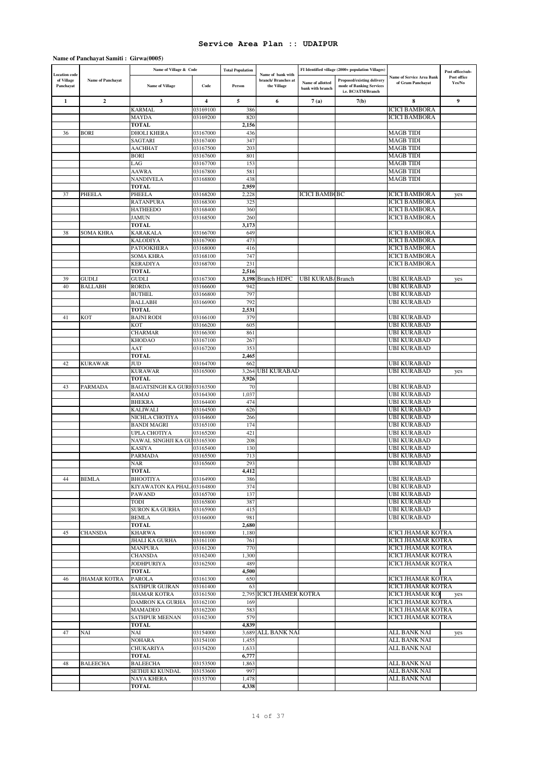# Service Area Plan :: UDAIPUR

**Name of Panchayat Samiti : Girwa(0005)**

| Location code of Village Panchayat | Name of Panchayat | Name of Village & Code | | Total Population | Name of bank with branch/ Branches at the Village | FI Identified village (2000+ population Villages) | | Name of Service Area Bank of Gram Panchayat | Post office/sub-Post office Yes/No |
|---|---|---|---|---|---|---|---|---|---|
| | | Name of Village | Code | Person | | Name of allotted bank with branch | Proposed/existing delivery mode of Banking Services i.e. BC/ATM/Branch | | |
| 1 | 2 | 3 | 4 | 5 | 6 | 7 (a) | 7(b) | 8 | 9 |
| | | KARMAL | 03169100 | 386 | | | | ICICI BAMBORA | |
| | | MAYDA | 03169200 | 820 | | | | ICICI BAMBORA | |
| | | TOTAL | | 2,156 | | | | | |
| 36 | BORI | DHOLI KHERA | 03167000 | 436 | | | | MAGB TIDI | |
| | | SAGTARI | 03167400 | 347 | | | | MAGB TIDI | |
| | | AACHHAT | 03167500 | 203 | | | | MAGB TIDI | |
| | | BORI | 03167600 | 801 | | | | MAGB TIDI | |
| | | LAG | 03167700 | 153 | | | | MAGB TIDI | |
| | | AAWRA | 03167800 | 581 | | | | MAGB TIDI | |
| | | NANDIVELA | 03168800 | 438 | | | | MAGB TIDI | |
| | | TOTAL | | 2,959 | | | | | |
| 37 | PHEELA | PHEELA | 03168200 | 2,228 | | ICICI BAMBO | BC | ICICI BAMBORA | yes |
| | | RATANPURA | 03168300 | 325 | | | | ICICI BAMBORA | |
| | | HATHEEDO | 03168400 | 360 | | | | ICICI BAMBORA | |
| | | JAMUN | 03168500 | 260 | | | | ICICI BAMBORA | |
| | | TOTAL | | 3,173 | | | | | |
| 38 | SOMA KHRA | KARAKALA | 03166700 | 649 | | | | ICICI BAMBORA | |
| | | KALODIYA | 03167900 | 473 | | | | ICICI BAMBORA | |
| | | PATOOKHERA | 03168000 | 416 | | | | ICICI BAMBORA | |
| | | SOMA KHRA | 03168100 | 747 | | | | ICICI BAMBORA | |
| | | KERADIYA | 03168700 | 231 | | | | ICICI BAMBORA | |
| | | TOTAL | | 2,516 | | | | | |
| 39 | GUDLI | GUDLI | 03167300 | 3,198 | Branch HDFC | UBI KURABA | Branch | UBI KURABAD | yes |
| 40 | BALLABH | RORDA | 03166600 | 942 | | | | UBI KURABAD | |
| | | BUTHEL | 03166800 | 797 | | | | UBI KURABAD | |
| | | BALLABH | 03166900 | 792 | | | | UBI KURABAD | |
| | | TOTAL | | 2,531 | | | | | |
| 41 | KOT | BAJNI RODI | 03166100 | 379 | | | | UBI KURABAD | |
| | | KOT | 03166200 | 605 | | | | UBI KURABAD | |
| | | CHARMAR | 03166300 | 861 | | | | UBI KURABAD | |
| | | KHODAO | 03167100 | 267 | | | | UBI KURABAD | |
| | | AAT | 03167200 | 353 | | | | UBI KURABAD | |
| | | TOTAL | | 2,465 | | | | | |
| 42 | KURAWAR | JUD | 03164700 | 662 | | | | UBI KURABAD | |
| | | KURAWAR | 03165000 | 3,264 | UBI KURABAD | | | UBI KURABAD | yes |
| | | TOTAL | | 3,926 | | | | | |
| 43 | PARMADA | BAGATSINGH KA GURH | 03163500 | 70 | | | | UBI KURABAD | |
| | | RAMAJ | 03164300 | 1,037 | | | | UBI KURABAD | |
| | | BHEKRA | 03164400 | 474 | | | | UBI KURABAD | |
| | | KALIWALI | 03164500 | 626 | | | | UBI KURABAD | |
| | | NICHLA CHOTIYA | 03164600 | 266 | | | | UBI KURABAD | |
| | | BANDI MAGRI | 03165100 | 174 | | | | UBI KURABAD | |
| | | UPLA CHOTIYA | 03165200 | 421 | | | | UBI KURABAD | |
| | | NAWAL SINGHJI KA GU | 03165300 | 208 | | | | UBI KURABAD | |
| | | KASIYA | 03165400 | 130 | | | | UBI KURABAD | |
| | | PARMADA | 03165500 | 713 | | | | UBI KURABAD | |
| | | NAR | 03165600 | 293 | | | | UBI KURABAD | |
| | | TOTAL | | 4,412 | | | | | |
| 44 | BEMLA | BHOOTIYA | 03164900 | 386 | | | | UBI KURABAD | |
| | | KIYAWATON KA PHALA | 03164800 | 374 | | | | UBI KURABAD | |
| | | PAWAND | 03165700 | 137 | | | | UBI KURABAD | |
| | | TODI | 03165800 | 387 | | | | UBI KURABAD | |
| | | SURON KA GURHA | 03165900 | 415 | | | | UBI KURABAD | |
| | | BEMLA | 03166000 | 981 | | | | UBI KURABAD | |
| | | TOTAL | | 2,680 | | | | | |
| 45 | CHANSDA | KHARWA | 03161000 | 1,180 | | | | ICICI JHAMAR KOTRA | |
| | | JHALI KA GURHA | 03161100 | 761 | | | | ICICI JHAMAR KOTRA | |
| | | MANPURA | 03161200 | 770 | | | | ICICI JHAMAR KOTRA | |
| | | CHANSDA | 03162400 | 1,300 | | | | ICICI JHAMAR KOTRA | |
| | | JODHPURIYA | 03162500 | 489 | | | | ICICI JHAMAR KOTRA | |
| | | TOTAL | | 4,500 | | | | | |
| 46 | JHAMAR KOTRA | PAROLA | 03161300 | 650 | | | | ICICI JHAMAR KOTRA | |
| | | SATHPUR GUJRAN | 03161400 | 63 | | | | ICICI JHAMAR KOTRA | |
| | | JHAMAR KOTRA | 03161500 | 2,795 | ICICI JHAMER KOTRA | | | ICICI JHAMAR KO | yes |
| | | DAMRON KA GURHA | 03162100 | 169 | | | | ICICI JHAMAR KOTRA | |
| | | MAMADEO | 03162200 | 583 | | | | ICICI JHAMAR KOTRA | |
| | | SATHPUR MEENAN | 03162300 | 579 | | | | ICICI JHAMAR KOTRA | |
| | | TOTAL | | 4,839 | | | | | |
| 47 | NAI | NAI | 03154000 | 3,689 | ALL BANK NAI | | | ALL BANK NAI | yes |
| | | NOHARA | 03154100 | 1,455 | | | | ALL BANK NAI | |
| | | CHUKARIYA | 03154200 | 1,633 | | | | ALL BANK NAI | |
| | | TOTAL | | 6,777 | | | | | |
| 48 | BALEECHA | BALEECHA | 03153500 | 1,863 | | | | ALL BANK NAI | |
| | | SETHJI KI KUNDAL | 03153600 | 997 | | | | ALL BANK NAI | |
| | | NAYA KHERA | 03153700 | 1,478 | | | | ALL BANK NAI | |
| | | TOTAL | | 4,338 | | | | | |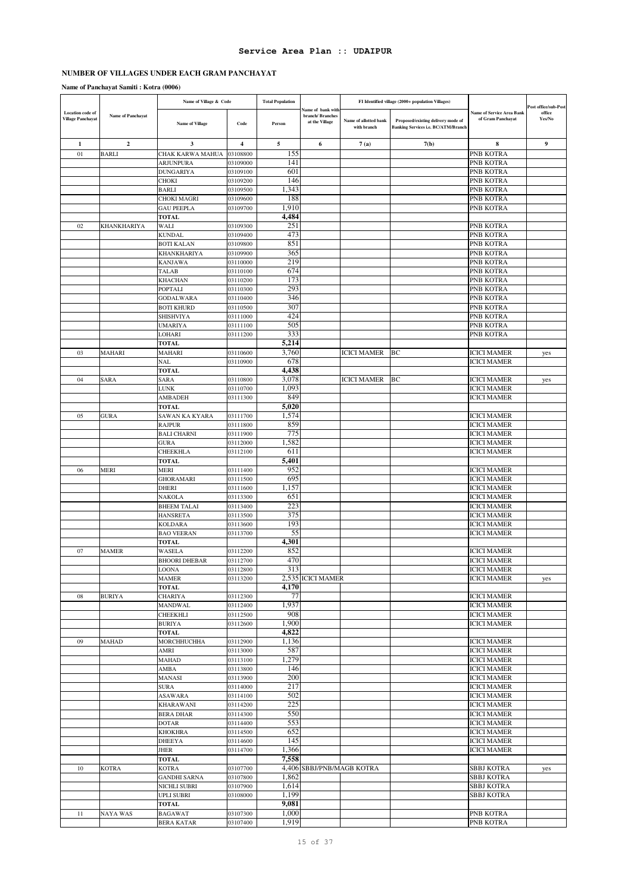**Service Area Plan :: UDAIPUR**

**NUMBER OF VILLAGES UNDER EACH GRAM PANCHAYAT**

**Name of Panchayat Samiti : Kotra (0006)**

| Location code of Village Panchayat | Name of Panchayat | Name of Village & Code | | Total Population | Name of bank with branch/ Branches at the Village | FI Identified village (2000+ population Villages) | | Name of Service Area Bank of Gram Panchayat | Post office/sub-Post office Yes/No |
|---|---|---|---|---|---|---|---|---|---|
| | | Name of Village | Code | Person | | Name of allotted bank with branch | Proposed/existing delivery mode of Banking Services i.e. BC/ATM/Branch | | |
| 1 | 2 | 3 | 4 | 5 | 6 | 7 (a) | 7(b) | 8 | 9 |
| 01 | BARLI | CHAK KARWA MAHUA | 03108800 | 155 | | | | PNB KOTRA | |
| | | ARJUNPURA | 03109000 | 141 | | | | PNB KOTRA | |
| | | DUNGARIYA | 03109100 | 601 | | | | PNB KOTRA | |
| | | CHOKI | 03109200 | 146 | | | | PNB KOTRA | |
| | | BARLI | 03109500 | 1,343 | | | | PNB KOTRA | |
| | | CHOKI MAGRI | 03109600 | 188 | | | | PNB KOTRA | |
| | | GAU PEEPLA | 03109700 | 1,910 | | | | PNB KOTRA | |
| | | **TOTAL** | | **4,484** | | | | | |
| 02 | KHANKHARIYA | WALI | 03109300 | 251 | | | | PNB KOTRA | |
| | | KUNDAL | 03109400 | 473 | | | | PNB KOTRA | |
| | | BOTI KALAN | 03109800 | 851 | | | | PNB KOTRA | |
| | | KHANKHARIYA | 03109900 | 365 | | | | PNB KOTRA | |
| | | KANJAWA | 03110000 | 219 | | | | PNB KOTRA | |
| | | TALAB | 03110100 | 674 | | | | PNB KOTRA | |
| | | KHACHAN | 03110200 | 173 | | | | PNB KOTRA | |
| | | POPTALI | 03110300 | 293 | | | | PNB KOTRA | |
| | | GODALWARA | 03110400 | 346 | | | | PNB KOTRA | |
| | | BOTI KHURD | 03110500 | 307 | | | | PNB KOTRA | |
| | | SHISHVIYA | 03111000 | 424 | | | | PNB KOTRA | |
| | | UMARIYA | 03111100 | 505 | | | | PNB KOTRA | |
| | | LOHARI | 03111200 | 333 | | | | PNB KOTRA | |
| | | **TOTAL** | | **5,214** | | | | | |
| 03 | MAHARI | MAHARI | 03110600 | 3,760 | | ICICI MAMER | BC | ICICI MAMER | yes |
| | | NAL | 03110900 | 678 | | | | ICICI MAMER | |
| | | **TOTAL** | | **4,438** | | | | | |
| 04 | SARA | SARA | 03110800 | 3,078 | | ICICI MAMER | BC | ICICI MAMER | yes |
| | | LUNK | 03110700 | 1,093 | | | | ICICI MAMER | |
| | | AMBADEH | 03111300 | 849 | | | | ICICI MAMER | |
| | | **TOTAL** | | **5,020** | | | | | |
| 05 | GURA | SAWAN KA KYARA | 03111700 | 1,574 | | | | ICICI MAMER | |
| | | RAJPUR | 03111800 | 859 | | | | ICICI MAMER | |
| | | BALI CHARNI | 03111900 | 775 | | | | ICICI MAMER | |
| | | GURA | 03112000 | 1,582 | | | | ICICI MAMER | |
| | | CHEEKHLA | 03112100 | 611 | | | | ICICI MAMER | |
| | | **TOTAL** | | **5,401** | | | | | |
| 06 | MERI | MERI | 03111400 | 952 | | | | ICICI MAMER | |
| | | GHORAMARI | 03111500 | 695 | | | | ICICI MAMER | |
| | | DHERI | 03111600 | 1,157 | | | | ICICI MAMER | |
| | | NAKOLA | 03113300 | 651 | | | | ICICI MAMER | |
| | | BHEEM TALAI | 03113400 | 223 | | | | ICICI MAMER | |
| | | HANSRETA | 03113500 | 375 | | | | ICICI MAMER | |
| | | KOLDARA | 03113600 | 193 | | | | ICICI MAMER | |
| | | BAO VEERAN | 03113700 | 55 | | | | ICICI MAMER | |
| | | **TOTAL** | | **4,301** | | | | | |
| 07 | MAMER | WASELA | 03112200 | 852 | | | | ICICI MAMER | |
| | | BHOORI DHEBAR | 03112700 | 470 | | | | ICICI MAMER | |
| | | LOONA | 03112800 | 313 | | | | ICICI MAMER | |
| | | MAMER | 03113200 | 2,535 | ICICI MAMER | | | ICICI MAMER | yes |
| | | **TOTAL** | | **4,170** | | | | | |
| 08 | BURIYA | CHARIYA | 03112300 | 77 | | | | ICICI MAMER | |
| | | MANDWAL | 03112400 | 1,937 | | | | ICICI MAMER | |
| | | CHEEKHLI | 03112500 | 908 | | | | ICICI MAMER | |
| | | BURIYA | 03112600 | 1,900 | | | | ICICI MAMER | |
| | | **TOTAL** | | **4,822** | | | | | |
| 09 | MAHAD | MORCHHUCHHA | 03112900 | 1,136 | | | | ICICI MAMER | |
| | | AMRI | 03113000 | 587 | | | | ICICI MAMER | |
| | | MAHAD | 03113100 | 1,279 | | | | ICICI MAMER | |
| | | AMBA | 03113800 | 146 | | | | ICICI MAMER | |
| | | MANASI | 03113900 | 200 | | | | ICICI MAMER | |
| | | SURA | 03114000 | 217 | | | | ICICI MAMER | |
| | | ASAWARA | 03114100 | 502 | | | | ICICI MAMER | |
| | | KHARAWANI | 03114200 | 225 | | | | ICICI MAMER | |
| | | BERA DHAR | 03114300 | 550 | | | | ICICI MAMER | |
| | | DOTAR | 03114400 | 553 | | | | ICICI MAMER | |
| | | KHOKHRA | 03114500 | 652 | | | | ICICI MAMER | |
| | | DHEEYA | 03114600 | 145 | | | | ICICI MAMER | |
| | | JHER | 03114700 | 1,366 | | | | ICICI MAMER | |
| | | **TOTAL** | | **7,558** | | | | | |
| 10 | KOTRA | KOTRA | 03107700 | 4,406 | SBBJ/PNB/MAGB KOTRA | | | SBBJ KOTRA | yes |
| | | GANDHI SARNA | 03107800 | 1,862 | | | | SBBJ KOTRA | |
| | | NICHLI SUBRI | 03107900 | 1,614 | | | | SBBJ KOTRA | |
| | | UPLI SUBRI | 03108000 | 1,199 | | | | SBBJ KOTRA | |
| | | **TOTAL** | | **9,081** | | | | | |
| 11 | NAYA WAS | BAGAWAT | 03107300 | 1,000 | | | | PNB KOTRA | |
| | | BERA KATAR | 03107400 | 1,919 | | | | PNB KOTRA | |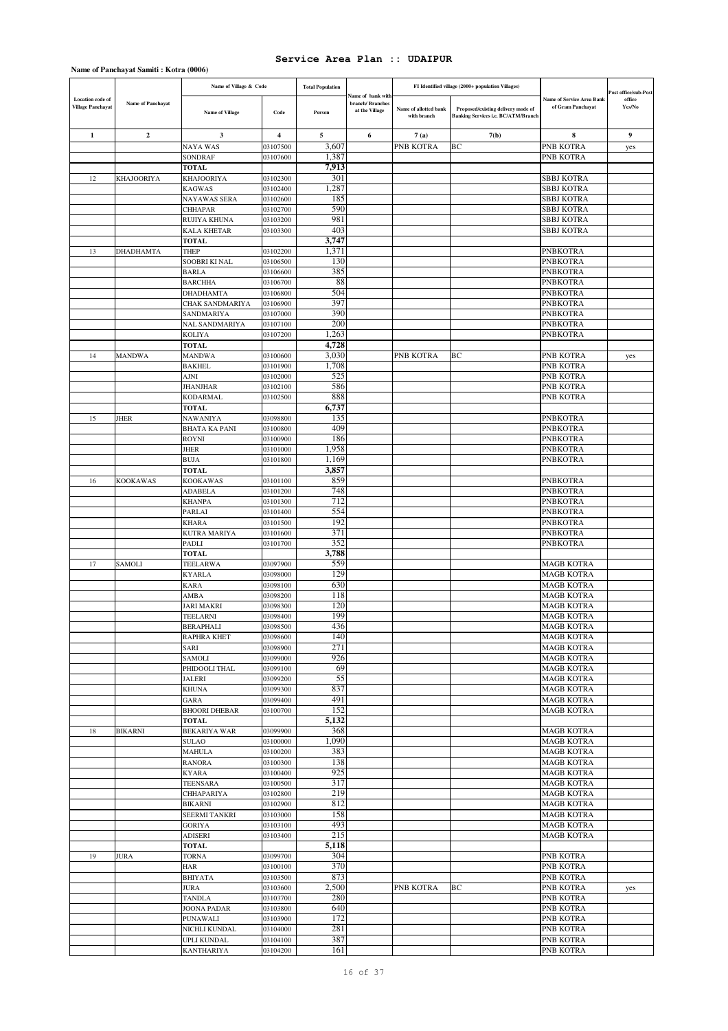# Service Area Plan :: UDAIPUR

**Name of Panchayat Samiti : Kotra (0006)**

| Location code of Village Panchayat | Name of Panchayat | Name of Village & Code | | Total Population | Name of bank with branch/ Branches at the Village | FI Identified village (2000+ population Villages) | | Name of Service Area Bank of Gram Panchayat | Post office/sub-Post office Yes/No |
|---|---|---|---|---|---|---|---|---|---|
| | | Name of Village | Code | Person | | Name of allotted bank with branch | Proposed/existing delivery mode of Banking Services i.e. BC/ATM/Branch | | |
| 1 | 2 | 3 | 4 | 5 | 6 | 7 (a) | 7(b) | 8 | 9 |
| | | NAYA WAS | 03107500 | 3,607 | | PNB KOTRA | BC | PNB KOTRA | yes |
| | | SONDRAF | 03107600 | 1,387 | | | | PNB KOTRA | |
| | | **TOTAL** | | **7,913** | | | | | |
| 12 | KHAJOORIYA | KHAJOORIYA | 03102300 | 301 | | | | SBBJ KOTRA | |
| | | KAGWAS | 03102400 | 1,287 | | | | SBBJ KOTRA | |
| | | NAYAWAS SERA | 03102600 | 185 | | | | SBBJ KOTRA | |
| | | CHHAPAR | 03102700 | 590 | | | | SBBJ KOTRA | |
| | | RUJIYA KHUNA | 03103200 | 981 | | | | SBBJ KOTRA | |
| | | KALA KHETAR | 03103300 | 403 | | | | SBBJ KOTRA | |
| | | **TOTAL** | | **3,747** | | | | | |
| 13 | DHADHAMTA | THEP | 03102200 | 1,371 | | | | PNBKOTRA | |
| | | SOOBRI KI NAL | 03106500 | 130 | | | | PNBKOTRA | |
| | | BARLA | 03106600 | 385 | | | | PNBKOTRA | |
| | | BARCHHA | 03106700 | 88 | | | | PNBKOTRA | |
| | | DHADHAMTA | 03106800 | 504 | | | | PNBKOTRA | |
| | | CHAK SANDMARIYA | 03106900 | 397 | | | | PNBKOTRA | |
| | | SANDMARIYA | 03107000 | 390 | | | | PNBKOTRA | |
| | | NAL SANDMARIYA | 03107100 | 200 | | | | PNBKOTRA | |
| | | KOLIYA | 03107200 | 1,263 | | | | PNBKOTRA | |
| | | **TOTAL** | | **4,728** | | | | | |
| 14 | MANDWA | MANDWA | 03100600 | 3,030 | | PNB KOTRA | BC | PNB KOTRA | yes |
| | | BAKHEL | 03101900 | 1,708 | | | | PNB KOTRA | |
| | | AJNI | 03102000 | 525 | | | | PNB KOTRA | |
| | | JHANJHAR | 03102100 | 586 | | | | PNB KOTRA | |
| | | KODARMAL | 03102500 | 888 | | | | PNB KOTRA | |
| | | **TOTAL** | | **6,737** | | | | | |
| 15 | JHER | NAWANIYA | 03098800 | 135 | | | | PNBKOTRA | |
| | | BHATA KA PANI | 03100800 | 409 | | | | PNBKOTRA | |
| | | ROYNI | 03100900 | 186 | | | | PNBKOTRA | |
| | | JHER | 03101000 | 1,958 | | | | PNBKOTRA | |
| | | BUJA | 03101800 | 1,169 | | | | PNBKOTRA | |
| | | **TOTAL** | | **3,857** | | | | | |
| 16 | KOOKAWAS | KOOKAWAS | 03101100 | 859 | | | | PNBKOTRA | |
| | | ADABELA | 03101200 | 748 | | | | PNBKOTRA | |
| | | KHANPA | 03101300 | 712 | | | | PNBKOTRA | |
| | | PARLAI | 03101400 | 554 | | | | PNBKOTRA | |
| | | KHARA | 03101500 | 192 | | | | PNBKOTRA | |
| | | KUTRA MARIYA | 03101600 | 371 | | | | PNBKOTRA | |
| | | PADLI | 03101700 | 352 | | | | PNBKOTRA | |
| | | **TOTAL** | | **3,788** | | | | | |
| 17 | SAMOLI | TEELARWA | 03097900 | 559 | | | | MAGB KOTRA | |
| | | KYARLA | 03098000 | 129 | | | | MAGB KOTRA | |
| | | KARA | 03098100 | 630 | | | | MAGB KOTRA | |
| | | AMBA | 03098200 | 118 | | | | MAGB KOTRA | |
| | | JARI MAKRI | 03098300 | 120 | | | | MAGB KOTRA | |
| | | TEELARNI | 03098400 | 199 | | | | MAGB KOTRA | |
| | | BERAPHALI | 03098500 | 436 | | | | MAGB KOTRA | |
| | | RAPHRA KHET | 03098600 | 140 | | | | MAGB KOTRA | |
| | | SARI | 03098900 | 271 | | | | MAGB KOTRA | |
| | | SAMOLI | 03099000 | 926 | | | | MAGB KOTRA | |
| | | PHIDOOLI THAL | 03099100 | 69 | | | | MAGB KOTRA | |
| | | JALERI | 03099200 | 55 | | | | MAGB KOTRA | |
| | | KHUNA | 03099300 | 837 | | | | MAGB KOTRA | |
| | | GARA | 03099400 | 491 | | | | MAGB KOTRA | |
| | | BHOORI DHEBAR | 03100700 | 152 | | | | MAGB KOTRA | |
| | | **TOTAL** | | **5,132** | | | | | |
| 18 | BIKARNI | BEKARIYA WAR | 03099900 | 368 | | | | MAGB KOTRA | |
| | | SULAO | 03100000 | 1,090 | | | | MAGB KOTRA | |
| | | MAHULA | 03100200 | 383 | | | | MAGB KOTRA | |
| | | RANORA | 03100300 | 138 | | | | MAGB KOTRA | |
| | | KYARA | 03100400 | 925 | | | | MAGB KOTRA | |
| | | TEENSARA | 03100500 | 317 | | | | MAGB KOTRA | |
| | | CHHAPARIYA | 03102800 | 219 | | | | MAGB KOTRA | |
| | | BIKARNI | 03102900 | 812 | | | | MAGB KOTRA | |
| | | SEERMI TANKRI | 03103000 | 158 | | | | MAGB KOTRA | |
| | | GORIYA | 03103100 | 493 | | | | MAGB KOTRA | |
| | | ADISERI | 03103400 | 215 | | | | MAGB KOTRA | |
| | | **TOTAL** | | **5,118** | | | | | |
| 19 | JURA | TORNA | 03099700 | 304 | | | | PNB KOTRA | |
| | | HAR | 03100100 | 370 | | | | PNB KOTRA | |
| | | BHIYATA | 03103500 | 873 | | | | PNB KOTRA | |
| | | JURA | 03103600 | 2,500 | | PNB KOTRA | BC | PNB KOTRA | yes |
| | | TANDLA | 03103700 | 280 | | | | PNB KOTRA | |
| | | JOONA PADAR | 03103800 | 640 | | | | PNB KOTRA | |
| | | PUNAWALI | 03103900 | 172 | | | | PNB KOTRA | |
| | | NICHLI KUNDAL | 03104000 | 281 | | | | PNB KOTRA | |
| | | UPLI KUNDAL | 03104100 | 387 | | | | PNB KOTRA | |
| | | KANTHARIYA | 03104200 | 161 | | | | PNB KOTRA | |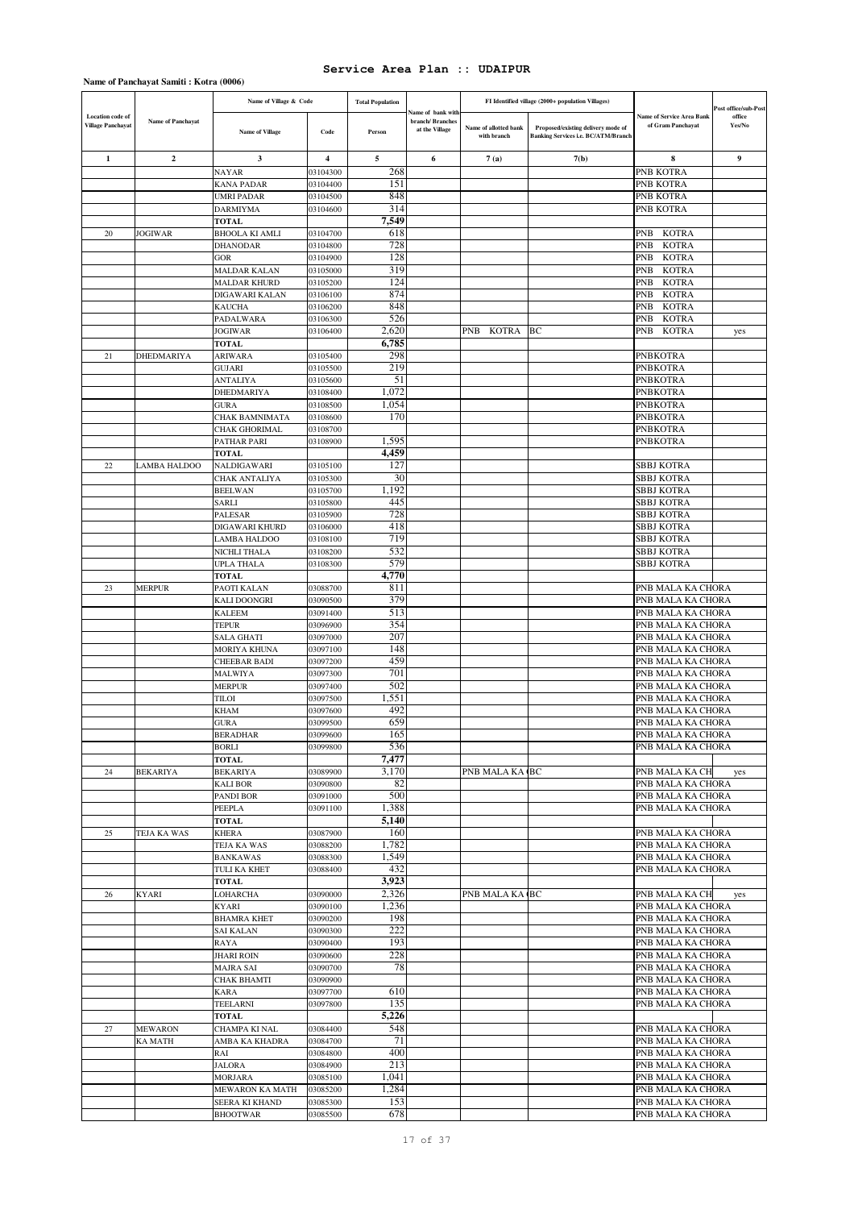# Service Area Plan :: UDAIPUR

**Name of Panchayat Samiti : Kotra (0006)**

| Location code of Village Panchayat | Name of Panchayat | Name of Village & Code | | Total Population | Name of bank with branch/ Branches at the Village | FI Identified village (2000+ population Villages) | | Name of Service Area Bank of Gram Panchayat | Post office/sub-Post office Yes/No |
|---|---|---|---|---|---|---|---|---|---|
| | | Name of Village | Code | Person | | Name of allotted bank with branch | Proposed/existing delivery mode of Banking Services i.e. BC/ATM/Branch | | |
| 1 | 2 | 3 | 4 | 5 | 6 | 7 (a) | 7(b) | 8 | 9 |
| | | NAYAR | 03104300 | 268 | | | | PNB KOTRA | |
| | | KANA PADAR | 03104400 | 151 | | | | PNB KOTRA | |
| | | UMRI PADAR | 03104500 | 848 | | | | PNB KOTRA | |
| | | DARMIYMA | 03104600 | 314 | | | | PNB KOTRA | |
| | | **TOTAL** | | **7,549** | | | | | |
| 20 | JOGIWAR | BHOOLA KI AMLI | 03104700 | 618 | | | | PNB KOTRA | |
| | | DHANODAR | 03104800 | 728 | | | | PNB KOTRA | |
| | | GOR | 03104900 | 128 | | | | PNB KOTRA | |
| | | MALDAR KALAN | 03105000 | 319 | | | | PNB KOTRA | |
| | | MALDAR KHURD | 03105200 | 124 | | | | PNB KOTRA | |
| | | DIGAWARI KALAN | 03106100 | 874 | | | | PNB KOTRA | |
| | | KAUCHA | 03106200 | 848 | | | | PNB KOTRA | |
| | | PADALWARA | 03106300 | 526 | | | | PNB KOTRA | |
| | | JOGIWAR | 03106400 | 2,620 | | PNB KOTRA | BC | PNB KOTRA | yes |
| | | **TOTAL** | | **6,785** | | | | | |
| 21 | DHEDMARIYA | ARIWARA | 03105400 | 298 | | | | PNBKOTRA | |
| | | GUJARI | 03105500 | 219 | | | | PNBKOTRA | |
| | | ANTALIYA | 03105600 | 51 | | | | PNBKOTRA | |
| | | DHEDMARIYA | 03108400 | 1,072 | | | | PNBKOTRA | |
| | | GURA | 03108500 | 1,054 | | | | PNBKOTRA | |
| | | CHAK BAMNIMATA | 03108600 | 170 | | | | PNBKOTRA | |
| | | CHAK GHORIMAL | 03108700 | | | | | PNBKOTRA | |
| | | PATHAR PARI | 03108900 | 1,595 | | | | PNBKOTRA | |
| | | **TOTAL** | | **4,459** | | | | | |
| 22 | LAMBA HALDOO | NALDIGAWARI | 03105100 | 127 | | | | SBBJ KOTRA | |
| | | CHAK ANTALIYA | 03105300 | 30 | | | | SBBJ KOTRA | |
| | | BEELWAN | 03105700 | 1,192 | | | | SBBJ KOTRA | |
| | | SARLI | 03105800 | 445 | | | | SBBJ KOTRA | |
| | | PALESAR | 03105900 | 728 | | | | SBBJ KOTRA | |
| | | DIGAWARI KHURD | 03106000 | 418 | | | | SBBJ KOTRA | |
| | | LAMBA HALDOO | 03108100 | 719 | | | | SBBJ KOTRA | |
| | | NICHLI THALA | 03108200 | 532 | | | | SBBJ KOTRA | |
| | | UPLA THALA | 03108300 | 579 | | | | SBBJ KOTRA | |
| | | **TOTAL** | | **4,770** | | | | | |
| 23 | MERPUR | PAOTI KALAN | 03088700 | 811 | | | | PNB MALA KA CHORA | |
| | | KALI DOONGRI | 03090500 | 379 | | | | PNB MALA KA CHORA | |
| | | KALEEM | 03091400 | 513 | | | | PNB MALA KA CHORA | |
| | | TEPUR | 03096900 | 354 | | | | PNB MALA KA CHORA | |
| | | SALA GHATI | 03097000 | 207 | | | | PNB MALA KA CHORA | |
| | | MORIYA KHUNA | 03097100 | 148 | | | | PNB MALA KA CHORA | |
| | | CHEEBAR BADI | 03097200 | 459 | | | | PNB MALA KA CHORA | |
| | | MALWIYA | 03097300 | 701 | | | | PNB MALA KA CHORA | |
| | | MERPUR | 03097400 | 502 | | | | PNB MALA KA CHORA | |
| | | TILOI | 03097500 | 1,551 | | | | PNB MALA KA CHORA | |
| | | KHAM | 03097600 | 492 | | | | PNB MALA KA CHORA | |
| | | GURA | 03099500 | 659 | | | | PNB MALA KA CHORA | |
| | | BERADHAR | 03099600 | 165 | | | | PNB MALA KA CHORA | |
| | | BORLI | 03099800 | 536 | | | | PNB MALA KA CHORA | |
| | | **TOTAL** | | **7,477** | | | | | |
| 24 | BEKARIYA | BEKARIYA | 03089900 | 3,170 | | PNB MALA KA C | BC | PNB MALA KA CH | yes |
| | | KALI BOR | 03090800 | 82 | | | | PNB MALA KA CHORA | |
| | | PANDI BOR | 03091000 | 500 | | | | PNB MALA KA CHORA | |
| | | PEEPLA | 03091100 | 1,388 | | | | PNB MALA KA CHORA | |
| | | **TOTAL** | | **5,140** | | | | | |
| 25 | TEJA KA WAS | KHERA | 03087900 | 160 | | | | PNB MALA KA CHORA | |
| | | TEJA KA WAS | 03088200 | 1,782 | | | | PNB MALA KA CHORA | |
| | | BANKAWAS | 03088300 | 1,549 | | | | PNB MALA KA CHORA | |
| | | TULI KA KHET | 03088400 | 432 | | | | PNB MALA KA CHORA | |
| | | **TOTAL** | | **3,923** | | | | | |
| 26 | KYARI | LOHARCHA | 03090000 | 2,326 | | PNB MALA KA C | BC | PNB MALA KA CH | yes |
| | | KYARI | 03090100 | 1,236 | | | | PNB MALA KA CHORA | |
| | | BHAMRA KHET | 03090200 | 198 | | | | PNB MALA KA CHORA | |
| | | SAI KALAN | 03090300 | 222 | | | | PNB MALA KA CHORA | |
| | | RAYA | 03090400 | 193 | | | | PNB MALA KA CHORA | |
| | | JHARI ROIN | 03090600 | 228 | | | | PNB MALA KA CHORA | |
| | | MAJRA SAI | 03090700 | 78 | | | | PNB MALA KA CHORA | |
| | | CHAK BHAMTI | 03090900 | | | | | PNB MALA KA CHORA | |
| | | KARA | 03097700 | 610 | | | | PNB MALA KA CHORA | |
| | | TEELARNI | 03097800 | 135 | | | | PNB MALA KA CHORA | |
| | | **TOTAL** | | **5,226** | | | | | |
| 27 | MEWARON KA MATH | CHAMPA KI NAL | 03084400 | 548 | | | | PNB MALA KA CHORA | |
| | | AMBA KA KHADRA | 03084700 | 71 | | | | PNB MALA KA CHORA | |
| | | RAI | 03084800 | 400 | | | | PNB MALA KA CHORA | |
| | | JALORA | 03084900 | 213 | | | | PNB MALA KA CHORA | |
| | | MORJARA | 03085100 | 1,041 | | | | PNB MALA KA CHORA | |
| | | MEWARON KA MATH | 03085200 | 1,284 | | | | PNB MALA KA CHORA | |
| | | SEERA KI KHAND | 03085300 | 153 | | | | PNB MALA KA CHORA | |
| | | BHOOTWAR | 03085500 | 678 | | | | PNB MALA KA CHORA | |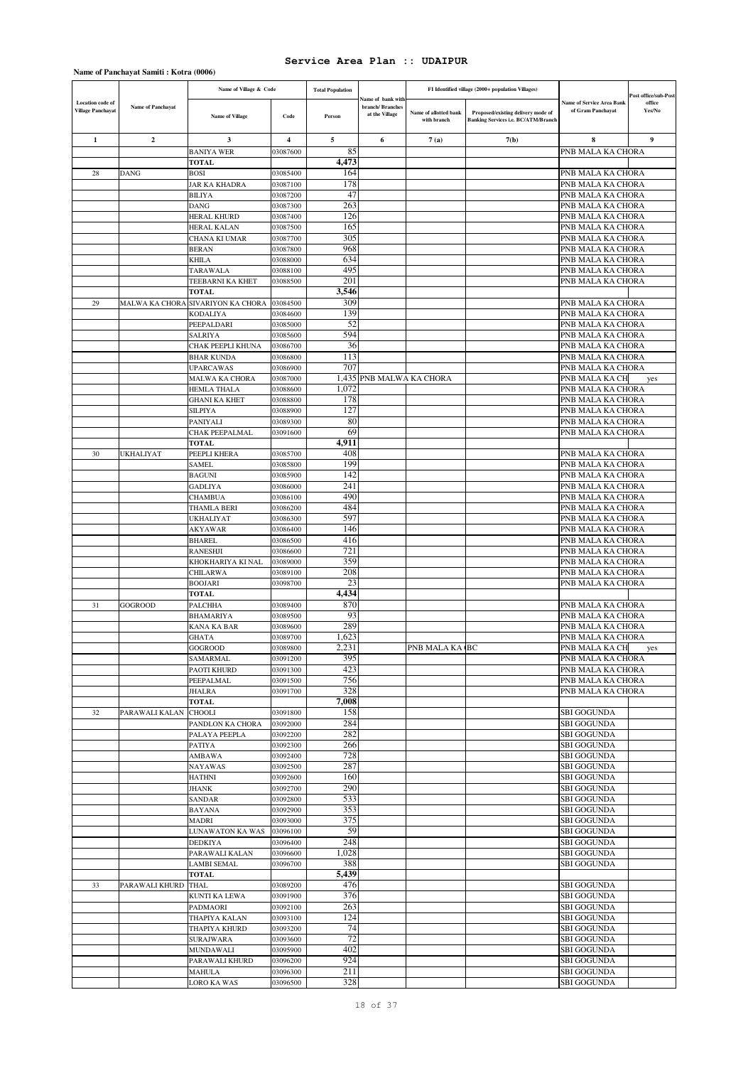# Service Area Plan :: UDAIPUR

**Name of Panchayat Samiti : Kotra (0006)**

| Location code of Village Panchayat | Name of Panchayat | Name of Village & Code | | Total Population | Name of bank with branch/ Branches at the Village | FI Identified village (2000+ population Villages) | | Name of Service Area Bank of Gram Panchayat | Post office/sub-Post office Yes/No |
|---|---|---|---|---|---|---|---|---|---|
| | | Name of Village | Code | Person | | Name of allotted bank with branch | Proposed/existing delivery mode of Banking Services i.e. BC/ATM/Branch | | |
| 1 | 2 | 3 | 4 | 5 | 6 | 7 (a) | 7(b) | 8 | 9 |
| | | BANIYA WER | 03087600 | 85 | | | | PNB MALA KA CHORA | |
| | | TOTAL | | 4,473 | | | | | |
| 28 | DANG | BOSI | 03085400 | 164 | | | | PNB MALA KA CHORA | |
| | | JAR KA KHADRA | 03087100 | 178 | | | | PNB MALA KA CHORA | |
| | | BILIYA | 03087200 | 47 | | | | PNB MALA KA CHORA | |
| | | DANG | 03087300 | 263 | | | | PNB MALA KA CHORA | |
| | | HERAL KHURD | 03087400 | 126 | | | | PNB MALA KA CHORA | |
| | | HERAL KALAN | 03087500 | 165 | | | | PNB MALA KA CHORA | |
| | | CHANA KI UMAR | 03087700 | 305 | | | | PNB MALA KA CHORA | |
| | | BERAN | 03087800 | 968 | | | | PNB MALA KA CHORA | |
| | | KHILA | 03088000 | 634 | | | | PNB MALA KA CHORA | |
| | | TARAWALA | 03088100 | 495 | | | | PNB MALA KA CHORA | |
| | | TEEBARNI KA KHET | 03088500 | 201 | | | | PNB MALA KA CHORA | |
| | | TOTAL | | 3,546 | | | | | |
| 29 | MALWA KA CHORA | SIVARIYON KA CHORA | 03084500 | 309 | | | | PNB MALA KA CHORA | |
| | | KODALIYA | 03084600 | 139 | | | | PNB MALA KA CHORA | |
| | | PEEPALDARI | 03085000 | 52 | | | | PNB MALA KA CHORA | |
| | | SALRIYA | 03085600 | 594 | | | | PNB MALA KA CHORA | |
| | | CHAK PEEPLI KHUNA | 03086700 | 36 | | | | PNB MALA KA CHORA | |
| | | BHAR KUNDA | 03086800 | 113 | | | | PNB MALA KA CHORA | |
| | | UPARCAWAS | 03086900 | 707 | | | | PNB MALA KA CHORA | |
| | | MALWA KA CHORA | 03087000 | 1,435 | PNB MALWA KA CHORA | | | PNB MALA KA CH | yes |
| | | HEMLA THALA | 03088600 | 1,072 | | | | PNB MALA KA CHORA | |
| | | GHANI KA KHET | 03088800 | 178 | | | | PNB MALA KA CHORA | |
| | | SILPIYA | 03088900 | 127 | | | | PNB MALA KA CHORA | |
| | | PANIYALI | 03089300 | 80 | | | | PNB MALA KA CHORA | |
| | | CHAK PEEPALMAL | 03091600 | 69 | | | | PNB MALA KA CHORA | |
| | | TOTAL | | 4,911 | | | | | |
| 30 | UKHALIYAT | PEEPLI KHERA | 03085700 | 408 | | | | PNB MALA KA CHORA | |
| | | SAMEL | 03085800 | 199 | | | | PNB MALA KA CHORA | |
| | | BAGUNI | 03085900 | 142 | | | | PNB MALA KA CHORA | |
| | | GADLIYA | 03086000 | 241 | | | | PNB MALA KA CHORA | |
| | | CHAMBUA | 03086100 | 490 | | | | PNB MALA KA CHORA | |
| | | THAMLA BERI | 03086200 | 484 | | | | PNB MALA KA CHORA | |
| | | UKHALIYAT | 03086300 | 597 | | | | PNB MALA KA CHORA | |
| | | AKYAWAR | 03086400 | 146 | | | | PNB MALA KA CHORA | |
| | | BHAREL | 03086500 | 416 | | | | PNB MALA KA CHORA | |
| | | RANESHJI | 03086600 | 721 | | | | PNB MALA KA CHORA | |
| | | KHOKHARIYA KI NAL | 03089000 | 359 | | | | PNB MALA KA CHORA | |
| | | CHILARWA | 03089100 | 208 | | | | PNB MALA KA CHORA | |
| | | BOOJARI | 03098700 | 23 | | | | PNB MALA KA CHORA | |
| | | TOTAL | | 4,434 | | | | | |
| 31 | GOGROOD | PALCHHA | 03089400 | 870 | | | | PNB MALA KA CHORA | |
| | | BHAMARIYA | 03089500 | 93 | | | | PNB MALA KA CHORA | |
| | | KANA KA BAR | 03089600 | 289 | | | | PNB MALA KA CHORA | |
| | | GHATA | 03089700 | 1,623 | | | | PNB MALA KA CHORA | |
| | | GOGROOD | 03089800 | 2,231 | | PNB MALA KA | BC | PNB MALA KA CH | yes |
| | | SAMARMAL | 03091200 | 395 | | | | PNB MALA KA CHORA | |
| | | PAOTI KHURD | 03091300 | 423 | | | | PNB MALA KA CHORA | |
| | | PEEPALMAL | 03091500 | 756 | | | | PNB MALA KA CHORA | |
| | | JHALRA | 03091700 | 328 | | | | PNB MALA KA CHORA | |
| | | TOTAL | | 7,008 | | | | | |
| 32 | PARAWALI KALAN | CHOOLI | 03091800 | 158 | | | | SBI GOGUNDA | |
| | | PANDLON KA CHORA | 03092000 | 284 | | | | SBI GOGUNDA | |
| | | PALAYA PEEPLA | 03092200 | 282 | | | | SBI GOGUNDA | |
| | | PATIYA | 03092300 | 266 | | | | SBI GOGUNDA | |
| | | AMBAWA | 03092400 | 728 | | | | SBI GOGUNDA | |
| | | NAYAWAS | 03092500 | 287 | | | | SBI GOGUNDA | |
| | | HATHNI | 03092600 | 160 | | | | SBI GOGUNDA | |
| | | JHANK | 03092700 | 290 | | | | SBI GOGUNDA | |
| | | SANDAR | 03092800 | 533 | | | | SBI GOGUNDA | |
| | | BAYANA | 03092900 | 353 | | | | SBI GOGUNDA | |
| | | MADRI | 03093000 | 375 | | | | SBI GOGUNDA | |
| | | LUNAWATON KA WAS | 03096100 | 59 | | | | SBI GOGUNDA | |
| | | DEDKIYA | 03096400 | 248 | | | | SBI GOGUNDA | |
| | | PARAWALI KALAN | 03096600 | 1,028 | | | | SBI GOGUNDA | |
| | | LAMBI SEMAL | 03096700 | 388 | | | | SBI GOGUNDA | |
| | | TOTAL | | 5,439 | | | | | |
| 33 | PARAWALI KHURD | THAL | 03089200 | 476 | | | | SBI GOGUNDA | |
| | | KUNTI KA LEWA | 03091900 | 376 | | | | SBI GOGUNDA | |
| | | PADMAORI | 03092100 | 263 | | | | SBI GOGUNDA | |
| | | THAPIYA KALAN | 03093100 | 124 | | | | SBI GOGUNDA | |
| | | THAPIYA KHURD | 03093200 | 74 | | | | SBI GOGUNDA | |
| | | SURAJWARA | 03093600 | 72 | | | | SBI GOGUNDA | |
| | | MUNDAWALI | 03095900 | 402 | | | | SBI GOGUNDA | |
| | | PARAWALI KHURD | 03096200 | 924 | | | | SBI GOGUNDA | |
| | | MAHULA | 03096300 | 211 | | | | SBI GOGUNDA | |
| | | LORO KA WAS | 03096500 | 328 | | | | SBI GOGUNDA | |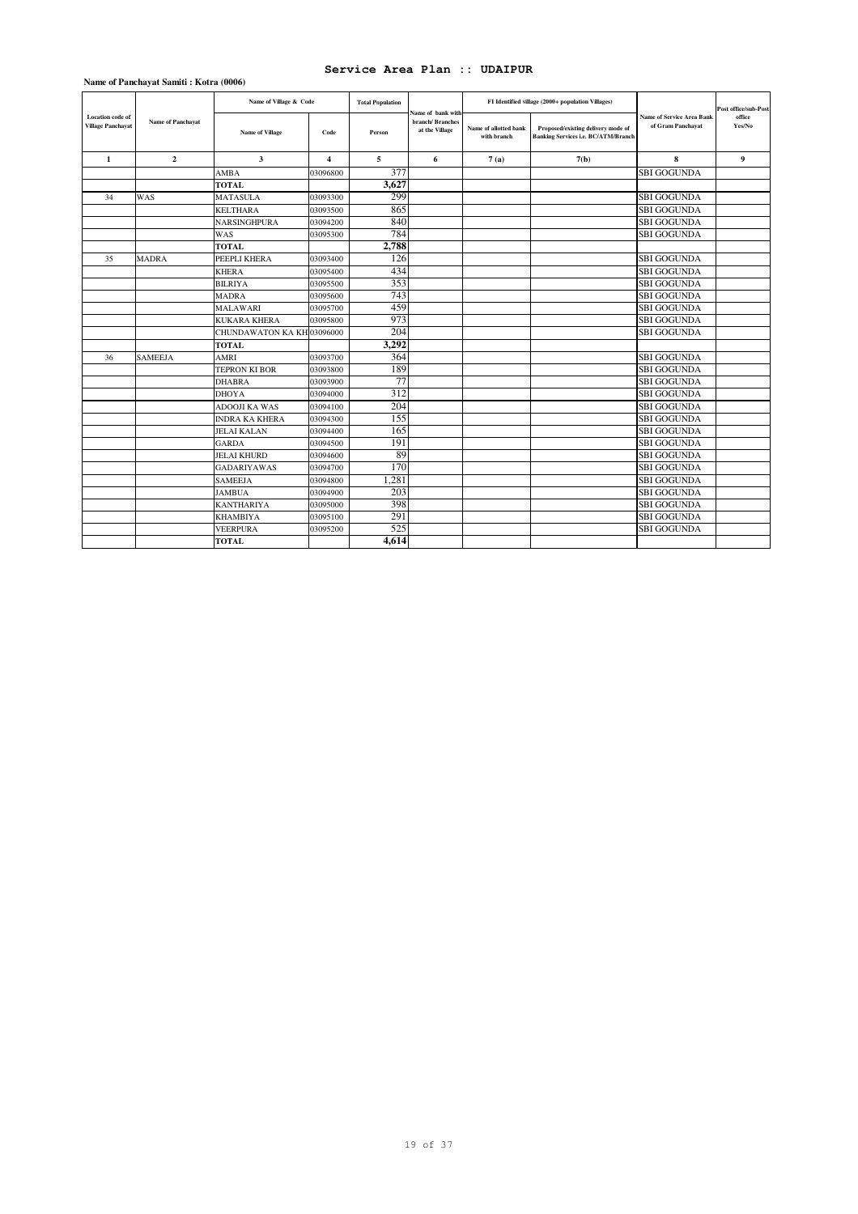# Service Area Plan :: UDAIPUR

**Name of Panchayat Samiti : Kotra (0006)**

| Location code of Village Panchayat | Name of Panchayat | Name of Village & Code | | Total Population | Name of bank with branch/ Branches at the Village | FI Identified village (2000+ population Villages) | | Name of Service Area Bank of Gram Panchayat | Post office/sub-Post office Yes/No |
|---|---|---|---|---|---|---|---|---|---|
| | | Name of Village | Code | Person | | Name of allotted bank with branch | Proposed/existing delivery mode of Banking Services i.e. BC/ATM/Branch | | |
| 1 | 2 | 3 | 4 | 5 | 6 | 7 (a) | 7(b) | 8 | 9 |
| | | AMBA | 03096800 | 377 | | | | SBI GOGUNDA | |
| | | TOTAL | | 3,627 | | | | | |
| 34 | WAS | MATASULA | 03093300 | 299 | | | | SBI GOGUNDA | |
| | | KELTHARA | 03093500 | 865 | | | | SBI GOGUNDA | |
| | | NARSINGHPURA | 03094200 | 840 | | | | SBI GOGUNDA | |
| | | WAS | 03095300 | 784 | | | | SBI GOGUNDA | |
| | | TOTAL | | 2,788 | | | | | |
| 35 | MADRA | PEEPLI KHERA | 03093400 | 126 | | | | SBI GOGUNDA | |
| | | KHERA | 03095400 | 434 | | | | SBI GOGUNDA | |
| | | BILRIYA | 03095500 | 353 | | | | SBI GOGUNDA | |
| | | MADRA | 03095600 | 743 | | | | SBI GOGUNDA | |
| | | MALAWARI | 03095700 | 459 | | | | SBI GOGUNDA | |
| | | KUKARA KHERA | 03095800 | 973 | | | | SBI GOGUNDA | |
| | | CHUNDAWATON KA KH | 03096000 | 204 | | | | SBI GOGUNDA | |
| | | TOTAL | | 3,292 | | | | | |
| 36 | SAMEEJA | AMRI | 03093700 | 364 | | | | SBI GOGUNDA | |
| | | TEPRON KI BOR | 03093800 | 189 | | | | SBI GOGUNDA | |
| | | DHABRA | 03093900 | 77 | | | | SBI GOGUNDA | |
| | | DHOYA | 03094000 | 312 | | | | SBI GOGUNDA | |
| | | ADOOJI KA WAS | 03094100 | 204 | | | | SBI GOGUNDA | |
| | | INDRA KA KHERA | 03094300 | 155 | | | | SBI GOGUNDA | |
| | | JELAI KALAN | 03094400 | 165 | | | | SBI GOGUNDA | |
| | | GARDA | 03094500 | 191 | | | | SBI GOGUNDA | |
| | | JELAI KHURD | 03094600 | 89 | | | | SBI GOGUNDA | |
| | | GADARIYAWAS | 03094700 | 170 | | | | SBI GOGUNDA | |
| | | SAMEEJA | 03094800 | 1,281 | | | | SBI GOGUNDA | |
| | | JAMBUA | 03094900 | 203 | | | | SBI GOGUNDA | |
| | | KANTHARIYA | 03095000 | 398 | | | | SBI GOGUNDA | |
| | | KHAMBIYA | 03095100 | 291 | | | | SBI GOGUNDA | |
| | | VEERPURA | 03095200 | 525 | | | | SBI GOGUNDA | |
| | | TOTAL | | 4,614 | | | | | |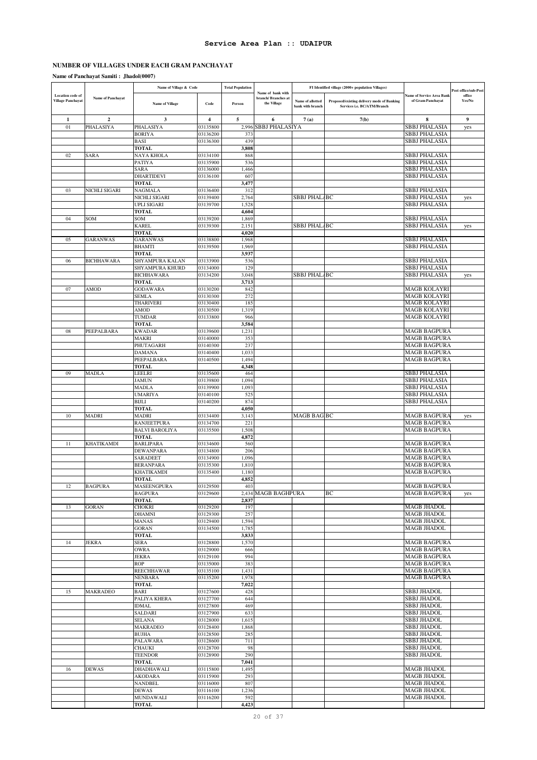# Service Area Plan :: UDAIPUR

## NUMBER OF VILLAGES UNDER EACH GRAM PANCHAYAT

**Name of Panchayat Samiti : Jhadol(0007)**

| Location code of Village Panchayat | Name of Panchayat | Name of Village & Code | | Total Population | Name of bank with branch/ Branches at the Village | FI Identified village (2000+ population Villages) | | Name of Service Area Bank of Gram Panchayat | Post office/sub-Post office Yes/No |
|---|---|---|---|---|---|---|---|---|---|
| | | Name of Village | Code | Person | | Name of allotted bank with branch | Proposed/existing delivery mode of Banking Services i.e. BC/ATM/Branch | | |
| 1 | 2 | 3 | 4 | 5 | 6 | 7 (a) | 7(b) | 8 | 9 |
| 01 | PHALASIYA | PHALASIYA | 03135800 | 2,996 | SBBJ PHALASIYA | | | SBBJ PHALASIA | yes |
| | | BORIYA | 03136200 | 373 | | | | SBBJ PHALASIA | |
| | | BASI | 03136300 | 439 | | | | SBBJ PHALASIA | |
| | | TOTAL | | 3,808 | | | | | |
| 02 | SARA | NAYA KHOLA | 03134100 | 868 | | | | SBBJ PHALASIA | |
| | | PATIYA | 03135900 | 536 | | | | SBBJ PHALASIA | |
| | | SARA | 03136000 | 1,466 | | | | SBBJ PHALASIA | |
| | | DHARTIDEVI | 03136100 | 607 | | | | SBBJ PHALASIA | |
| | | TOTAL | | 3,477 | | | | | |
| 03 | NICHLI SIGARI | NAGMALA | 03136400 | 312 | | | | SBBJ PHALASIA | |
| | | NICHLI SIGARI | 03139400 | 2,764 | | SBBJ PHALA | BC | SBBJ PHALASIA | yes |
| | | UPLI SIGARI | 03139700 | 1,528 | | | | SBBJ PHALASIA | |
| | | TOTAL | | 4,604 | | | | | |
| 04 | SOM | SOM | 03139200 | 1,869 | | | | SBBJ PHALASIA | |
| | | KAREL | 03139300 | 2,151 | | SBBJ PHALA | BC | SBBJ PHALASIA | yes |
| | | TOTAL | | 4,020 | | | | | |
| 05 | GARANWAS | GARANWAS | 03138800 | 1,968 | | | | SBBJ PHALASIA | |
| | | BHAMTI | 03139500 | 1,969 | | | | SBBJ PHALASIA | |
| | | TOTAL | | 3,937 | | | | | |
| 06 | BICHHAWARA | SHYAMPURA KALAN | 03133900 | 536 | | | | SBBJ PHALASIA | |
| | | SHYAMPURA KHURD | 03134000 | 129 | | | | SBBJ PHALASIA | |
| | | BICHHAWARA | 03134200 | 3,048 | | SBBJ PHALA | BC | SBBJ PHALASIA | yes |
| | | TOTAL | | 3,713 | | | | | |
| 07 | AMOD | GODAWARA | 03130200 | 842 | | | | MAGB KOLAYRI | |
| | | SEMLA | 03130300 | 272 | | | | MAGB KOLAYRI | |
| | | THARIVERI | 03130400 | 185 | | | | MAGB KOLAYRI | |
| | | AMOD | 03130500 | 1,319 | | | | MAGB KOLAYRI | |
| | | TUMDAR | 03133800 | 966 | | | | MAGB KOLAYRI | |
| | | TOTAL | | 3,584 | | | | | |
| 08 | PEEPALBARA | KWADAR | 03139600 | 1,231 | | | | MAGB BAGPURA | |
| | | MAKRI | 03140000 | 353 | | | | MAGB BAGPURA | |
| | | PHUTAGARH | 03140300 | 237 | | | | MAGB BAGPURA | |
| | | DAMANA | 03140400 | 1,033 | | | | MAGB BAGPURA | |
| | | PEEPALBARA | 03140500 | 1,494 | | | | MAGB BAGPURA | |
| | | TOTAL | | 4,348 | | | | | |
| 09 | MADLA | LEELRI | 03135600 | 464 | | | | SBBJ PHALASIA | |
| | | JAMUN | 03139800 | 1,094 | | | | SBBJ PHALASIA | |
| | | MADLA | 03139900 | 1,093 | | | | SBBJ PHALASIA | |
| | | UMARIYA | 03140100 | 525 | | | | SBBJ PHALASIA | |
| | | BIJLI | 03140200 | 874 | | | | SBBJ PHALASIA | |
| | | TOTAL | | 4,050 | | | | | |
| 10 | MADRI | MADRI | 03134400 | 3,143 | | MAGB BAG | BC | MAGB BAGPURA | yes |
| | | RANJEETPURA | 03134700 | 221 | | | | MAGB BAGPURA | |
| | | BALVI BAROLIYA | 03135500 | 1,508 | | | | MAGB BAGPURA | |
| | | TOTAL | | 4,872 | | | | | |
| 11 | KHATIKAMDI | BARLIPARA | 03134600 | 560 | | | | MAGB BAGPURA | |
| | | DEWANPARA | 03134800 | 206 | | | | MAGB BAGPURA | |
| | | SARADEET | 03134900 | 1,096 | | | | MAGB BAGPURA | |
| | | BERANPARA | 03135300 | 1,810 | | | | MAGB BAGPURA | |
| | | KHATIKAMDI | 03135400 | 1,180 | | | | MAGB BAGPURA | |
| | | TOTAL | | 4,852 | | | | | |
| 12 | BAGPURA | MASEENGPURA | 03129500 | 403 | | | | MAGB BAGPURA | |
| | | BAGPURA | 03129600 | 2,434 | MAGB BAGHPURA | | BC | MAGB BAGPURA | yes |
| | | TOTAL | | 2,837 | | | | | |
| 13 | GORAN | CHOKRI | 03129200 | 197 | | | | MAGB JHADOL | |
| | | DHAMNI | 03129300 | 257 | | | | MAGB JHADOL | |
| | | MANAS | 03129400 | 1,594 | | | | MAGB JHADOL | |
| | | GORAN | 03134500 | 1,785 | | | | MAGB JHADOL | |
| | | TOTAL | | 3,833 | | | | | |
| 14 | JEKRA | SERA | 03128800 | 1,570 | | | | MAGB BAGPURA | |
| | | OWRA | 03129000 | 666 | | | | MAGB BAGPURA | |
| | | JEKRA | 03129100 | 994 | | | | MAGB BAGPURA | |
| | | ROP | 03135000 | 383 | | | | MAGB BAGPURA | |
| | | REECHHAWAR | 03135100 | 1,431 | | | | MAGB BAGPURA | |
| | | NENBARA | 03135200 | 1,978 | | | | MAGB BAGPURA | |
| | | TOTAL | | 7,022 | | | | | |
| 15 | MAKRADEO | BARI | 03127600 | 428 | | | | SBBJ JHADOL | |
| | | PALIYA KHERA | 03127700 | 644 | | | | SBBJ JHADOL | |
| | | IDMAL | 03127800 | 469 | | | | SBBJ JHADOL | |
| | | SALDARI | 03127900 | 633 | | | | SBBJ JHADOL | |
| | | SELANA | 03128000 | 1,615 | | | | SBBJ JHADOL | |
| | | MAKRADEO | 03128400 | 1,868 | | | | SBBJ JHADOL | |
| | | BUJHA | 03128500 | 285 | | | | SBBJ JHADOL | |
| | | PALAWARA | 03128600 | 711 | | | | SBBJ JHADOL | |
| | | CHAUKI | 03128700 | 98 | | | | SBBJ JHADOL | |
| | | TEENDOR | 03128900 | 290 | | | | SBBJ JHADOL | |
| | | TOTAL | | 7,041 | | | | | |
| 16 | DEWAS | DHADHAWALI | 03115800 | 1,495 | | | | MAGB JHADOL | |
| | | AKODARA | 03115900 | 293 | | | | MAGB JHADOL | |
| | | NANDBEL | 03116000 | 807 | | | | MAGB JHADOL | |
| | | DEWAS | 03116100 | 1,236 | | | | MAGB JHADOL | |
| | | MUNDAWALI | 03116200 | 592 | | | | MAGB JHADOL | |
| | | TOTAL | | 4,423 | | | | | |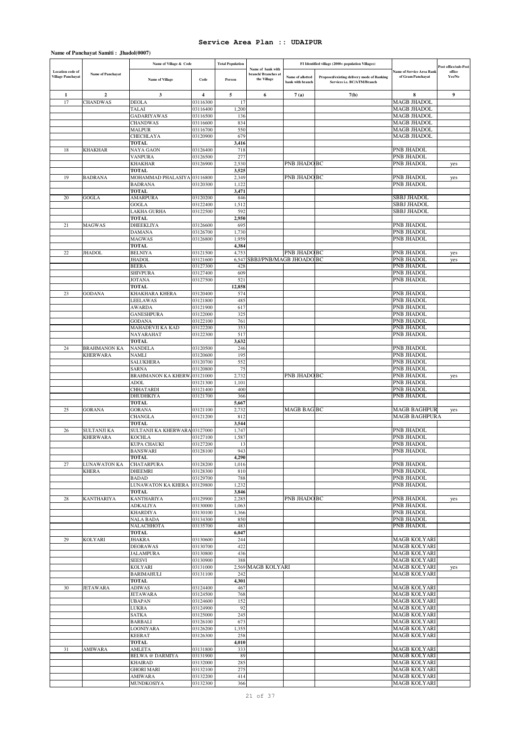# Service Area Plan :: UDAIPUR

**Name of Panchayat Samiti : Jhadol(0007)**

| Location code of Village Panchayat | Name of Panchayat | Name of Village & Code | | Total Population | Name of bank with branch/ Branches at the Village | FI Identified village (2000+ population Villages) | | Name of Service Area Bank of Gram Panchayat | Post office/sub-Post office Yes/No |
|---|---|---|---|---|---|---|---|---|---|
| | | Name of Village | Code | Person | | Name of allotted bank with branch | Proposed/existing delivery mode of Banking Services i.e. BC/ATM/Branch | | |
| 1 | 2 | 3 | 4 | 5 | 6 | 7 (a) | 7(b) | 8 | 9 |
| 17 | CHANDWAS | DEOLA | 03116300 | 17 | | | | MAGB JHADOL | |
| | | TALAI | 03116400 | 1,200 | | | | MAGB JHADOL | |
| | | GADARIYAWAS | 03116500 | 136 | | | | MAGB JHADOL | |
| | | CHANDWAS | 03116600 | 834 | | | | MAGB JHADOL | |
| | | MALPUR | 03116700 | 550 | | | | MAGB JHADOL | |
| | | CHECHLAYA | 03120900 | 679 | | | | MAGB JHADOL | |
| | | **TOTAL** | | **3,416** | | | | | |
| 18 | KHAKHAR | NAYA GAON | 03126400 | 718 | | | | PNB JHADOL | |
| | | VANPURA | 03126500 | 277 | | | | PNB JHADOL | |
| | | KHAKHAR | 03126900 | 2,530 | | PNB JHADO | BC | PNB JHADOL | yes |
| | | **TOTAL** | | **3,525** | | | | | |
| 19 | BADRANA | MOHAMMAD PHALASIYA | 03116800 | 2,349 | | PNB JHADO | BC | PNB JHADOL | yes |
| | | BADRANA | 03120300 | 1,122 | | | | PNB JHADOL | |
| | | **TOTAL** | | **3,471** | | | | | |
| 20 | GOGLA | AMARPURA | 03120200 | 846 | | | | SBBJ JHADOL | |
| | | GOGLA | 03122400 | 1,512 | | | | SBBJ JHADOL | |
| | | LAKHA GURHA | 03122500 | 592 | | | | SBBJ JHADOL | |
| | | **TOTAL** | | **2,950** | | | | | |
| 21 | MAGWAS | DHEEKLIYA | 03126600 | 695 | | | | PNB JHADOL | |
| | | DAMANA | 03126700 | 1,730 | | | | PNB JHADOL | |
| | | MAGWAS | 03126800 | 1,959 | | | | PNB JHADOL | |
| | | **TOTAL** | | **4,384** | | | | | |
| 22 | JHADOL | BELNIYA | 03121500 | 4,753 | | PNB JHADO | BC | PNB JHADOL | yes |
| | | JHADOL | 03121600 | 6,547 | SBBJ/PNB/MAGB | JHOADO | BC | PNB JHADOL | yes |
| | | BEERA | 03127300 | 428 | | | | PNB JHADOL | |
| | | SHIVPURA | 03127400 | 609 | | | | PNB JHADOL | |
| | | JOTANA | 03127500 | 521 | | | | PNB JHADOL | |
| | | **TOTAL** | | **12,858** | | | | | |
| 23 | GODANA | KHAKHARA KHERA | 03120400 | 574 | | | | PNB JHADOL | |
| | | LEELAWAS | 03121800 | 485 | | | | PNB JHADOL | |
| | | AWARDA | 03121900 | 617 | | | | PNB JHADOL | |
| | | GANESHPURA | 03122000 | 325 | | | | PNB JHADOL | |
| | | GODANA | 03122100 | 761 | | | | PNB JHADOL | |
| | | MAHADEVJI KA KAD | 03122200 | 353 | | | | PNB JHADOL | |
| | | NAYARAHAT | 03122300 | 517 | | | | PNB JHADOL | |
| | | **TOTAL** | | **3,632** | | | | | |
| 24 | BRAHMANON KA KHERWARA | NANDELA | 03120500 | 246 | | | | PNB JHADOL | |
| | | NAMLI | 03120600 | 195 | | | | PNB JHADOL | |
| | | SALUKHERA | 03120700 | 552 | | | | PNB JHADOL | |
| | | SARNA | 03120800 | 75 | | | | PNB JHADOL | |
| | | BRAHMANON KA KHERW | 03121000 | 2,732 | | PNB JHADO | BC | PNB JHADOL | yes |
| | | ADOL | 03121300 | 1,101 | | | | PNB JHADOL | |
| | | CHHATARDI | 03121400 | 400 | | | | PNB JHADOL | |
| | | DHUDHKIYA | 03121700 | 366 | | | | PNB JHADOL | |
| | | **TOTAL** | | **5,667** | | | | | |
| 25 | GORANA | GORANA | 03121100 | 2,732 | | MAGB BAG | BC | MAGB BAGHPUR | yes |
| | | CHANGLA | 03121200 | 812 | | | | MAGB BAGHPURA | |
| | | **TOTAL** | | **3,544** | | | | | |
| 26 | SULTANJI KA KHERWARA | SULTANJI KA KHERWARA | 03127000 | 1,747 | | | | PNB JHADOL | |
| | | KOCHLA | 03127100 | 1,587 | | | | PNB JHADOL | |
| | | KUPA CHAUKI | 03127200 | 13 | | | | PNB JHADOL | |
| | | BANSWARI | 03128100 | 943 | | | | PNB JHADOL | |
| | | **TOTAL** | | **4,290** | | | | | |
| 27 | LUNAWATON KA KHERA | CHATARPURA | 03128200 | 1,016 | | | | PNB JHADOL | |
| | | DHEEMRI | 03128300 | 810 | | | | PNB JHADOL | |
| | | BADAD | 03129700 | 788 | | | | PNB JHADOL | |
| | | LUNAWATON KA KHERA | 03129800 | 1,232 | | | | PNB JHADOL | |
| | | **TOTAL** | | **3,846** | | | | | |
| 28 | KANTHARIYA | KANTHARIYA | 03129900 | 2,285 | | PNB JHADO | BC | PNB JHADOL | yes |
| | | ADKALIYA | 03130000 | 1,063 | | | | PNB JHADOL | |
| | | KHARDIYA | 03130100 | 1,366 | | | | PNB JHADOL | |
| | | NALA BADA | 03134300 | 850 | | | | PNB JHADOL | |
| | | NALACHHOTA | 03135700 | 483 | | | | PNB JHADOL | |
| | | **TOTAL** | | **6,047** | | | | | |
| 29 | KOLYARI | JHAKRA | 03130600 | 244 | | | | MAGB KOLYARI | |
| | | DEORAWAS | 03130700 | 422 | | | | MAGB KOLYARI | |
| | | JALAMPURA | 03130800 | 436 | | | | MAGB KOLYARI | |
| | | SEESVI | 03130900 | 388 | | | | MAGB KOLYARI | |
| | | KOLYARI | 03131000 | 2,569 | MAGB KOLYARI | | | MAGB KOLYARI | yes |
| | | BARIMAHULI | 03131100 | 242 | | | | MAGB KOLYARI | |
| | | **TOTAL** | | **4,301** | | | | | |
| 30 | JETAWARA | ADIWAS | 03124400 | 467 | | | | MAGB KOLYARI | |
| | | JETAWARA | 03124500 | 768 | | | | MAGB KOLYARI | |
| | | UBAPAN | 03124600 | 152 | | | | MAGB KOLYARI | |
| | | LUKRA | 03124900 | 92 | | | | MAGB KOLYARI | |
| | | SATKA | 03125000 | 245 | | | | MAGB KOLYARI | |
| | | BARBALI | 03126100 | 673 | | | | MAGB KOLYARI | |
| | | LOONIYARA | 03126200 | 1,355 | | | | MAGB KOLYARI | |
| | | KEERAT | 03126300 | 258 | | | | MAGB KOLYARI | |
| | | **TOTAL** | | **4,010** | | | | | |
| 31 | AMIWARA | AMLETA | 03131800 | 333 | | | | MAGB KOLYARI | |
| | | BELWA @ DARMIYA | 03131900 | 89 | | | | MAGB KOLYARI | |
| | | KHAIRAD | 03132000 | 285 | | | | MAGB KOLYARI | |
| | | GHORI MARI | 03132100 | 275 | | | | MAGB KOLYARI | |
| | | AMIWARA | 03132200 | 414 | | | | MAGB KOLYARI | |
| | | MUNDKOSIYA | 03132300 | 366 | | | | MAGB KOLYARI | |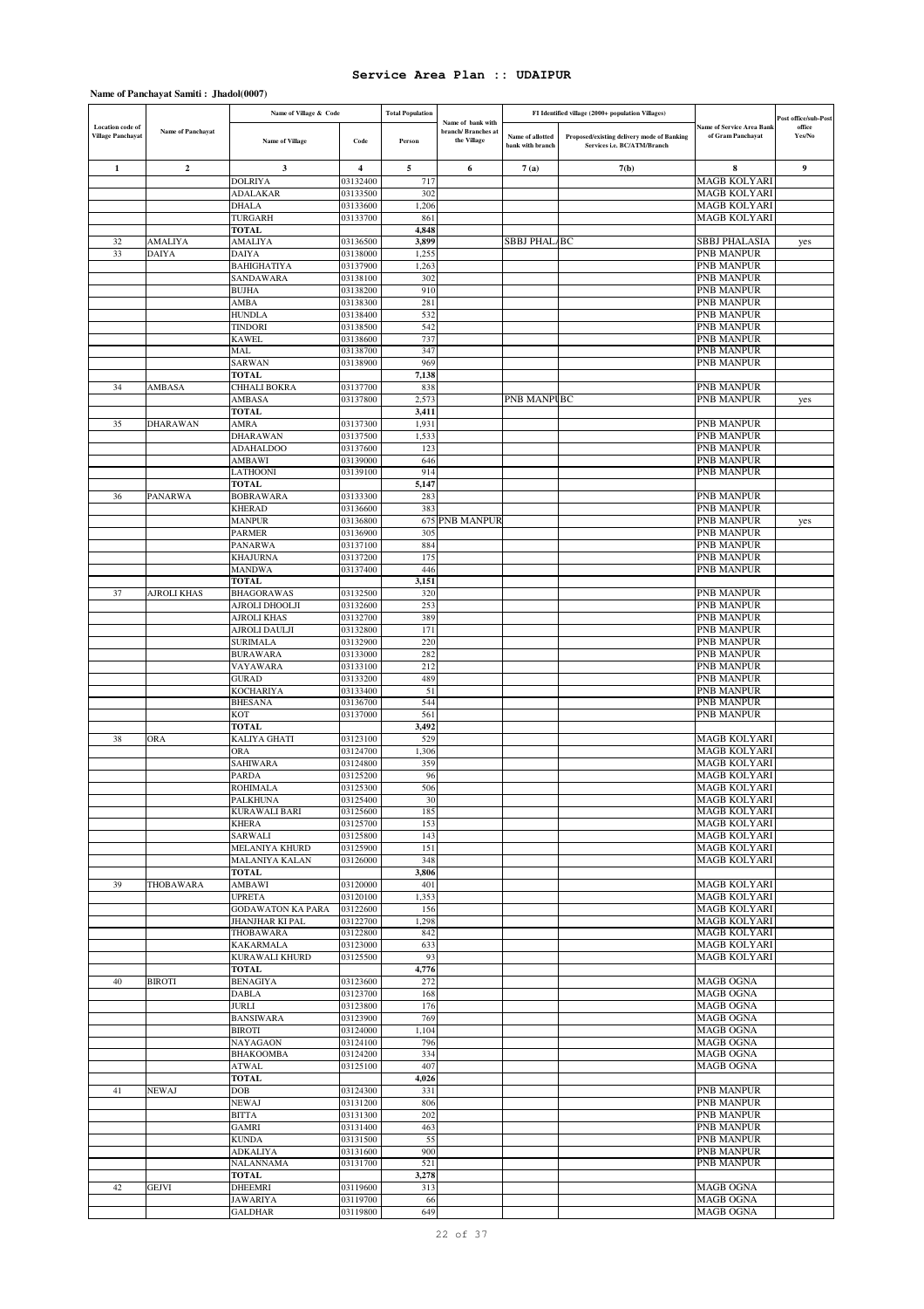# Service Area Plan :: UDAIPUR

**Name of Panchayat Samiti : Jhadol(0007)**

| Location code of Village Panchayat | Name of Panchayat | Name of Village & Code | | Total Population | Name of bank with branch/ Branches at the Village | FI Identified village (2000+ population Villages) | | Name of Service Area Bank of Gram Panchayat | Post office/sub-Post office Yes/No |
|---|---|---|---|---|---|---|---|---|---|
| | | Name of Village | Code | Person | | Name of allotted bank with branch | Proposed/existing delivery mode of Banking Services i.e. BC/ATM/Branch | | |
| 1 | 2 | 3 | 4 | 5 | 6 | 7 (a) | 7(b) | 8 | 9 |
| | | DOLRIYA | 03132400 | 717 | | | | MAGB KOLYARI | |
| | | ADALAKAR | 03133500 | 302 | | | | MAGB KOLYARI | |
| | | DHALA | 03133600 | 1,206 | | | | MAGB KOLYARI | |
| | | TURGARH | 03133700 | 861 | | | | MAGB KOLYARI | |
| | | **TOTAL** | | **4,848** | | | | | |
| 32 | AMALIYA | AMALIYA | 03136500 | 3,899 | | SBBJ PHALA | BC | SBBJ PHALASIA | yes |
| 33 | DAIYA | DAIYA | 03138000 | 1,255 | | | | PNB MANPUR | |
| | | BAHIGHATIYA | 03137900 | 1,263 | | | | PNB MANPUR | |
| | | SANDAWARA | 03138100 | 302 | | | | PNB MANPUR | |
| | | BUJHA | 03138200 | 910 | | | | PNB MANPUR | |
| | | AMBA | 03138300 | 281 | | | | PNB MANPUR | |
| | | HUNDLA | 03138400 | 532 | | | | PNB MANPUR | |
| | | TINDORI | 03138500 | 542 | | | | PNB MANPUR | |
| | | KAWEL | 03138600 | 737 | | | | PNB MANPUR | |
| | | MAL | 03138700 | 347 | | | | PNB MANPUR | |
| | | SARWAN | 03138900 | 969 | | | | PNB MANPUR | |
| | | **TOTAL** | | **7,138** | | | | | |
| 34 | AMBASA | CHHALI BOKRA | 03137700 | 838 | | | | PNB MANPUR | |
| | | AMBASA | 03137800 | 2,573 | | PNB MANPU | BC | PNB MANPUR | yes |
| | | **TOTAL** | | **3,411** | | | | | |
| 35 | DHARAWAN | AMRA | 03137300 | 1,931 | | | | PNB MANPUR | |
| | | DHARAWAN | 03137500 | 1,533 | | | | PNB MANPUR | |
| | | ADAHALDOO | 03137600 | 123 | | | | PNB MANPUR | |
| | | AMBAWI | 03139000 | 646 | | | | PNB MANPUR | |
| | | LATHOONI | 03139100 | 914 | | | | PNB MANPUR | |
| | | **TOTAL** | | **5,147** | | | | | |
| 36 | PANARWA | BOBRAWARA | 03133300 | 283 | | | | PNB MANPUR | |
| | | KHERAD | 03136600 | 383 | | | | PNB MANPUR | |
| | | MANPUR | 03136800 | 675 | PNB MANPUR | | | PNB MANPUR | yes |
| | | PARMER | 03136900 | 305 | | | | PNB MANPUR | |
| | | PANARWA | 03137100 | 884 | | | | PNB MANPUR | |
| | | KHAJURNA | 03137200 | 175 | | | | PNB MANPUR | |
| | | MANDWA | 03137400 | 446 | | | | PNB MANPUR | |
| | | **TOTAL** | | **3,151** | | | | | |
| 37 | AJROLI KHAS | BHAGORAWAS | 03132500 | 320 | | | | PNB MANPUR | |
| | | AJROLI DHOOLJI | 03132600 | 253 | | | | PNB MANPUR | |
| | | AJROLI KHAS | 03132700 | 389 | | | | PNB MANPUR | |
| | | AJROLI DAULJI | 03132800 | 171 | | | | PNB MANPUR | |
| | | SURIMALA | 03132900 | 220 | | | | PNB MANPUR | |
| | | BURAWARA | 03133000 | 282 | | | | PNB MANPUR | |
| | | VAYAWARA | 03133100 | 212 | | | | PNB MANPUR | |
| | | GURAD | 03133200 | 489 | | | | PNB MANPUR | |
| | | KOCHARIYA | 03133400 | 51 | | | | PNB MANPUR | |
| | | BHESANA | 03136700 | 544 | | | | PNB MANPUR | |
| | | KOT | 03137000 | 561 | | | | PNB MANPUR | |
| | | **TOTAL** | | **3,492** | | | | | |
| 38 | ORA | KALIYA GHATI | 03123100 | 529 | | | | MAGB KOLYARI | |
| | | ORA | 03124700 | 1,306 | | | | MAGB KOLYARI | |
| | | SAHIWARA | 03124800 | 359 | | | | MAGB KOLYARI | |
| | | PARDA | 03125200 | 96 | | | | MAGB KOLYARI | |
| | | ROHIMALA | 03125300 | 506 | | | | MAGB KOLYARI | |
| | | PALKHUNA | 03125400 | 30 | | | | MAGB KOLYARI | |
| | | KURAWALI BARI | 03125600 | 185 | | | | MAGB KOLYARI | |
| | | KHERA | 03125700 | 153 | | | | MAGB KOLYARI | |
| | | SARWALI | 03125800 | 143 | | | | MAGB KOLYARI | |
| | | MELANIYA KHURD | 03125900 | 151 | | | | MAGB KOLYARI | |
| | | MALANIYA KALAN | 03126000 | 348 | | | | MAGB KOLYARI | |
| | | **TOTAL** | | **3,806** | | | | | |
| 39 | THOBAWARA | AMBAWI | 03120000 | 401 | | | | MAGB KOLYARI | |
| | | UPRETA | 03120100 | 1,353 | | | | MAGB KOLYARI | |
| | | GODAWATON KA PARA | 03122600 | 156 | | | | MAGB KOLYARI | |
| | | JHANJHAR KI PAL | 03122700 | 1,298 | | | | MAGB KOLYARI | |
| | | THOBAWARA | 03122800 | 842 | | | | MAGB KOLYARI | |
| | | KAKARMALA | 03123000 | 633 | | | | MAGB KOLYARI | |
| | | KURAWALI KHURD | 03125500 | 93 | | | | MAGB KOLYARI | |
| | | **TOTAL** | | **4,776** | | | | | |
| 40 | BIROTI | BENAGIYA | 03123600 | 272 | | | | MAGB OGNA | |
| | | DABLA | 03123700 | 168 | | | | MAGB OGNA | |
| | | JURLI | 03123800 | 176 | | | | MAGB OGNA | |
| | | BANSIWARA | 03123900 | 769 | | | | MAGB OGNA | |
| | | BIROTI | 03124000 | 1,104 | | | | MAGB OGNA | |
| | | NAYAGAON | 03124100 | 796 | | | | MAGB OGNA | |
| | | BHAKOOMBA | 03124200 | 334 | | | | MAGB OGNA | |
| | | ATWAL | 03125100 | 407 | | | | MAGB OGNA | |
| | | **TOTAL** | | **4,026** | | | | | |
| 41 | NEWAJ | DOB | 03124300 | 331 | | | | PNB MANPUR | |
| | | NEWAJ | 03131200 | 806 | | | | PNB MANPUR | |
| | | BITTA | 03131300 | 202 | | | | PNB MANPUR | |
| | | GAMRI | 03131400 | 463 | | | | PNB MANPUR | |
| | | KUNDA | 03131500 | 55 | | | | PNB MANPUR | |
| | | ADKALIYA | 03131600 | 900 | | | | PNB MANPUR | |
| | | NALANNAMA | 03131700 | 521 | | | | PNB MANPUR | |
| | | **TOTAL** | | **3,278** | | | | | |
| 42 | GEJVI | DHEEMRI | 03119600 | 313 | | | | MAGB OGNA | |
| | | JAWARIYA | 03119700 | 66 | | | | MAGB OGNA | |
| | | GALDHAR | 03119800 | 649 | | | | MAGB OGNA | |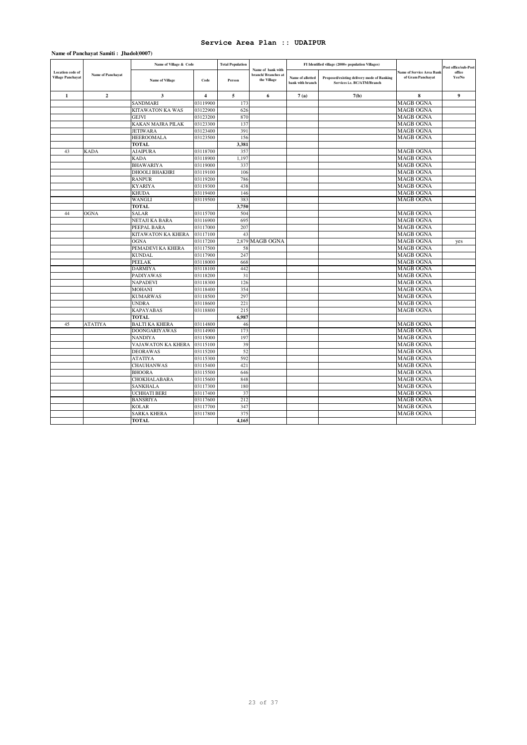# Service Area Plan :: UDAIPUR

**Name of Panchayat Samiti : Jhadol(0007)**

| Location code of Village Panchayat | Name of Panchayat | Name of Village & Code | | Total Population | Name of bank with branch/ Branches at the Village | FI Identified village (2000+ population Villages) | | Name of Service Area Bank of Gram Panchayat | Post office/sub-Post office Yes/No |
|---|---|---|---|---|---|---|---|---|---|
| | | Name of Village | Code | Person | | Name of allotted bank with branch | Proposed/existing delivery mode of Banking Services i.e. BC/ATM/Branch | | |
| 1 | 2 | 3 | 4 | 5 | 6 | 7 (a) | 7(b) | 8 | 9 |
| | | SANDMARI | 03119900 | 173 | | | | MAGB OGNA | |
| | | KITAWATON KA WAS | 03122900 | 626 | | | | MAGB OGNA | |
| | | GEJVI | 03123200 | 870 | | | | MAGB OGNA | |
| | | KAKAN MAJRA PILAK | 03123300 | 137 | | | | MAGB OGNA | |
| | | JETIWARA | 03123400 | 391 | | | | MAGB OGNA | |
| | | HEEROOMALA | 03123500 | 156 | | | | MAGB OGNA | |
| | | **TOTAL** | | **3,381** | | | | | |
| 43 | KADA | AJAIPURA | 03118700 | 357 | | | | MAGB OGNA | |
| | | KADA | 03118900 | 1,197 | | | | MAGB OGNA | |
| | | BHAWARIYA | 03119000 | 337 | | | | MAGB OGNA | |
| | | DHOOLI BHAKHRI | 03119100 | 106 | | | | MAGB OGNA | |
| | | RANPUR | 03119200 | 786 | | | | MAGB OGNA | |
| | | KYARIYA | 03119300 | 438 | | | | MAGB OGNA | |
| | | KHUDA | 03119400 | 146 | | | | MAGB OGNA | |
| | | WANGLI | 03119500 | 383 | | | | MAGB OGNA | |
| | | **TOTAL** | | **3,750** | | | | | |
| 44 | OGNA | SALAR | 03115700 | 504 | | | | MAGB OGNA | |
| | | NETAJI KA BARA | 03116900 | 695 | | | | MAGB OGNA | |
| | | PEEPAL BARA | 03117000 | 207 | | | | MAGB OGNA | |
| | | KITAWATON KA KHERA | 03117100 | 43 | | | | MAGB OGNA | |
| | | OGNA | 03117200 | 2,879 | MAGB OGNA | | | MAGB OGNA | yes |
| | | PEMADEVI KA KHERA | 03117500 | 58 | | | | MAGB OGNA | |
| | | KUNDAL | 03117900 | 247 | | | | MAGB OGNA | |
| | | PEELAK | 03118000 | 668 | | | | MAGB OGNA | |
| | | DARMIYA | 03118100 | 442 | | | | MAGB OGNA | |
| | | PADIYAWAS | 03118200 | 31 | | | | MAGB OGNA | |
| | | NAPADEVI | 03118300 | 126 | | | | MAGB OGNA | |
| | | MOHANI | 03118400 | 354 | | | | MAGB OGNA | |
| | | KUMARWAS | 03118500 | 297 | | | | MAGB OGNA | |
| | | UNDRA | 03118600 | 221 | | | | MAGB OGNA | |
| | | KAPAYABAS | 03118800 | 215 | | | | MAGB OGNA | |
| | | **TOTAL** | | **6,987** | | | | | |
| 45 | ATATIYA | BALTI KA KHERA | 03114800 | 46 | | | | MAGB OGNA | |
| | | DOONGARIYAWAS | 03114900 | 173 | | | | MAGB OGNA | |
| | | NANDIYA | 03115000 | 197 | | | | MAGB OGNA | |
| | | VAJAWATON KA KHERA | 03115100 | 39 | | | | MAGB OGNA | |
| | | DEORAWAS | 03115200 | 52 | | | | MAGB OGNA | |
| | | ATATIYA | 03115300 | 592 | | | | MAGB OGNA | |
| | | CHAUHANWAS | 03115400 | 421 | | | | MAGB OGNA | |
| | | BHOORA | 03115500 | 646 | | | | MAGB OGNA | |
| | | CHOKHALABARA | 03115600 | 848 | | | | MAGB OGNA | |
| | | SANKHALA | 03117300 | 180 | | | | MAGB OGNA | |
| | | UCHHATI BERI | 03117400 | 37 | | | | MAGB OGNA | |
| | | BANSRIYA | 03117600 | 212 | | | | MAGB OGNA | |
| | | KOLAR | 03117700 | 347 | | | | MAGB OGNA | |
| | | SARKA KHERA | 03117800 | 375 | | | | MAGB OGNA | |
| | | **TOTAL** | | **4,165** | | | | | |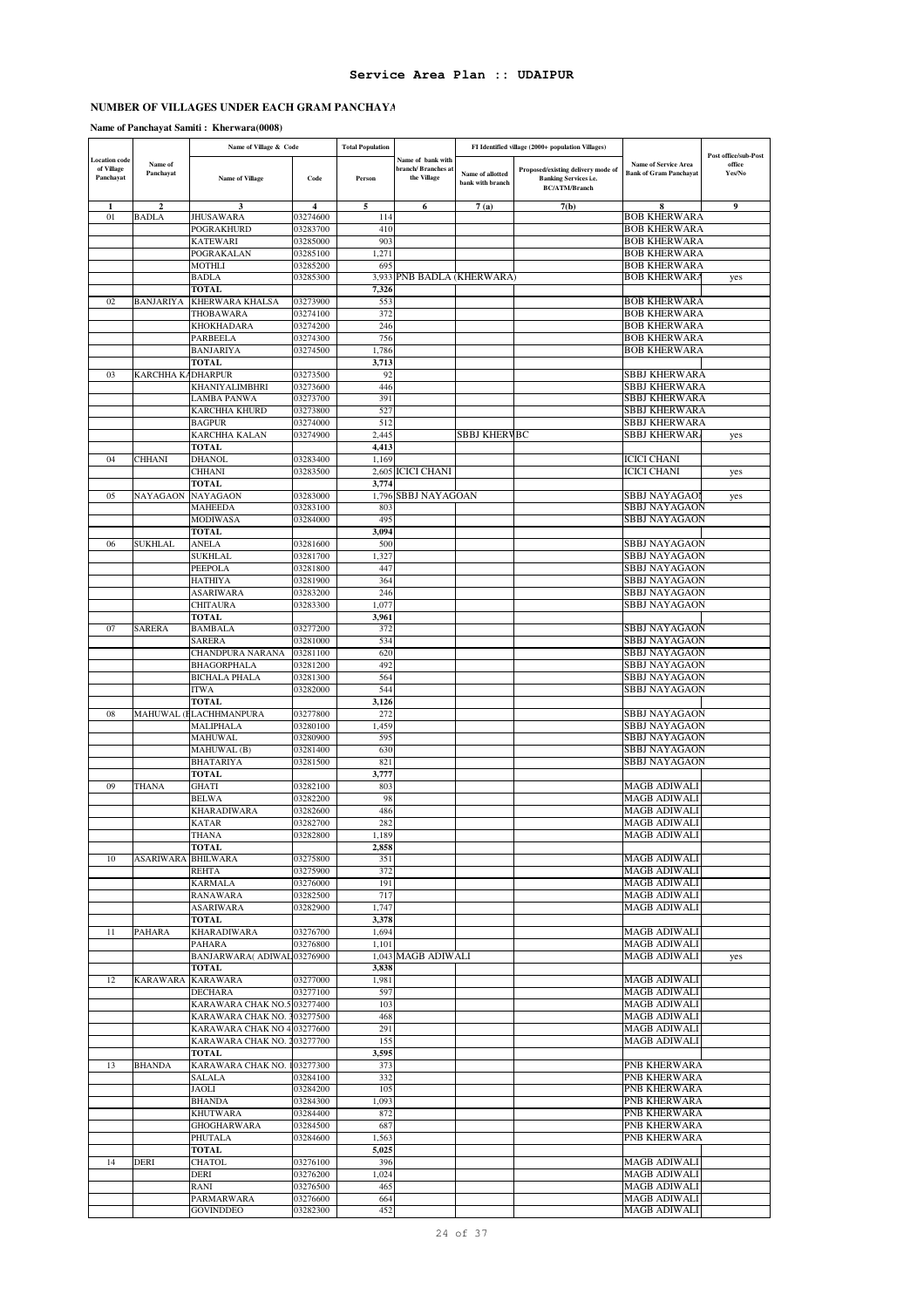## Service Area Plan :: UDAIPUR

### NUMBER OF VILLAGES UNDER EACH GRAM PANCHAYA

**Name of Panchayat Samiti : Kherwara(0008)**

| Location code of Village Panchayat | Name of Panchayat | Name of Village & Code | | Total Population | Name of bank with branch/ Branches at the Village | FI Identified village (2000+ population Villages) | | Name of Service Area Bank of Gram Panchayat | Post office/sub-Post office Yes/No |
|---|---|---|---|---|---|---|---|---|---|
| | | Name of Village | Code | Person | | Name of allotted bank with branch | Proposed/existing delivery mode of Banking Services i.e. BC/ATM/Branch | | |
| 1 | 2 | 3 | 4 | 5 | 6 | 7 (a) | 7(b) | 8 | 9 |
| 01 | BADLA | JHUSAWARA | 03274600 | 114 | | | | BOB KHERWARA | |
| | | POGRAKHURD | 03283700 | 410 | | | | BOB KHERWARA | |
| | | KATEWARI | 03285000 | 903 | | | | BOB KHERWARA | |
| | | POGRAKALAN | 03285100 | 1,271 | | | | BOB KHERWARA | |
| | | MOTHLI | 03285200 | 695 | | | | BOB KHERWARA | |
| | | BADLA | 03285300 | 3,933 | PNB BADLA (KHERWARA) | | | BOB KHERWARA | yes |
| | | TOTAL | | 7,326 | | | | | |
| 02 | BANJARIYA | KHERWARA KHALSA | 03273900 | 553 | | | | BOB KHERWARA | |
| | | THOBAWARA | 03274100 | 372 | | | | BOB KHERWARA | |
| | | KHOKHADARA | 03274200 | 246 | | | | BOB KHERWARA | |
| | | PARBEELA | 03274300 | 756 | | | | BOB KHERWARA | |
| | | BANJARIYA | 03274500 | 1,786 | | | | BOB KHERWARA | |
| | | TOTAL | | 3,713 | | | | | |
| 03 | KARCHHA KA | DHARPUR | 03273500 | 92 | | | | SBBJ KHERWARA | |
| | | KHANIYALIMBHRI | 03273600 | 446 | | | | SBBJ KHERWARA | |
| | | LAMBA PANWA | 03273700 | 391 | | | | SBBJ KHERWARA | |
| | | KARCHHA KHURD | 03273800 | 527 | | | | SBBJ KHERWARA | |
| | | BAGPUR | 03274000 | 512 | | | | SBBJ KHERWARA | |
| | | KARCHHA KALAN | 03274900 | 2,445 | | SBBJ KHERWA | BC | SBBJ KHERWARA | yes |
| | | TOTAL | | 4,413 | | | | | |
| 04 | CHHANI | DHANOL | 03283400 | 1,169 | | | | ICICI CHANI | |
| | | CHHANI | 03283500 | 2,605 | ICICI CHANI | | | ICICI CHANI | yes |
| | | TOTAL | | 3,774 | | | | | |
| 05 | NAYAGAON | NAYAGAON | 03283000 | 1,796 | SBBJ NAYAGOAN | | | SBBJ NAYAGAON | yes |
| | | MAHEEDA | 03283100 | 803 | | | | SBBJ NAYAGAON | |
| | | MODIWASA | 03284000 | 495 | | | | SBBJ NAYAGAON | |
| | | TOTAL | | 3,094 | | | | | |
| 06 | SUKHLAL | ANELA | 03281600 | 500 | | | | SBBJ NAYAGAON | |
| | | SUKHLAL | 03281700 | 1,327 | | | | SBBJ NAYAGAON | |
| | | PEEPOLA | 03281800 | 447 | | | | SBBJ NAYAGAON | |
| | | HATHIYA | 03281900 | 364 | | | | SBBJ NAYAGAON | |
| | | ASARIWARA | 03283200 | 246 | | | | SBBJ NAYAGAON | |
| | | CHITAURA | 03283300 | 1,077 | | | | SBBJ NAYAGAON | |
| | | TOTAL | | 3,961 | | | | | |
| 07 | SARERA | BAMBALA | 03277200 | 372 | | | | SBBJ NAYAGAON | |
| | | SARERA | 03281000 | 534 | | | | SBBJ NAYAGAON | |
| | | CHANDPURA NARANA | 03281100 | 620 | | | | SBBJ NAYAGAON | |
| | | BHAGORPHALA | 03281200 | 492 | | | | SBBJ NAYAGAON | |
| | | BICHALA PHALA | 03281300 | 564 | | | | SBBJ NAYAGAON | |
| | | ITWA | 03282000 | 544 | | | | SBBJ NAYAGAON | |
| | | TOTAL | | 3,126 | | | | | |
| 08 | MAHUWAL (B | LACHHMANPURA | 03277800 | 272 | | | | SBBJ NAYAGAON | |
| | | MALIPHALA | 03280100 | 1,459 | | | | SBBJ NAYAGAON | |
| | | MAHUWAL | 03280900 | 595 | | | | SBBJ NAYAGAON | |
| | | MAHUWAL (B) | 03281400 | 630 | | | | SBBJ NAYAGAON | |
| | | BHATARIYA | 03281500 | 821 | | | | SBBJ NAYAGAON | |
| | | TOTAL | | 3,777 | | | | | |
| 09 | THANA | GHATI | 03282100 | 803 | | | | MAGB ADIWALI | |
| | | BELWA | 03282200 | 98 | | | | MAGB ADIWALI | |
| | | KHARADIWARA | 03282600 | 486 | | | | MAGB ADIWALI | |
| | | KATAR | 03282700 | 282 | | | | MAGB ADIWALI | |
| | | THANA | 03282800 | 1,189 | | | | MAGB ADIWALI | |
| | | TOTAL | | 2,858 | | | | | |
| 10 | ASARIWARA | BHILWARA | 03275800 | 351 | | | | MAGB ADIWALI | |
| | | REHTA | 03275900 | 372 | | | | MAGB ADIWALI | |
| | | KARMALA | 03276000 | 191 | | | | MAGB ADIWALI | |
| | | RANAWARA | 03282500 | 717 | | | | MAGB ADIWALI | |
| | | ASARIWARA | 03282900 | 1,747 | | | | MAGB ADIWALI | |
| | | TOTAL | | 3,378 | | | | | |
| 11 | PAHARA | KHARADIWARA | 03276700 | 1,694 | | | | MAGB ADIWALI | |
| | | PAHARA | 03276800 | 1,101 | | | | MAGB ADIWALI | |
| | | BANJARWARA( ADIWALI | 03276900 | 1,043 | MAGB ADIWALI | | | MAGB ADIWALI | yes |
| | | TOTAL | | 3,838 | | | | | |
| 12 | KARAWARA | KARAWARA | 03277000 | 1,981 | | | | MAGB ADIWALI | |
| | | DECHARA | 03277100 | 597 | | | | MAGB ADIWALI | |
| | | KARAWARA CHAK NO.5 | 03277400 | 103 | | | | MAGB ADIWALI | |
| | | KARAWARA CHAK NO. 3 | 03277500 | 468 | | | | MAGB ADIWALI | |
| | | KARAWARA CHAK NO 4 | 03277600 | 291 | | | | MAGB ADIWALI | |
| | | KARAWARA CHAK NO. 2 | 03277700 | 155 | | | | MAGB ADIWALI | |
| | | TOTAL | | 3,595 | | | | | |
| 13 | BHANDA | KARAWARA CHAK NO. 1 | 03277300 | 373 | | | | PNB KHERWARA | |
| | | SALALA | 03284100 | 332 | | | | PNB KHERWARA | |
| | | JAOLI | 03284200 | 105 | | | | PNB KHERWARA | |
| | | BHANDA | 03284300 | 1,093 | | | | PNB KHERWARA | |
| | | KHUTWARA | 03284400 | 872 | | | | PNB KHERWARA | |
| | | GHOGHARWARA | 03284500 | 687 | | | | PNB KHERWARA | |
| | | PHUTALA | 03284600 | 1,563 | | | | PNB KHERWARA | |
| | | TOTAL | | 5,025 | | | | | |
| 14 | DERI | CHATOL | 03276100 | 396 | | | | MAGB ADIWALI | |
| | | DERI | 03276200 | 1,024 | | | | MAGB ADIWALI | |
| | | RANI | 03276500 | 465 | | | | MAGB ADIWALI | |
| | | PARMARWARA | 03276600 | 664 | | | | MAGB ADIWALI | |
| | | GOVINDDEO | 03282300 | 452 | | | | MAGB ADIWALI | |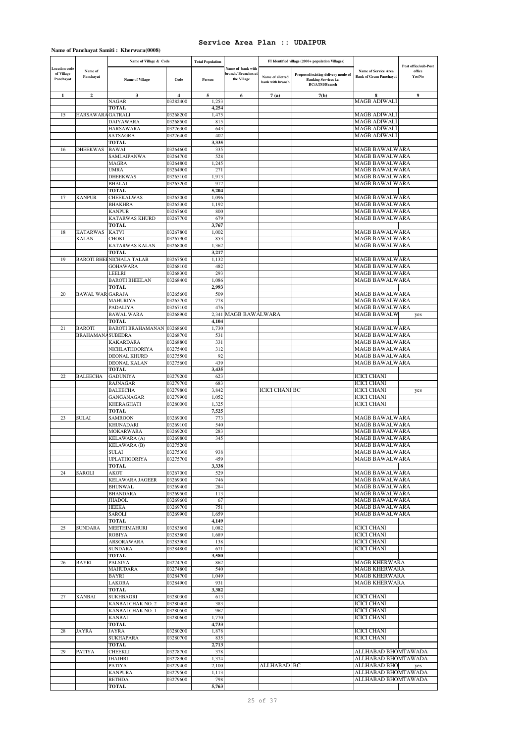# Service Area Plan :: UDAIPUR

**Name of Panchayat Samiti : Kherwara(0008)**

| Location code of Village Panchayat | Name of Panchayat | Name of Village & Code | | Total Population | Name of bank with branch/ Branches at the Village | FI Identified village (2000+ population Villages) | | Name of Service Area Bank of Gram Panchayat | Post office/sub-Post office Yes/No |
|---|---|---|---|---|---|---|---|---|---|
| | | Name of Village | Code | Person | | Name of allotted bank with branch | Proposed/existing delivery mode of Banking Services i.e. BC/ATM/Branch | | |
| 1 | 2 | 3 | 4 | 5 | 6 | 7 (a) | 7(b) | 8 | 9 |
| | | NAGAR | 03282400 | 1,253 | | | | MAGB ADIWALI | |
| | | TOTAL | | 4,254 | | | | | |
| 15 | HARSAWARA | GATRALI | 03268200 | 1,475 | | | | MAGB ADIWALI | |
| | | DAIYAWARA | 03268500 | 815 | | | | MAGB ADIWALI | |
| | | HARSAWARA | 03276300 | 643 | | | | MAGB ADIWALI | |
| | | SATSAGRA | 03276400 | 402 | | | | MAGB ADIWALI | |
| | | TOTAL | | 3,335 | | | | | |
| 16 | DHEEKWAS | BAWAI | 03264600 | 335 | | | | MAGB BAWALWARA | |
| | | SAMLAIPANWA | 03264700 | 528 | | | | MAGB BAWALWARA | |
| | | MAGRA | 03264800 | 1,245 | | | | MAGB BAWALWARA | |
| | | UMRA | 03264900 | 271 | | | | MAGB BAWALWARA | |
| | | DHEEKWAS | 03265100 | 1,913 | | | | MAGB BAWALWARA | |
| | | BHALAI | 03265200 | 912 | | | | MAGB BAWALWARA | |
| | | TOTAL | | 5,204 | | | | | |
| 17 | KANPUR | CHEEKALWAS | 03265000 | 1,096 | | | | MAGB BAWALWARA | |
| | | BHAKHRA | 03265300 | 1,192 | | | | MAGB BAWALWARA | |
| | | KANPUR | 03267600 | 800 | | | | MAGB BAWALWARA | |
| | | KATARWAS KHURD | 03267700 | 679 | | | | MAGB BAWALWARA | |
| | | TOTAL | | 3,767 | | | | | |
| 18 | KATARWAS KALAN | KATVI | 03267800 | 1,002 | | | | MAGB BAWALWARA | |
| | | CHOKI | 03267900 | 853 | | | | MAGB BAWALWARA | |
| | | KATARWAS KALAN | 03268000 | 1,362 | | | | MAGB BAWALWARA | |
| | | TOTAL | | 3,217 | | | | | |
| 19 | BAROTI BHEE | NICHALA TALAB | 03267500 | 1,132 | | | | MAGB BAWALWARA | |
| | | GOHAWARA | 03268100 | 482 | | | | MAGB BAWALWARA | |
| | | LEELRI | 03268300 | 293 | | | | MAGB BAWALWARA | |
| | | BAROTI BHEELAN | 03268400 | 1,086 | | | | MAGB BAWALWARA | |
| | | TOTAL | | 2,993 | | | | | |
| 20 | BAWAL WAR | GARAJA | 03265600 | 509 | | | | MAGB BAWALWARA | |
| | | MAHURIYA | 03265700 | 778 | | | | MAGB BAWALWARA | |
| | | PADALIYA | 03267100 | 476 | | | | MAGB BAWALWARA | |
| | | BAWAL WARA | 03268900 | 2,341 | MAGB BAWALWARA | | | MAGB BAWALW | yes |
| | | TOTAL | | 4,104 | | | | | |
| 21 | BAROTI BRAHAMANA | BAROTI BRAHAMANAN | 03268600 | 1,730 | | | | MAGB BAWALWARA | |
| | | SUBEDRA | 03268700 | 531 | | | | MAGB BAWALWARA | |
| | | KAKARDARA | 03268800 | 331 | | | | MAGB BAWALWARA | |
| | | NICHLATHOORIYA | 03275400 | 312 | | | | MAGB BAWALWARA | |
| | | DEONAL KHURD | 03275500 | 92 | | | | MAGB BAWALWARA | |
| | | DEONAL KALAN | 03275600 | 439 | | | | MAGB BAWALWARA | |
| | | TOTAL | | 3,435 | | | | | |
| 22 | BALEECHA | GADUNIYA | 03279200 | 623 | | | | ICICI CHANI | |
| | | RAJNAGAR | 03279700 | 683 | | | | ICICI CHANI | |
| | | BALEECHA | 03279800 | 3,842 | | ICICI CHANI | BC | ICICI CHANI | yes |
| | | GANGANAGAR | 03279900 | 1,052 | | | | ICICI CHANI | |
| | | KHERAGHATI | 03280000 | 1,325 | | | | ICICI CHANI | |
| | | TOTAL | | 7,525 | | | | | |
| 23 | SULAI | SAMROON | 03269000 | 773 | | | | MAGB BAWALWARA | |
| | | KHUNADARI | 03269100 | 540 | | | | MAGB BAWALWARA | |
| | | MOKARWARA | 03269200 | 283 | | | | MAGB BAWALWARA | |
| | | KELAWARA (A) | 03269800 | 345 | | | | MAGB BAWALWARA | |
| | | KELAWARA (B) | 03275200 | | | | | MAGB BAWALWARA | |
| | | SULAI | 03275300 | 938 | | | | MAGB BAWALWARA | |
| | | UPLATHOORIYA | 03275700 | 459 | | | | MAGB BAWALWARA | |
| | | TOTAL | | 3,338 | | | | | |
| 24 | SAROLI | AKOT | 03267000 | 529 | | | | MAGB BAWALWARA | |
| | | KELAWARA JAGEER | 03269300 | 746 | | | | MAGB BAWALWARA | |
| | | BHUNWAL | 03269400 | 284 | | | | MAGB BAWALWARA | |
| | | BHANDARA | 03269500 | 113 | | | | MAGB BAWALWARA | |
| | | JHADOL | 03269600 | 67 | | | | MAGB BAWALWARA | |
| | | HEEKA | 03269700 | 751 | | | | MAGB BAWALWARA | |
| | | SAROLI | 03269900 | 1,659 | | | | MAGB BAWALWARA | |
| | | TOTAL | | 4,149 | | | | | |
| 25 | SUNDARA | MEETHIMAHURI | 03283600 | 1,082 | | | | ICICI CHANI | |
| | | ROBIYA | 03283800 | 1,689 | | | | ICICI CHANI | |
| | | ARSORAWARA | 03283900 | 138 | | | | ICICI CHANI | |
| | | SUNDARA | 03284800 | 671 | | | | ICICI CHANI | |
| | | TOTAL | | 3,580 | | | | | |
| 26 | BAYRI | PALSIYA | 03274700 | 862 | | | | MAGB KHERWARA | |
| | | MAHUDARA | 03274800 | 540 | | | | MAGB KHERWARA | |
| | | BAYRI | 03284700 | 1,049 | | | | MAGB KHERWARA | |
| | | LAKORA | 03284900 | 931 | | | | MAGB KHERWARA | |
| | | TOTAL | | 3,382 | | | | | |
| 27 | KANBAI | SUKHBAORI | 03280300 | 613 | | | | ICICI CHANI | |
| | | KANBAI CHAK NO. 2 | 03280400 | 383 | | | | ICICI CHANI | |
| | | KANBAI CHAK NO. 1 | 03280500 | 967 | | | | ICICI CHANI | |
| | | KANBAI | 03280600 | 1,770 | | | | ICICI CHANI | |
| | | TOTAL | | 4,733 | | | | | |
| 28 | JAYRA | JAYRA | 03280200 | 1,878 | | | | ICICI CHANI | |
| | | SUKHAPARA | 03280700 | 835 | | | | ICICI CHANI | |
| | | TOTAL | | 2,713 | | | | | |
| 29 | PATIYA | CHEEKLI | 03278700 | 378 | | | | ALLHABAD BHOMTAWADA | |
| | | JHAJHRI | 03278900 | 1,374 | | | | ALLHABAD BHOMTAWADA | |
| | | PATIYA | 03279400 | 2,100 | | ALLHABAD | BC | ALLHABAD BHO | yes |
| | | KANPURA | 03279500 | 1,113 | | | | ALLHABAD BHOMTAWADA | |
| | | RETHDA | 03279600 | 798 | | | | ALLHABAD BHOMTAWADA | |
| | | TOTAL | | 5,763 | | | | | |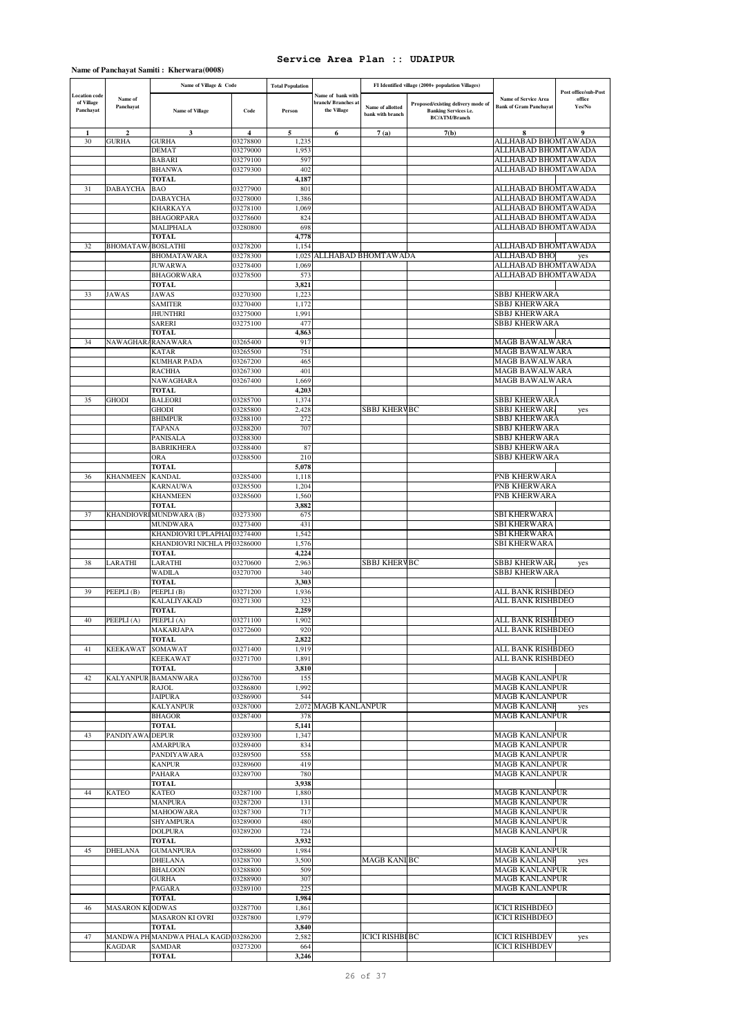# Service Area Plan :: UDAIPUR

**Name of Panchayat Samiti : Kherwara(0008)**

| Location code of Village Panchayat | Name of Panchayat | Name of Village & Code | | Total Population | Name of bank with branch/ Branches at the Village | FI Identified village (2000+ population Villages) | | Name of Service Area Bank of Gram Panchayat | Post office/sub-Post office Yes/No |
|---|---|---|---|---|---|---|---|---|---|
| | | Name of Village | Code | Person | | Name of allotted bank with branch | Proposed/existing delivery mode of Banking Services i.e. BC/ATM/Branch | | |
| 1 | 2 | 3 | 4 | 5 | 6 | 7 (a) | 7(b) | 8 | 9 |
| 30 | GURHA | GURHA | 03278800 | 1,235 | | | | ALLHABAD BHOMTAWADA | |
| | | DEMAT | 03279000 | 1,953 | | | | ALLHABAD BHOMTAWADA | |
| | | BABARI | 03279100 | 597 | | | | ALLHABAD BHOMTAWADA | |
| | | BHANWA | 03279300 | 402 | | | | ALLHABAD BHOMTAWADA | |
| | | **TOTAL** | | **4,187** | | | | | |
| 31 | DABAYCHA | BAO | 03277900 | 801 | | | | ALLHABAD BHOMTAWADA | |
| | | DABAYCHA | 03278000 | 1,386 | | | | ALLHABAD BHOMTAWADA | |
| | | KHARKAYA | 03278100 | 1,069 | | | | ALLHABAD BHOMTAWADA | |
| | | BHAGORPARA | 03278600 | 824 | | | | ALLHABAD BHOMTAWADA | |
| | | MALIPHALA | 03280800 | 698 | | | | ALLHABAD BHOMTAWADA | |
| | | **TOTAL** | | **4,778** | | | | | |
| 32 | BHOMATAWA | BOSLATHI | 03278200 | 1,154 | | | | ALLHABAD BHOMTAWADA | |
| | | BHOMATAWARA | 03278300 | 1,025 | ALLHABAD BHOMTAWADA | | | ALLHABAD BHO | yes |
| | | JUWARWA | 03278400 | 1,069 | | | | ALLHABAD BHOMTAWADA | |
| | | BHAGORWARA | 03278500 | 573 | | | | ALLHABAD BHOMTAWADA | |
| | | **TOTAL** | | **3,821** | | | | | |
| 33 | JAWAS | JAWAS | 03270300 | 1,223 | | | | SBBJ KHERWARA | |
| | | SAMITER | 03270400 | 1,172 | | | | SBBJ KHERWARA | |
| | | JHUNTHRI | 03275000 | 1,991 | | | | SBBJ KHERWARA | |
| | | SARERI | 03275100 | 477 | | | | SBBJ KHERWARA | |
| | | **TOTAL** | | **4,863** | | | | | |
| 34 | NAWAGHARA | RANAWARA | 03265400 | 917 | | | | MAGB BAWALWARA | |
| | | KATAR | 03265500 | 751 | | | | MAGB BAWALWARA | |
| | | KUMHAR PADA | 03267200 | 465 | | | | MAGB BAWALWARA | |
| | | RACHHA | 03267300 | 401 | | | | MAGB BAWALWARA | |
| | | NAWAGHARA | 03267400 | 1,669 | | | | MAGB BAWALWARA | |
| | | **TOTAL** | | **4,203** | | | | | |
| 35 | GHODI | BALEORI | 03285700 | 1,374 | | | | SBBJ KHERWARA | |
| | | GHODI | 03285800 | 2,428 | | SBBJ KHERW | BC | SBBJ KHERWAR | yes |
| | | BHIMPUR | 03288100 | 272 | | | | SBBJ KHERWARA | |
| | | TAPANA | 03288200 | 707 | | | | SBBJ KHERWARA | |
| | | PANISALA | 03288300 | | | | | SBBJ KHERWARA | |
| | | BABRIKHERA | 03288400 | 87 | | | | SBBJ KHERWARA | |
| | | ORA | 03288500 | 210 | | | | SBBJ KHERWARA | |
| | | **TOTAL** | | **5,078** | | | | | |
| 36 | KHANMEEN | KANDAL | 03285400 | 1,118 | | | | PNB KHERWARA | |
| | | KARNAUWA | 03285500 | 1,204 | | | | PNB KHERWARA | |
| | | KHANMEEN | 03285600 | 1,560 | | | | PNB KHERWARA | |
| | | **TOTAL** | | **3,882** | | | | | |
| 37 | KHANDIOVRI | MUNDWARA (B) | 03273300 | 675 | | | | SBI KHERWARA | |
| | | MUNDWARA | 03273400 | 431 | | | | SBI KHERWARA | |
| | | KHANDIOVRI UPLAPHAL | 03274400 | 1,542 | | | | SBI KHERWARA | |
| | | KHANDIOVRI NICHLA PH | 03286000 | 1,576 | | | | SBI KHERWARA | |
| | | **TOTAL** | | **4,224** | | | | | |
| 38 | LARATHI | LARATHI | 03270600 | 2,963 | | SBBJ KHERW | BC | SBBJ KHERWAR | yes |
| | | WADILA | 03270700 | 340 | | | | SBBJ KHERWARA | |
| | | **TOTAL** | | **3,303** | | | | | |
| 39 | PEEPLI (B) | PEEPLI (B) | 03271200 | 1,936 | | | | ALL BANK RISHBDEO | |
| | | KALALIYAKAD | 03271300 | 323 | | | | ALL BANK RISHBDEO | |
| | | **TOTAL** | | **2,259** | | | | | |
| 40 | PEEPLI (A) | PEEPLI (A) | 03271100 | 1,902 | | | | ALL BANK RISHBDEO | |
| | | MAKARJAPA | 03272600 | 920 | | | | ALL BANK RISHBDEO | |
| | | **TOTAL** | | **2,822** | | | | | |
| 41 | KEEKAWAT | SOMAWAT | 03271400 | 1,919 | | | | ALL BANK RISHBDEO | |
| | | KEEKAWAT | 03271700 | 1,891 | | | | ALL BANK RISHBDEO | |
| | | **TOTAL** | | **3,810** | | | | | |
| 42 | KALYANPUR | BAMANWARA | 03286700 | 155 | | | | MAGB KANLANPUR | |
| | | RAJOL | 03286800 | 1,992 | | | | MAGB KANLANPUR | |
| | | JAIPURA | 03286900 | 544 | | | | MAGB KANLANPUR | |
| | | KALYANPUR | 03287000 | 2,072 | MAGB KANLANPUR | | | MAGB KANLANP | yes |
| | | BHAGOR | 03287400 | 378 | | | | MAGB KANLANPUR | |
| | | **TOTAL** | | **5,141** | | | | | |
| 43 | PANDIYAWA | DEPUR | 03289300 | 1,347 | | | | MAGB KANLANPUR | |
| | | AMARPURA | 03289400 | 834 | | | | MAGB KANLANPUR | |
| | | PANDIYAWARA | 03289500 | 558 | | | | MAGB KANLANPUR | |
| | | KANPUR | 03289600 | 419 | | | | MAGB KANLANPUR | |
| | | PAHARA | 03289700 | 780 | | | | MAGB KANLANPUR | |
| | | **TOTAL** | | **3,938** | | | | | |
| 44 | KATEO | KATEO | 03287100 | 1,880 | | | | MAGB KANLANPUR | |
| | | MANPURA | 03287200 | 131 | | | | MAGB KANLANPUR | |
| | | MAHOOWARA | 03287300 | 717 | | | | MAGB KANLANPUR | |
| | | SHYAMPURA | 03289000 | 480 | | | | MAGB KANLANPUR | |
| | | DOLPURA | 03289200 | 724 | | | | MAGB KANLANPUR | |
| | | **TOTAL** | | **3,932** | | | | | |
| 45 | DHELANA | GUMANPURA | 03288600 | 1,984 | | | | MAGB KANLANPUR | |
| | | DHELANA | 03288700 | 3,500 | | MAGB KANL | BC | MAGB KANLANP | yes |
| | | BHALOON | 03288800 | 509 | | | | MAGB KANLANPUR | |
| | | GURHA | 03288900 | 307 | | | | MAGB KANLANPUR | |
| | | PAGARA | 03289100 | 225 | | | | MAGB KANLANPUR | |
| | | **TOTAL** | | **1,984** | | | | | |
| 46 | MASARON KI | ODWAS | 03287700 | 1,861 | | | | ICICI RISHBDEO | |
| | | MASARON KI OVRI | 03287800 | 1,979 | | | | ICICI RISHBDEO | |
| | | **TOTAL** | | **3,840** | | | | | |
| 47 | MANDWA PH KAGDAR | MANDWA PHALA KAGD | 03286200 | 2,582 | | ICICI RISHB | BC | ICICI RISHBDEV | yes |
| | | SAMDAR | 03273200 | 664 | | | | ICICI RISHBDEV | |
| | | **TOTAL** | | **3,246** | | | | | |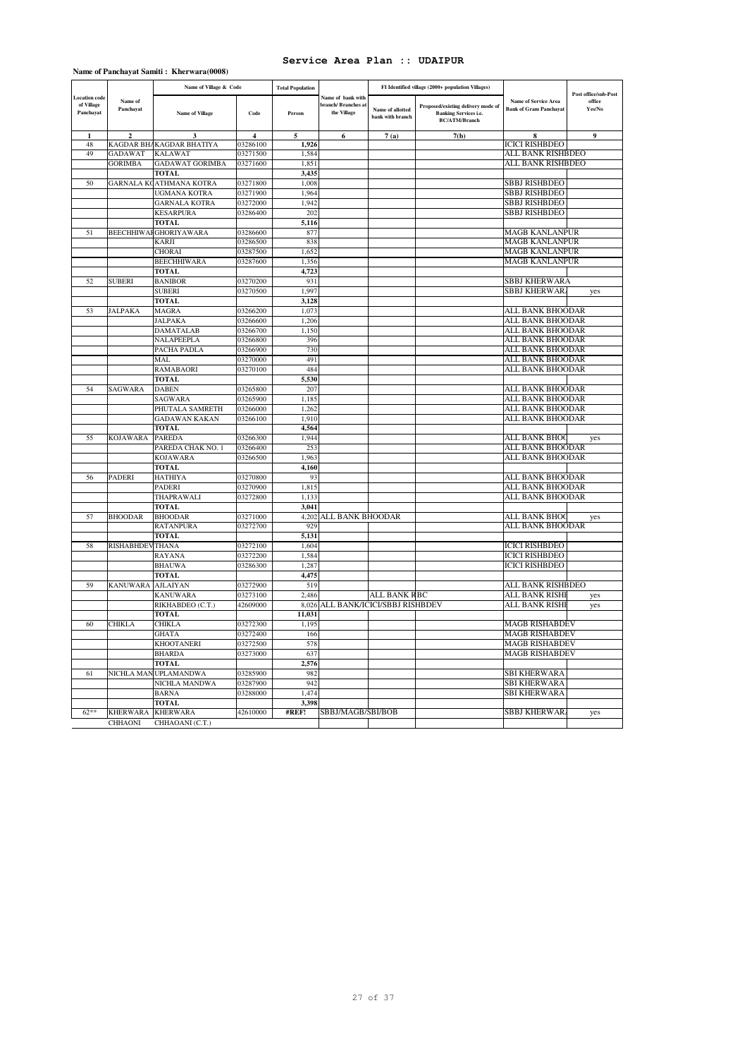# Service Area Plan :: UDAIPUR

**Name of Panchayat Samiti : Kherwara(0008)**

| Location code of Village Panchayat | Name of Panchayat | Name of Village & Code | | Total Population | Name of bank with branch/ Branches at the Village | FI Identified village (2000+ population Villages) | | Name of Service Area Bank of Gram Panchayat | Post office/sub-Post office Yes/No |
|---|---|---|---|---|---|---|---|---|---|
| | | Name of Village | Code | Person | | Name of allotted bank with branch | Proposed/existing delivery mode of Banking Services i.e. BC/ATM/Branch | | |
| 1 | 2 | 3 | 4 | 5 | 6 | 7 (a) | 7(b) | 8 | 9 |
| 48 | KAGDAR BHA | KAGDAR BHATIYA | 03286100 | 1,926 | | | | ICICI RISHBDEO | |
| 49 | GADAWAT | KALAWAT | 03271500 | 1,584 | | | | ALL BANK RISHBDEO | |
| | GORIMBA | GADAWAT GORIMBA | 03271600 | 1,851 | | | | ALL BANK RISHBDEO | |
| | | TOTAL | | 3,435 | | | | | |
| 50 | GARNALA KO | ATHMANA KOTRA | 03271800 | 1,008 | | | | SBBJ RISHBDEO | |
| | | UGMANA KOTRA | 03271900 | 1,964 | | | | SBBJ RISHBDEO | |
| | | GARNALA KOTRA | 03272000 | 1,942 | | | | SBBJ RISHBDEO | |
| | | KESARPURA | 03286400 | 202 | | | | SBBJ RISHBDEO | |
| | | TOTAL | | 5,116 | | | | | |
| 51 | BEECHHIWAR | GHORIYAWARA | 03286600 | 877 | | | | MAGB KANLANPUR | |
| | | KARJI | 03286500 | 838 | | | | MAGB KANLANPUR | |
| | | CHORAI | 03287500 | 1,652 | | | | MAGB KANLANPUR | |
| | | BEECHHIWARA | 03287600 | 1,356 | | | | MAGB KANLANPUR | |
| | | TOTAL | | 4,723 | | | | | |
| 52 | SUBERI | BANIBOR | 03270200 | 931 | | | | SBBJ KHERWARA | |
| | | SUBERI | 03270500 | 1,997 | | | | SBBJ KHERWARA | yes |
| | | TOTAL | | 3,128 | | | | | |
| 53 | JALPAKA | MAGRA | 03266200 | 1,073 | | | | ALL BANK BHOODAR | |
| | | JALPAKA | 03266600 | 1,206 | | | | ALL BANK BHOODAR | |
| | | DAMATALAB | 03266700 | 1,150 | | | | ALL BANK BHOODAR | |
| | | NALAPEEPLA | 03266800 | 396 | | | | ALL BANK BHOODAR | |
| | | PACHA PADLA | 03266900 | 730 | | | | ALL BANK BHOODAR | |
| | | MAL | 03270000 | 491 | | | | ALL BANK BHOODAR | |
| | | RAMABAORI | 03270100 | 484 | | | | ALL BANK BHOODAR | |
| | | TOTAL | | 5,530 | | | | | |
| 54 | SAGWARA | DABEN | 03265800 | 207 | | | | ALL BANK BHOODAR | |
| | | SAGWARA | 03265900 | 1,185 | | | | ALL BANK BHOODAR | |
| | | PHUTALA SAMRETH | 03266000 | 1,262 | | | | ALL BANK BHOODAR | |
| | | GADAWAN KAKAN | 03266100 | 1,910 | | | | ALL BANK BHOODAR | |
| | | TOTAL | | 4,564 | | | | | |
| 55 | KOJAWARA | PAREDA | 03266300 | 1,944 | | | | ALL BANK BHOO | yes |
| | | PAREDA CHAK NO. 1 | 03266400 | 253 | | | | ALL BANK BHOODAR | |
| | | KOJAWARA | 03266500 | 1,963 | | | | ALL BANK BHOODAR | |
| | | TOTAL | | 4,160 | | | | | |
| 56 | PADERI | HATHIYA | 03270800 | 93 | | | | ALL BANK BHOODAR | |
| | | PADERI | 03270900 | 1,815 | | | | ALL BANK BHOODAR | |
| | | THAPRAWALI | 03272800 | 1,133 | | | | ALL BANK BHOODAR | |
| | | TOTAL | | 3,041 | | | | | |
| 57 | BHOODAR | BHOODAR | 03271000 | 4,202 | ALL BANK BHOODAR | | | ALL BANK BHOO | yes |
| | | RATANPURA | 03272700 | 929 | | | | ALL BANK BHOODAR | |
| | | TOTAL | | 5,131 | | | | | |
| 58 | RISHABHDEV | THANA | 03272100 | 1,604 | | | | ICICI RISHBDEO | |
| | | RAYANA | 03272200 | 1,584 | | | | ICICI RISHBDEO | |
| | | BHAUWA | 03286300 | 1,287 | | | | ICICI RISHBDEO | |
| | | TOTAL | | 4,475 | | | | | |
| 59 | KANUWARA | AJLAIYAN | 03272900 | 519 | | | | ALL BANK RISHBDEO | |
| | | KANUWARA | 03273100 | 2,486 | | ALL BANK RBC | | ALL BANK RISHI | yes |
| | | RIKHABDEO (C.T.) | 42609000 | 8,026 | ALL BANK/ICICI/SBBJ RISHBDEV | | | ALL BANK RISHI | yes |
| | | TOTAL | | 11,031 | | | | | |
| 60 | CHIKLA | CHIKLA | 03272300 | 1,195 | | | | MAGB RISHABDEV | |
| | | GHATA | 03272400 | 166 | | | | MAGB RISHABDEV | |
| | | KHOOTANERI | 03272500 | 578 | | | | MAGB RISHABDEV | |
| | | BHARDA | 03273000 | 637 | | | | MAGB RISHABDEV | |
| | | TOTAL | | 2,576 | | | | | |
| 61 | NICHLA MAN | UPLAMANDWA | 03285900 | 982 | | | | SBI KHERWARA | |
| | | NICHLA MANDWA | 03287900 | 942 | | | | SBI KHERWARA | |
| | | BARNA | 03288000 | 1,474 | | | | SBI KHERWARA | |
| | | TOTAL | | 3,398 | | | | | |
| 62** | KHERWARA | KHERWARA | 42610000 | #REF! | SBBJ/MAGB/SBI/BOB | | | SBBJ KHERWARA | yes |
| | CHHAONI | CHHAONI (C.T.) | | | | | | | |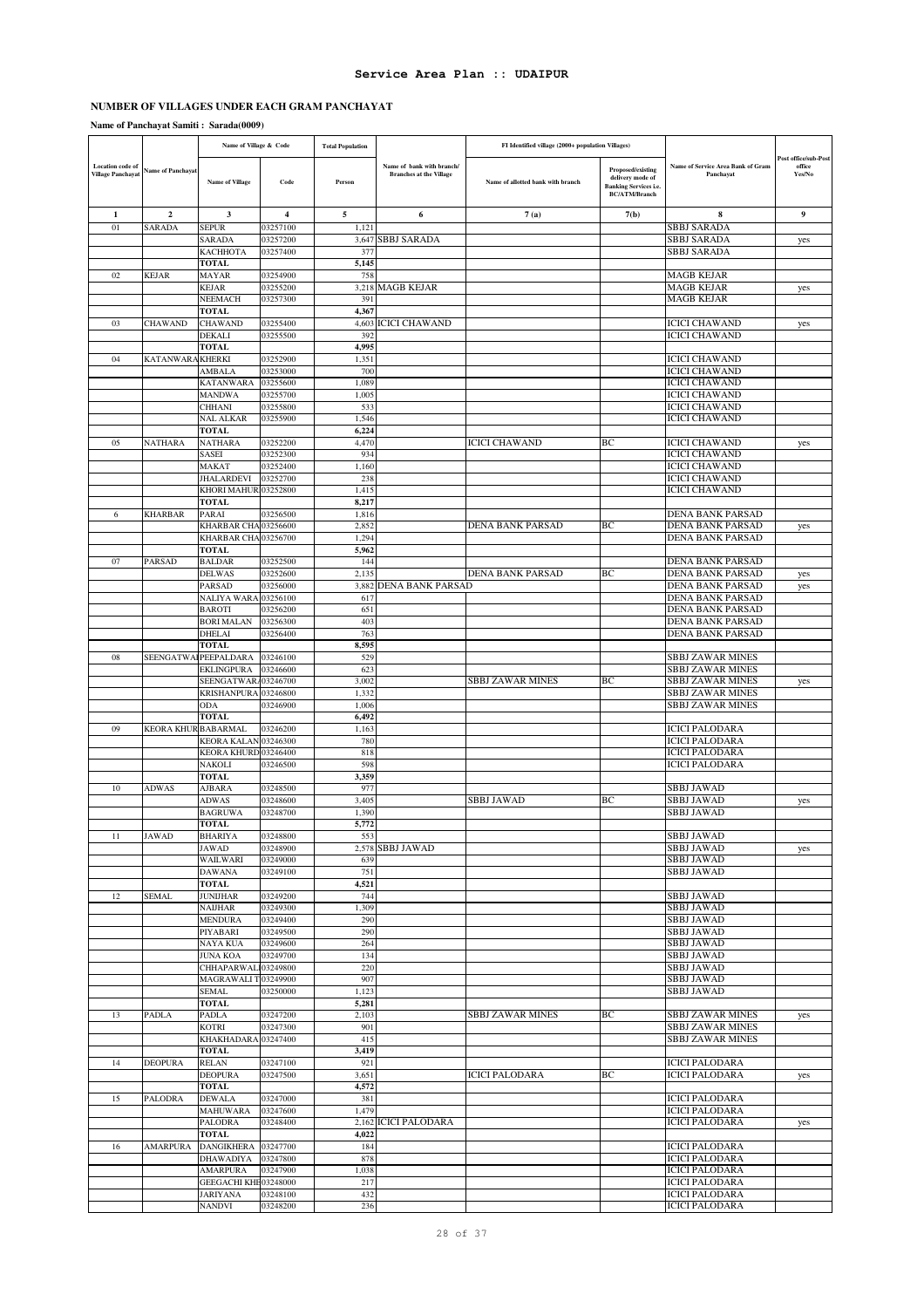# Service Area Plan :: UDAIPUR

## NUMBER OF VILLAGES UNDER EACH GRAM PANCHAYAT

**Name of Panchayat Samiti : Sarada(0009)**

| Location code of Village Panchayat | Name of Panchayat | Name of Village & Code | | Total Population | Name of bank with branch/ Branches at the Village | FI Identified village (2000+ population Villages) | | Name of Service Area Bank of Gram Panchayat | Post office/sub-Post office Yes/No |
|---|---|---|---|---|---|---|---|---|---|
| | | Name of Village | Code | Person | | Name of allotted bank with branch | Proposed/existing delivery mode of Banking Services i.e. BC/ATM/Branch | | |
| 1 | 2 | 3 | 4 | 5 | 6 | 7 (a) | 7(b) | 8 | 9 |
| 01 | SARADA | SEPUR | 03257100 | 1,121 | | | | SBBJ SARADA | |
| | | SARADA | 03257200 | 3,647 | SBBJ SARADA | | | SBBJ SARADA | yes |
| | | KACHHOTA | 03257400 | 377 | | | | SBBJ SARADA | |
| | | TOTAL | | 5,145 | | | | | |
| 02 | KEJAR | MAYAR | 03254900 | 758 | | | | MAGB KEJAR | |
| | | KEJAR | 03255200 | 3,218 | MAGB KEJAR | | | MAGB KEJAR | yes |
| | | NEEMACH | 03257300 | 391 | | | | MAGB KEJAR | |
| | | TOTAL | | 4,367 | | | | | |
| 03 | CHAWAND | CHAWAND | 03255400 | 4,603 | ICICI CHAWAND | | | ICICI CHAWAND | yes |
| | | DEKALI | 03255500 | 392 | | | | ICICI CHAWAND | |
| | | TOTAL | | 4,995 | | | | | |
| 04 | KATANWARA | KHERKI | 03252900 | 1,351 | | | | ICICI CHAWAND | |
| | | AMBALA | 03253000 | 700 | | | | ICICI CHAWAND | |
| | | KATANWARA | 03255600 | 1,089 | | | | ICICI CHAWAND | |
| | | MANDWA | 03255700 | 1,005 | | | | ICICI CHAWAND | |
| | | CHHANI | 03255800 | 533 | | | | ICICI CHAWAND | |
| | | NAL ALKAR | 03255900 | 1,546 | | | | ICICI CHAWAND | |
| | | TOTAL | | 6,224 | | | | | |
| 05 | NATHARA | NATHARA | 03252200 | 4,470 | | ICICI CHAWAND | BC | ICICI CHAWAND | yes |
| | | SASEI | 03252300 | 934 | | | | ICICI CHAWAND | |
| | | MAKAT | 03252400 | 1,160 | | | | ICICI CHAWAND | |
| | | JHALARDEVI | 03252700 | 238 | | | | ICICI CHAWAND | |
| | | KHORI MAHUR | 03252800 | 1,415 | | | | ICICI CHAWAND | |
| | | TOTAL | | 8,217 | | | | | |
| 6 | KHARBAR | PARAI | 03256500 | 1,816 | | | | DENA BANK PARSAD | |
| | | KHARBAR CHA | 03256600 | 2,852 | | DENA BANK PARSAD | BC | DENA BANK PARSAD | yes |
| | | KHARBAR CHA | 03256700 | 1,294 | | | | DENA BANK PARSAD | |
| | | TOTAL | | 5,962 | | | | | |
| 07 | PARSAD | BALDAR | 03252500 | 144 | | | | DENA BANK PARSAD | |
| | | DELWAS | 03252600 | 2,135 | | DENA BANK PARSAD | BC | DENA BANK PARSAD | yes |
| | | PARSAD | 03256000 | 3,882 | DENA BANK PARSAD | | | DENA BANK PARSAD | yes |
| | | NALIYA WARA | 03256100 | 617 | | | | DENA BANK PARSAD | |
| | | BAROTI | 03256200 | 651 | | | | DENA BANK PARSAD | |
| | | BORI MALAN | 03256300 | 403 | | | | DENA BANK PARSAD | |
| | | DHELAI | 03256400 | 763 | | | | DENA BANK PARSAD | |
| | | TOTAL | | 8,595 | | | | | |
| 08 | SEENGATWA | PEEPALDARA | 03246100 | 529 | | | | SBBJ ZAWAR MINES | |
| | | EKLINGPURA | 03246600 | 623 | | | | SBBJ ZAWAR MINES | |
| | | SEENGATWAR | 03246700 | 3,002 | | SBBJ ZAWAR MINES | BC | SBBJ ZAWAR MINES | yes |
| | | KRISHANPURA | 03246800 | 1,332 | | | | SBBJ ZAWAR MINES | |
| | | ODA | 03246900 | 1,006 | | | | SBBJ ZAWAR MINES | |
| | | TOTAL | | 6,492 | | | | | |
| 09 | KEORA KHUR | BABARMAL | 03246200 | 1,163 | | | | ICICI PALODARA | |
| | | KEORA KALAN | 03246300 | 780 | | | | ICICI PALODARA | |
| | | KEORA KHURD | 03246400 | 818 | | | | ICICI PALODARA | |
| | | NAKOLI | 03246500 | 598 | | | | ICICI PALODARA | |
| | | TOTAL | | 3,359 | | | | | |
| 10 | ADWAS | AJBARA | 03248500 | 977 | | | | SBBJ JAWAD | |
| | | ADWAS | 03248600 | 3,405 | | SBBJ JAWAD | BC | SBBJ JAWAD | yes |
| | | BAGRUWA | 03248700 | 1,390 | | | | SBBJ JAWAD | |
| | | TOTAL | | 5,772 | | | | | |
| 11 | JAWAD | BHARIYA | 03248800 | 553 | | | | SBBJ JAWAD | |
| | | JAWAD | 03248900 | 2,578 | SBBJ JAWAD | | | SBBJ JAWAD | yes |
| | | WAILWARI | 03249000 | 639 | | | | SBBJ JAWAD | |
| | | DAWANA | 03249100 | 751 | | | | SBBJ JAWAD | |
| | | TOTAL | | 4,521 | | | | | |
| 12 | SEMAL | JUNIJHAR | 03249200 | 744 | | | | SBBJ JAWAD | |
| | | NAIJHAR | 03249300 | 1,309 | | | | SBBJ JAWAD | |
| | | MENDURA | 03249400 | 290 | | | | SBBJ JAWAD | |
| | | PIYABARI | 03249500 | 290 | | | | SBBJ JAWAD | |
| | | NAYA KUA | 03249600 | 264 | | | | SBBJ JAWAD | |
| | | JUNA KOA | 03249700 | 134 | | | | SBBJ JAWAD | |
| | | CHHAPARWAL | 03249800 | 220 | | | | SBBJ JAWAD | |
| | | MAGRAWALI T | 03249900 | 907 | | | | SBBJ JAWAD | |
| | | SEMAL | 03250000 | 1,123 | | | | SBBJ JAWAD | |
| | | TOTAL | | 5,281 | | | | | |
| 13 | PADLA | PADLA | 03247200 | 2,103 | | SBBJ ZAWAR MINES | BC | SBBJ ZAWAR MINES | yes |
| | | KOTRI | 03247300 | 901 | | | | SBBJ ZAWAR MINES | |
| | | KHAKHADARA | 03247400 | 415 | | | | SBBJ ZAWAR MINES | |
| | | TOTAL | | 3,419 | | | | | |
| 14 | DEOPURA | RELAN | 03247100 | 921 | | | | ICICI PALODARA | |
| | | DEOPURA | 03247500 | 3,651 | | ICICI PALODARA | BC | ICICI PALODARA | yes |
| | | TOTAL | | 4,572 | | | | | |
| 15 | PALODRA | DEWALA | 03247000 | 381 | | | | ICICI PALODARA | |
| | | MAHUWARA | 03247600 | 1,479 | | | | ICICI PALODARA | |
| | | PALODRA | 03248400 | 2,162 | ICICI PALODARA | | | ICICI PALODARA | yes |
| | | TOTAL | | 4,022 | | | | | |
| 16 | AMARPURA | DANGIKHERA | 03247700 | 184 | | | | ICICI PALODARA | |
| | | DHAWADIYA | 03247800 | 878 | | | | ICICI PALODARA | |
| | | AMARPURA | 03247900 | 1,038 | | | | ICICI PALODARA | |
| | | GEEGACHI KHE | 03248000 | 217 | | | | ICICI PALODARA | |
| | | JARIYANA | 03248100 | 432 | | | | ICICI PALODARA | |
| | | NANDVI | 03248200 | 236 | | | | ICICI PALODARA | |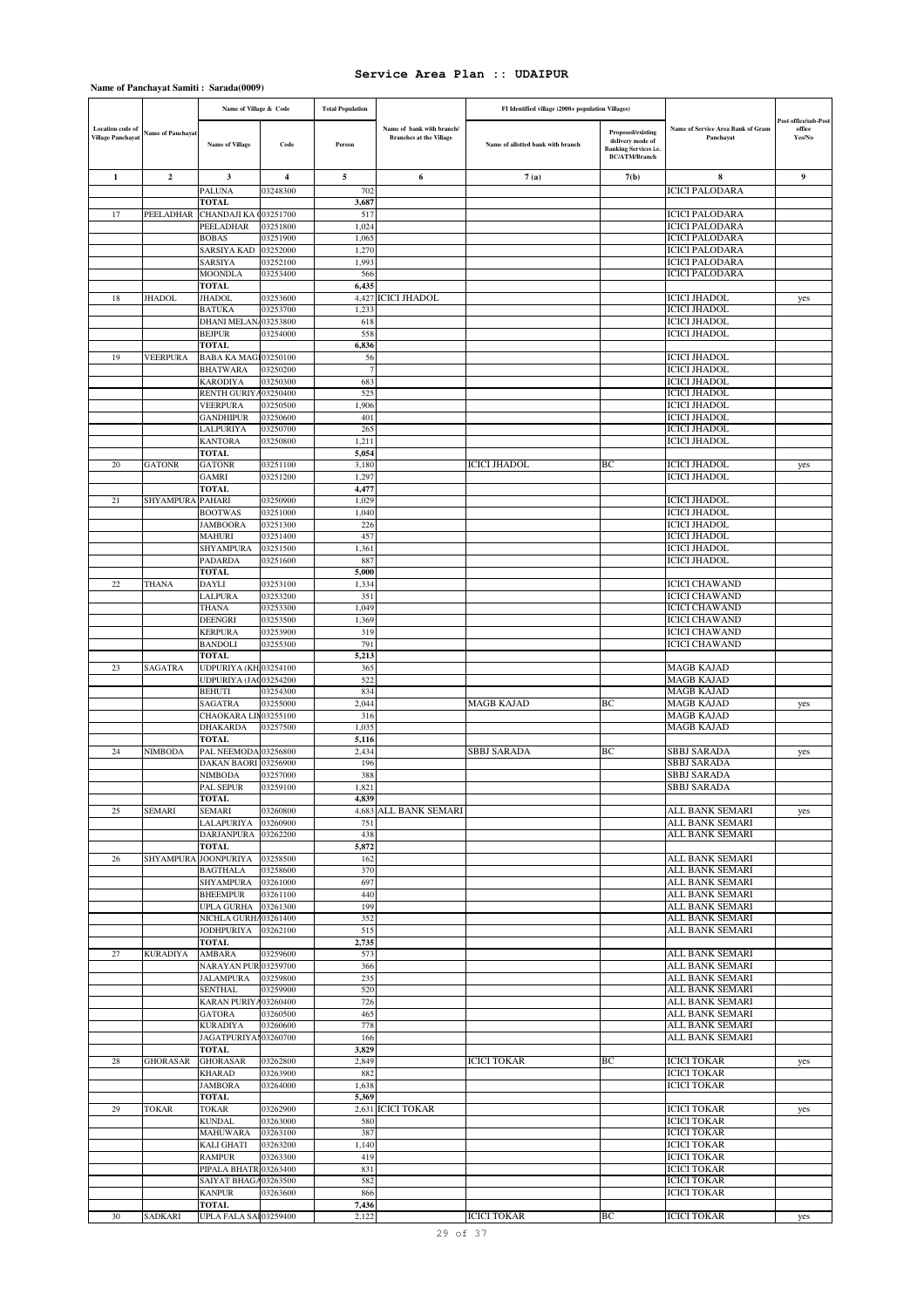# Service Area Plan :: UDAIPUR

**Name of Panchayat Samiti : Sarada(0009)**

| Location code of Village Panchayat | Name of Panchayat | Name of Village & Code | | Total Population | Name of bank with branch/ Branches at the Village | FI Identified village (2000+ population Villages) | | Name of Service Area Bank of Gram Panchayat | Post office/sub-Post office Yes/No |
|---|---|---|---|---|---|---|---|---|---|
| | | Name of Village | Code | Person | | Name of allotted bank with branch | Proposed/existing delivery mode of Banking Services i.e. BC/ATM/Branch | | |
| 1 | 2 | 3 | 4 | 5 | 6 | 7 (a) | 7(b) | 8 | 9 |
| | | PALUNA | 03248300 | 702 | | | | ICICI PALODARA | |
| | | TOTAL | | 3,687 | | | | | |
| 17 | PEELADHAR | CHANDAJI KA G | 03251700 | 517 | | | | ICICI PALODARA | |
| | | PEELADHAR | 03251800 | 1,024 | | | | ICICI PALODARA | |
| | | BOBAS | 03251900 | 1,065 | | | | ICICI PALODARA | |
| | | SARSIYA KAD | 03252000 | 1,270 | | | | ICICI PALODARA | |
| | | SARSIYA | 03252100 | 1,993 | | | | ICICI PALODARA | |
| | | MOONDLA | 03253400 | 566 | | | | ICICI PALODARA | |
| | | TOTAL | | 6,435 | | | | | |
| 18 | JHADOL | JHADOL | 03253600 | 4,427 | ICICI JHADOL | | | ICICI JHADOL | yes |
| | | BATUKA | 03253700 | 1,233 | | | | ICICI JHADOL | |
| | | DHANI MELANA | 03253800 | 618 | | | | ICICI JHADOL | |
| | | BEJPUR | 03254000 | 558 | | | | ICICI JHADOL | |
| | | TOTAL | | 6,836 | | | | | |
| 19 | VEERPURA | BABA KA MAGI | 03250100 | 56 | | | | ICICI JHADOL | |
| | | BHATWARA | 03250200 | 7 | | | | ICICI JHADOL | |
| | | KARODIYA | 03250300 | 683 | | | | ICICI JHADOL | |
| | | RENTH GURIYA | 03250400 | 525 | | | | ICICI JHADOL | |
| | | VEERPURA | 03250500 | 1,906 | | | | ICICI JHADOL | |
| | | GANDHIPUR | 03250600 | 401 | | | | ICICI JHADOL | |
| | | LALPURIYA | 03250700 | 265 | | | | ICICI JHADOL | |
| | | KANTORA | 03250800 | 1,211 | | | | ICICI JHADOL | |
| | | TOTAL | | 5,054 | | | | | |
| 20 | GATONR | GATONR | 03251100 | 3,180 | | ICICI JHADOL | BC | ICICI JHADOL | yes |
| | | GAMRI | 03251200 | 1,297 | | | | ICICI JHADOL | |
| | | TOTAL | | 4,477 | | | | | |
| 21 | SHYAMPURA | PAHARI | 03250900 | 1,029 | | | | ICICI JHADOL | |
| | | BOOTWAS | 03251000 | 1,040 | | | | ICICI JHADOL | |
| | | JAMBOORA | 03251300 | 226 | | | | ICICI JHADOL | |
| | | MAHURI | 03251400 | 457 | | | | ICICI JHADOL | |
| | | SHYAMPURA | 03251500 | 1,361 | | | | ICICI JHADOL | |
| | | PADARDA | 03251600 | 887 | | | | ICICI JHADOL | |
| | | TOTAL | | 5,000 | | | | | |
| 22 | THANA | DAYLI | 03253100 | 1,334 | | | | ICICI CHAWAND | |
| | | LALPURA | 03253200 | 351 | | | | ICICI CHAWAND | |
| | | THANA | 03253300 | 1,049 | | | | ICICI CHAWAND | |
| | | DEENGRI | 03253500 | 1,369 | | | | ICICI CHAWAND | |
| | | KERPURA | 03253900 | 319 | | | | ICICI CHAWAND | |
| | | BANDOLI | 03255300 | 791 | | | | ICICI CHAWAND | |
| | | TOTAL | | 5,213 | | | | | |
| 23 | SAGATRA | UDPURIYA (KH | 03254100 | 365 | | | | MAGB KAJAD | |
| | | UDPURIYA (JAG | 03254200 | 522 | | | | MAGB KAJAD | |
| | | BEHUTI | 03254300 | 834 | | | | MAGB KAJAD | |
| | | SAGATRA | 03255000 | 2,044 | | MAGB KAJAD | BC | MAGB KAJAD | yes |
| | | CHAOKARA LIN | 03255100 | 316 | | | | MAGB KAJAD | |
| | | DHAKARDA | 03257500 | 1,035 | | | | MAGB KAJAD | |
| | | TOTAL | | 5,116 | | | | | |
| 24 | NIMBODA | PAL NEEMODA | 03256800 | 2,434 | | SBBJ SARADA | BC | SBBJ SARADA | yes |
| | | DAKAN BAORI | 03256900 | 196 | | | | SBBJ SARADA | |
| | | NIMBODA | 03257000 | 388 | | | | SBBJ SARADA | |
| | | PAL SEPUR | 03259100 | 1,821 | | | | SBBJ SARADA | |
| | | TOTAL | | 4,839 | | | | | |
| 25 | SEMARI | SEMARI | 03260800 | 4,683 | ALL BANK SEMARI | | | ALL BANK SEMARI | yes |
| | | LALAPURIYA | 03260900 | 751 | | | | ALL BANK SEMARI | |
| | | DARJANPURA | 03262200 | 438 | | | | ALL BANK SEMARI | |
| | | TOTAL | | 5,872 | | | | | |
| 26 | SHYAMPURA | JOONPURIYA | 03258500 | 162 | | | | ALL BANK SEMARI | |
| | | BAGTHALA | 03258600 | 370 | | | | ALL BANK SEMARI | |
| | | SHYAMPURA | 03261000 | 697 | | | | ALL BANK SEMARI | |
| | | BHEEMPUR | 03261100 | 440 | | | | ALL BANK SEMARI | |
| | | UPLA GURHA | 03261300 | 199 | | | | ALL BANK SEMARI | |
| | | NICHLA GURHA | 03261400 | 352 | | | | ALL BANK SEMARI | |
| | | JODHPURIYA | 03262100 | 515 | | | | ALL BANK SEMARI | |
| | | TOTAL | | 2,735 | | | | | |
| 27 | KURADIYA | AMBARA | 03259600 | 573 | | | | ALL BANK SEMARI | |
| | | NARAYAN PUR | 03259700 | 366 | | | | ALL BANK SEMARI | |
| | | JALAMPURA | 03259800 | 235 | | | | ALL BANK SEMARI | |
| | | SENTHAL | 03259900 | 520 | | | | ALL BANK SEMARI | |
| | | KARAN PURIYA | 03260400 | 726 | | | | ALL BANK SEMARI | |
| | | GATORA | 03260500 | 465 | | | | ALL BANK SEMARI | |
| | | KURADIYA | 03260600 | 778 | | | | ALL BANK SEMARI | |
| | | JAGATPURIYAN | 03260700 | 166 | | | | ALL BANK SEMARI | |
| | | TOTAL | | 3,829 | | | | | |
| 28 | GHORASAR | GHORASAR | 03262800 | 2,849 | | ICICI TOKAR | BC | ICICI TOKAR | yes |
| | | KHARAD | 03263900 | 882 | | | | ICICI TOKAR | |
| | | JAMBORA | 03264000 | 1,638 | | | | ICICI TOKAR | |
| | | TOTAL | | 5,369 | | | | | |
| 29 | TOKAR | TOKAR | 03262900 | 2,631 | ICICI TOKAR | | | ICICI TOKAR | yes |
| | | KUNDAL | 03263000 | 580 | | | | ICICI TOKAR | |
| | | MAHUWARA | 03263100 | 387 | | | | ICICI TOKAR | |
| | | KALI GHATI | 03263200 | 1,140 | | | | ICICI TOKAR | |
| | | RAMPUR | 03263300 | 419 | | | | ICICI TOKAR | |
| | | PIPALA BHATR | 03263400 | 831 | | | | ICICI TOKAR | |
| | | SAIYAT BHAGA | 03263500 | 582 | | | | ICICI TOKAR | |
| | | KANPUR | 03263600 | 866 | | | | ICICI TOKAR | |
| | | TOTAL | | 7,436 | | | | | |
| 30 | SADKARI | UPLA FALA SAI | 03259400 | 2,122 | | ICICI TOKAR | BC | ICICI TOKAR | yes |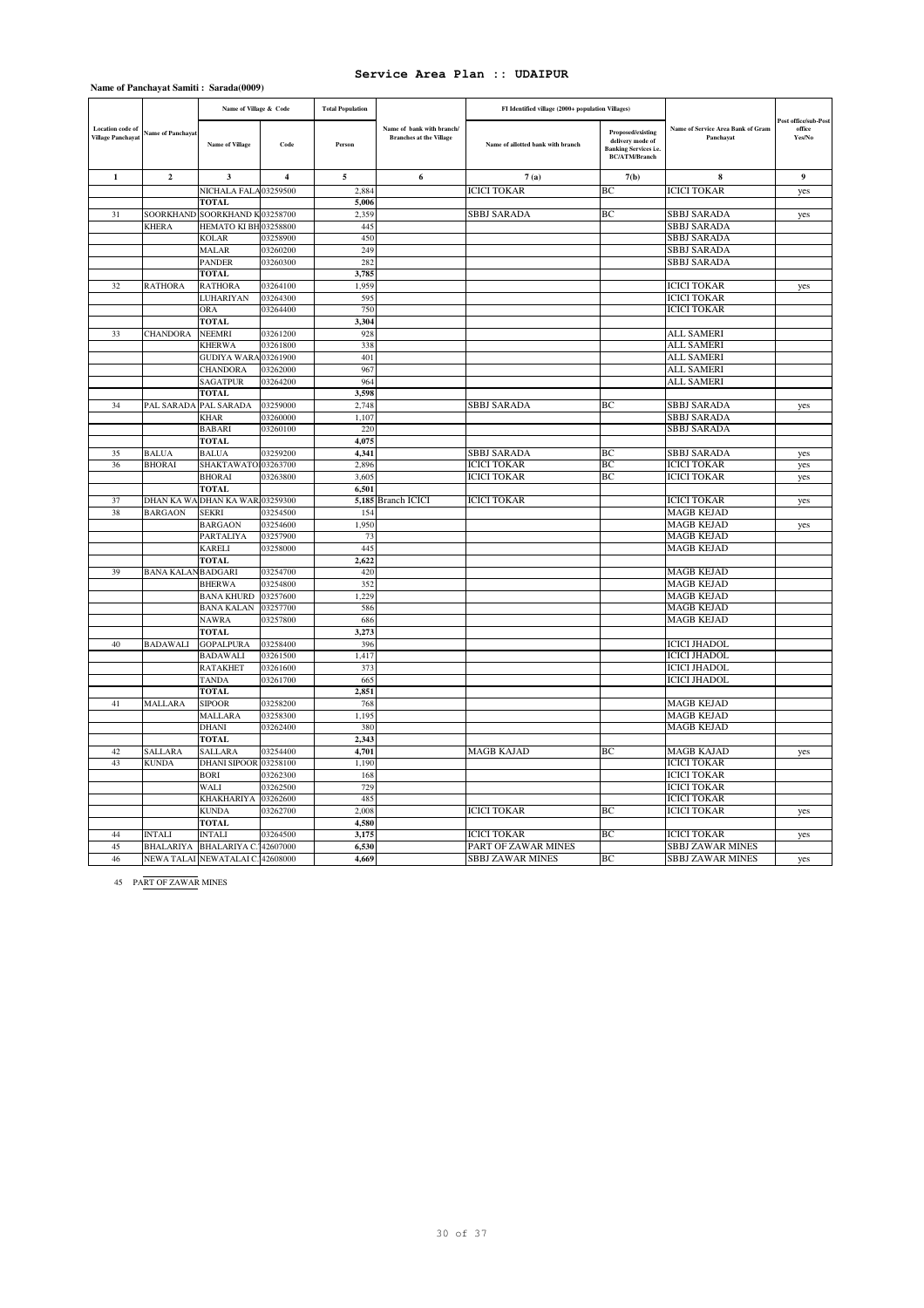# Service Area Plan :: UDAIPUR

**Name of Panchayat Samiti : Sarada(0009)**

| Location code of Village Panchayat | Name of Panchayat | Name of Village & Code | | Total Population | Name of bank with branch/ Branches at the Village | FI Identified village (2000+ population Villages) | | Name of Service Area Bank of Gram Panchayat | Post office/sub-Post office Yes/No |
|---|---|---|---|---|---|---|---|---|---|
| | | Name of Village | Code | Person | | Name of allotted bank with branch | Proposed/existing delivery mode of Banking Services i.e. BC/ATM/Branch | | |
| 1 | 2 | 3 | 4 | 5 | 6 | 7 (a) | 7(b) | 8 | 9 |
| | | NICHALA FALA | 03259500 | 2,884 | | ICICI TOKAR | BC | ICICI TOKAR | yes |
| | | TOTAL | | 5,006 | | | | | |
| 31 | SOORKHAND | SOORKHAND K | 03258700 | 2,359 | | SBBJ SARADA | BC | SBBJ SARADA | yes |
| | KHERA | HEMATO KI BH | 03258800 | 445 | | | | SBBJ SARADA | |
| | | KOLAR | 03258900 | 450 | | | | SBBJ SARADA | |
| | | MALAR | 03260200 | 249 | | | | SBBJ SARADA | |
| | | PANDER | 03260300 | 282 | | | | SBBJ SARADA | |
| | | TOTAL | | 3,785 | | | | | |
| 32 | RATHORA | RATHORA | 03264100 | 1,959 | | | | ICICI TOKAR | yes |
| | | LUHARIYAN | 03264300 | 595 | | | | ICICI TOKAR | |
| | | ORA | 03264400 | 750 | | | | ICICI TOKAR | |
| | | TOTAL | | 3,304 | | | | | |
| 33 | CHANDORA | NEEMRI | 03261200 | 928 | | | | ALL SAMERI | |
| | | KHERWA | 03261800 | 338 | | | | ALL SAMERI | |
| | | GUDIYA WARA | 03261900 | 401 | | | | ALL SAMERI | |
| | | CHANDORA | 03262000 | 967 | | | | ALL SAMERI | |
| | | SAGATPUR | 03264200 | 964 | | | | ALL SAMERI | |
| | | TOTAL | | 3,598 | | | | | |
| 34 | PAL SARADA | PAL SARADA | 03259000 | 2,748 | | SBBJ SARADA | BC | SBBJ SARADA | yes |
| | | KHAR | 03260000 | 1,107 | | | | SBBJ SARADA | |
| | | BABARI | 03260100 | 220 | | | | SBBJ SARADA | |
| | | TOTAL | | 4,075 | | | | | |
| 35 | BALUA | BALUA | 03259200 | 4,341 | | SBBJ SARADA | BC | SBBJ SARADA | yes |
| 36 | BHORAI | SHAKTAWATO | 03263700 | 2,896 | | ICICI TOKAR | BC | ICICI TOKAR | yes |
| | | BHORAI | 03263800 | 3,605 | | ICICI TOKAR | BC | ICICI TOKAR | yes |
| | | TOTAL | | 6,501 | | | | | |
| 37 | DHAN KA WA | DHAN KA WAR | 03259300 | 5,185 | Branch ICICI | ICICI TOKAR | | ICICI TOKAR | yes |
| 38 | BARGAON | SEKRI | 03254500 | 154 | | | | MAGB KEJAD | |
| | | BARGAON | 03254600 | 1,950 | | | | MAGB KEJAD | yes |
| | | PARTALIYA | 03257900 | 73 | | | | MAGB KEJAD | |
| | | KARELI | 03258000 | 445 | | | | MAGB KEJAD | |
| | | TOTAL | | 2,622 | | | | | |
| 39 | BANA KALAN | BADGARI | 03254700 | 420 | | | | MAGB KEJAD | |
| | | BHERWA | 03254800 | 352 | | | | MAGB KEJAD | |
| | | BANA KHURD | 03257600 | 1,229 | | | | MAGB KEJAD | |
| | | BANA KALAN | 03257700 | 586 | | | | MAGB KEJAD | |
| | | NAWRA | 03257800 | 686 | | | | MAGB KEJAD | |
| | | TOTAL | | 3,273 | | | | | |
| 40 | BADAWALI | GOPALPURA | 03258400 | 396 | | | | ICICI JHADOL | |
| | | BADAWALI | 03261500 | 1,417 | | | | ICICI JHADOL | |
| | | RATAKHET | 03261600 | 373 | | | | ICICI JHADOL | |
| | | TANDA | 03261700 | 665 | | | | ICICI JHADOL | |
| | | TOTAL | | 2,851 | | | | | |
| 41 | MALLARA | SIPOOR | 03258200 | 768 | | | | MAGB KEJAD | |
| | | MALLARA | 03258300 | 1,195 | | | | MAGB KEJAD | |
| | | DHANI | 03262400 | 380 | | | | MAGB KEJAD | |
| | | TOTAL | | 2,343 | | | | | |
| 42 | SALLARA | SALLARA | 03254400 | 4,701 | | MAGB KAJAD | BC | MAGB KAJAD | yes |
| 43 | KUNDA | DHANI SIPOOR | 03258100 | 1,190 | | | | ICICI TOKAR | |
| | | BORI | 03262300 | 168 | | | | ICICI TOKAR | |
| | | WALI | 03262500 | 729 | | | | ICICI TOKAR | |
| | | KHAKHARIYA | 03262600 | 485 | | | | ICICI TOKAR | |
| | | KUNDA | 03262700 | 2,008 | | ICICI TOKAR | BC | ICICI TOKAR | yes |
| | | TOTAL | | 4,580 | | | | | |
| 44 | INTALI | INTALI | 03264500 | 3,175 | | ICICI TOKAR | BC | ICICI TOKAR | yes |
| 45 | BHALARIYA | BHALARIYA C. | 42607000 | 6,530 | | PART OF ZAWAR MINES | | SBBJ ZAWAR MINES | |
| 46 | NEWA TALAI | NEWATALAI C. | 42608000 | 4,669 | | SBBJ ZAWAR MINES | BC | SBBJ ZAWAR MINES | yes |

45 PART OF ZAWAR MINES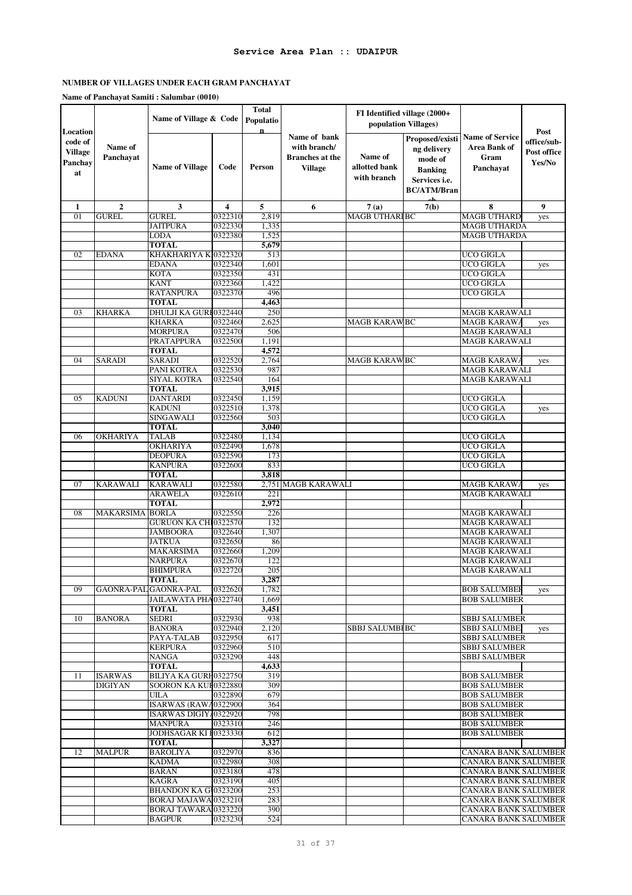**Service Area Plan :: UDAIPUR**

**NUMBER OF VILLAGES UNDER EACH GRAM PANCHAYAT**

**Name of Panchayat Samiti : Salumbar (0010)**

| Location code of Village Panchay at | Name of Panchayat | Name of Village & Code | | Total Population | Name of bank with branch/ Branches at the Village | FI Identified village (2000+ population Villages) | | Name of Service Area Bank of Gram Panchayat | Post office/sub-Post office Yes/No |
|---|---|---|---|---|---|---|---|---|---|
| | | Name of Village | Code | Person | | Name of allotted bank with branch | Proposed/existing delivery mode of Banking Services i.e. BC/ATM/Branch | | |
| 1 | 2 | 3 | 4 | 5 | 6 | 7 (a) | 7(b) | 8 | 9 |
| 01 | GUREL | GUREL | 0322310 | 2,819 | | MAGB UTHARI | BC | MAGB UTHARD | yes |
| | | JAITPURA | 0322330 | 1,335 | | | | MAGB UTHARDA | |
| | | LODA | 0322380 | 1,525 | | | | MAGB UTHARDA | |
| | | **TOTAL** | | **5,679** | | | | | |
| 02 | EDANA | KHAKHARIYA K | 0322320 | 513 | | | | UCO GIGLA | |
| | | EDANA | 0322340 | 1,601 | | | | UCO GIGLA | yes |
| | | KOTA | 0322350 | 431 | | | | UCO GIGLA | |
| | | KANT | 0322360 | 1,422 | | | | UCO GIGLA | |
| | | RATANPURA | 0322370 | 496 | | | | UCO GIGLA | |
| | | **TOTAL** | | **4,463** | | | | | |
| 03 | KHARKA | DHULJI KA GURI | 0322440 | 250 | | | | MAGB KARAWALI | |
| | | KHARKA | 0322460 | 2,625 | | MAGB KARAW | BC | MAGB KARAWA | yes |
| | | MORPURA | 0322470 | 506 | | | | MAGB KARAWALI | |
| | | PRATAPPURA | 0322500 | 1,191 | | | | MAGB KARAWALI | |
| | | **TOTAL** | | **4,572** | | | | | |
| 04 | SARADI | SARADI | 0322520 | 2,764 | | MAGB KARAW | BC | MAGB KARAWA | yes |
| | | PANI KOTRA | 0322530 | 987 | | | | MAGB KARAWALI | |
| | | SIYAL KOTRA | 0322540 | 164 | | | | MAGB KARAWALI | |
| | | **TOTAL** | | **3,915** | | | | | |
| 05 | KADUNI | DANTARDI | 0322450 | 1,159 | | | | UCO GIGLA | |
| | | KADUNI | 0322510 | 1,378 | | | | UCO GIGLA | yes |
| | | SINGAWALI | 0322560 | 503 | | | | UCO GIGLA | |
| | | **TOTAL** | | **3,040** | | | | | |
| 06 | OKHARIYA | TALAB | 0322480 | 1,134 | | | | UCO GIGLA | |
| | | OKHARIYA | 0322490 | 1,678 | | | | UCO GIGLA | |
| | | DEOPURA | 0322590 | 173 | | | | UCO GIGLA | |
| | | KANPURA | 0322600 | 833 | | | | UCO GIGLA | |
| | | **TOTAL** | | **3,818** | | | | | |
| 07 | KARAWALI | KARAWALI | 0322580 | 2,751 | MAGB KARAWALI | | | MAGB KARAWA | yes |
| | | ARAWELA | 0322610 | 221 | | | | MAGB KARAWALI | |
| | | **TOTAL** | | **2,972** | | | | | |
| 08 | MAKARSIMA | BORLA | 0322550 | 226 | | | | MAGB KARAWALI | |
| | | GURUON KA CH | 0322570 | 132 | | | | MAGB KARAWALI | |
| | | JAMBOORA | 0322640 | 1,307 | | | | MAGB KARAWALI | |
| | | JATKUA | 0322650 | 86 | | | | MAGB KARAWALI | |
| | | MAKARSIMA | 0322660 | 1,209 | | | | MAGB KARAWALI | |
| | | NARPURA | 0322670 | 122 | | | | MAGB KARAWALI | |
| | | BHIMPURA | 0322720 | 205 | | | | MAGB KARAWALI | |
| | | **TOTAL** | | **3,287** | | | | | |
| 09 | GAONRA-PAL | GAONRA-PAL | 0322620 | 1,782 | | | | BOB SALUMBER | yes |
| | | JAILAWATA PHA | 0322740 | 1,669 | | | | BOB SALUMBER | |
| | | **TOTAL** | | **3,451** | | | | | |
| 10 | BANORA | SEDRI | 0322930 | 938 | | | | SBBJ SALUMBER | |
| | | BANORA | 0322940 | 2,120 | | SBBJ SALUMBI | BC | SBBJ SALUMBE | yes |
| | | PAYA-TALAB | 0322950 | 617 | | | | SBBJ SALUMBER | |
| | | KERPURA | 0322960 | 510 | | | | SBBJ SALUMBER | |
| | | NANGA | 0323290 | 448 | | | | SBBJ SALUMBER | |
| | | **TOTAL** | | **4,633** | | | | | |
| 11 | ISARWAS DIGIYAN | BILIYA KA GURI | 0322750 | 319 | | | | BOB SALUMBER | |
| | | SOORON KA KUI | 0322880 | 309 | | | | BOB SALUMBER | |
| | | UILA | 0322890 | 679 | | | | BOB SALUMBER | |
| | | ISARWAS (RAWA | 0322900 | 364 | | | | BOB SALUMBER | |
| | | ISARWAS DIGIYA | 0322920 | 798 | | | | BOB SALUMBER | |
| | | MANPURA | 0323310 | 246 | | | | BOB SALUMBER | |
| | | JODHSAGAR KI I | 0323330 | 612 | | | | BOB SALUMBER | |
| | | **TOTAL** | | **3,327** | | | | | |
| 12 | MALPUR | BAROLIYA | 0322970 | 836 | | | | CANARA BANK SALUMBER | |
| | | KADMA | 0322980 | 308 | | | | CANARA BANK SALUMBER | |
| | | BARAN | 0323180 | 478 | | | | CANARA BANK SALUMBER | |
| | | KAGRA | 0323190 | 405 | | | | CANARA BANK SALUMBER | |
| | | BHANDON KA G | 0323200 | 253 | | | | CANARA BANK SALUMBER | |
| | | BORAJ MAJAWA | 0323210 | 283 | | | | CANARA BANK SALUMBER | |
| | | BORAJ TAWARA | 0323220 | 390 | | | | CANARA BANK SALUMBER | |
| | | BAGPUR | 0323230 | 524 | | | | CANARA BANK SALUMBER | |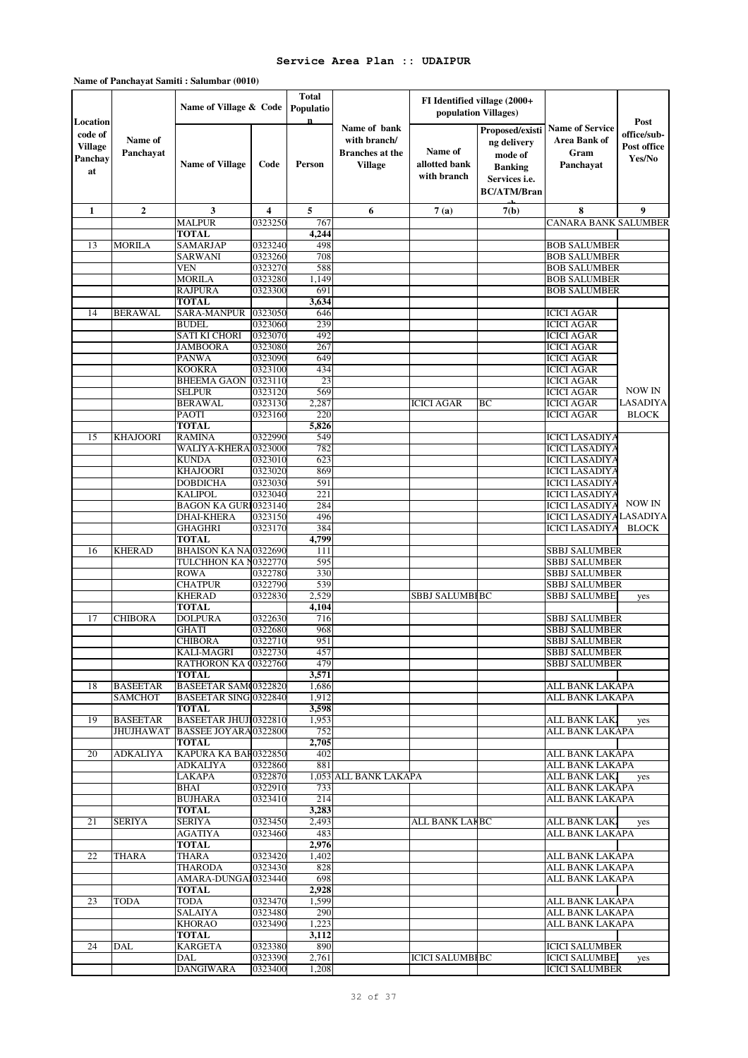## Service Area Plan :: UDAIPUR

**Name of Panchayat Samiti : Salumbar (0010)**

| Location code of Village Panchayat | Name of Panchayat | Name of Village & Code | | Total Population | Name of bank with branch/ Branches at the Village | FI Identified village (2000+ population Villages) | | Name of Service Area Bank of Gram Panchayat | Post office/sub-Post office Yes/No |
|---|---|---|---|---|---|---|---|---|---|
| | | Name of Village | Code | Person | | Name of allotted bank with branch | Proposed/existing delivery mode of Banking Services i.e. BC/ATM/Branch | | |
| 1 | 2 | 3 | 4 | 5 | 6 | 7 (a) | 7(b) | 8 | 9 |
| | | MALPUR | 0323250 | 767 | | | | CANARA BANK SALUMBER | |
| | | TOTAL | | 4,244 | | | | | |
| 13 | MORILA | SAMARJAP | 0323240 | 498 | | | | BOB SALUMBER | |
| | | SARWANI | 0323260 | 708 | | | | BOB SALUMBER | |
| | | VEN | 0323270 | 588 | | | | BOB SALUMBER | |
| | | MORILA | 0323280 | 1,149 | | | | BOB SALUMBER | |
| | | RAJPURA | 0323300 | 691 | | | | BOB SALUMBER | |
| | | TOTAL | | 3,634 | | | | | |
| 14 | BERAWAL | SARA-MANPUR | 0323050 | 646 | | | | ICICI AGAR | |
| | | BUDEL | 0323060 | 239 | | | | ICICI AGAR | |
| | | SATI KI CHORI | 0323070 | 492 | | | | ICICI AGAR | |
| | | JAMBOORA | 0323080 | 267 | | | | ICICI AGAR | |
| | | PANWA | 0323090 | 649 | | | | ICICI AGAR | |
| | | KOOKRA | 0323100 | 434 | | | | ICICI AGAR | |
| | | BHEEMA GAON | 0323110 | 23 | | | | ICICI AGAR | |
| | | SELPUR | 0323120 | 569 | | | | ICICI AGAR | NOW IN LASADIYA BLOCK |
| | | BERAWAL | 0323130 | 2,287 | | ICICI AGAR | BC | ICICI AGAR | |
| | | PAOTI | 0323160 | 220 | | | | ICICI AGAR | |
| | | TOTAL | | 5,826 | | | | | |
| 15 | KHAJOORI | RAMINA | 0322990 | 549 | | | | ICICI LASADIYA | |
| | | WALIYA-KHERA | 0323000 | 782 | | | | ICICI LASADIYA | |
| | | KUNDA | 0323010 | 623 | | | | ICICI LASADIYA | |
| | | KHAJOORI | 0323020 | 869 | | | | ICICI LASADIYA | |
| | | DOBDICHA | 0323030 | 591 | | | | ICICI LASADIYA | |
| | | KALIPOL | 0323040 | 221 | | | | ICICI LASADIYA | |
| | | BAGON KA GURI | 0323140 | 284 | | | | ICICI LASADIYA | NOW IN |
| | | DHAI-KHERA | 0323150 | 496 | | | | ICICI LASADIYA | LASADIYA |
| | | GHAGHRI | 0323170 | 384 | | | | ICICI LASADIYA | BLOCK |
| | | TOTAL | | 4,799 | | | | | |
| 16 | KHERAD | BHAISON KA NA | 0322690 | 111 | | | | SBBJ SALUMBER | |
| | | TULCHHON KA N | 0322770 | 595 | | | | SBBJ SALUMBER | |
| | | ROWA | 0322780 | 330 | | | | SBBJ SALUMBER | |
| | | CHATPUR | 0322790 | 539 | | | | SBBJ SALUMBER | |
| | | KHERAD | 0322830 | 2,529 | | SBBJ SALUMBER | BC | SBBJ SALUMBER | yes |
| | | TOTAL | | 4,104 | | | | | |
| 17 | CHIBORA | DOLPURA | 0322630 | 716 | | | | SBBJ SALUMBER | |
| | | GHATI | 0322680 | 968 | | | | SBBJ SALUMBER | |
| | | CHIBORA | 0322710 | 951 | | | | SBBJ SALUMBER | |
| | | KALI-MAGRI | 0322730 | 457 | | | | SBBJ SALUMBER | |
| | | RATHORON KA | 0322760 | 479 | | | | SBBJ SALUMBER | |
| | | TOTAL | | 3,571 | | | | | |
| 18 | BASEETAR SAMCHOT | BASEETAR SAM | 0322820 | 1,686 | | | | ALL BANK LAKAPA | |
| | | BASEETAR SING | 0322840 | 1,912 | | | | ALL BANK LAKAPA | |
| | | TOTAL | | 3,598 | | | | | |
| 19 | BASEETAR JHUJHAWAT | BASEETAR JHUJ | 0322810 | 1,953 | | | | ALL BANK LAKAPA | yes |
| | | BASSEE JOYARA | 0322800 | 752 | | | | ALL BANK LAKAPA | |
| | | TOTAL | | 2,705 | | | | | |
| 20 | ADKALIYA | KAPURA KA BAR | 0322850 | 402 | | | | ALL BANK LAKAPA | |
| | | ADKALIYA | 0322860 | 881 | | | | ALL BANK LAKAPA | |
| | | LAKAPA | 0322870 | 1,053 | ALL BANK LAKAPA | | | ALL BANK LAKAPA | yes |
| | | BHAI | 0322910 | 733 | | | | ALL BANK LAKAPA | |
| | | BUJHARA | 0323410 | 214 | | | | ALL BANK LAKAPA | |
| | | TOTAL | | 3,283 | | | | | |
| 21 | SERIYA | SERIYA | 0323450 | 2,493 | | ALL BANK LAKAPA | BC | ALL BANK LAKAPA | yes |
| | | AGATIYA | 0323460 | 483 | | | | ALL BANK LAKAPA | |
| | | TOTAL | | 2,976 | | | | | |
| 22 | THARA | THARA | 0323420 | 1,402 | | | | ALL BANK LAKAPA | |
| | | THARODA | 0323430 | 828 | | | | ALL BANK LAKAPA | |
| | | AMARA-DUNGAI | 0323440 | 698 | | | | ALL BANK LAKAPA | |
| | | TOTAL | | 2,928 | | | | | |
| 23 | TODA | TODA | 0323470 | 1,599 | | | | ALL BANK LAKAPA | |
| | | SALAIYA | 0323480 | 290 | | | | ALL BANK LAKAPA | |
| | | KHORAO | 0323490 | 1,223 | | | | ALL BANK LAKAPA | |
| | | TOTAL | | 3,112 | | | | | |
| 24 | DAL | KARGETA | 0323380 | 890 | | | | ICICI SALUMBER | |
| | | DAL | 0323390 | 2,761 | | ICICI SALUMBER | BC | ICICI SALUMBER | yes |
| | | DANGIWARA | 0323400 | 1,208 | | | | ICICI SALUMBER | |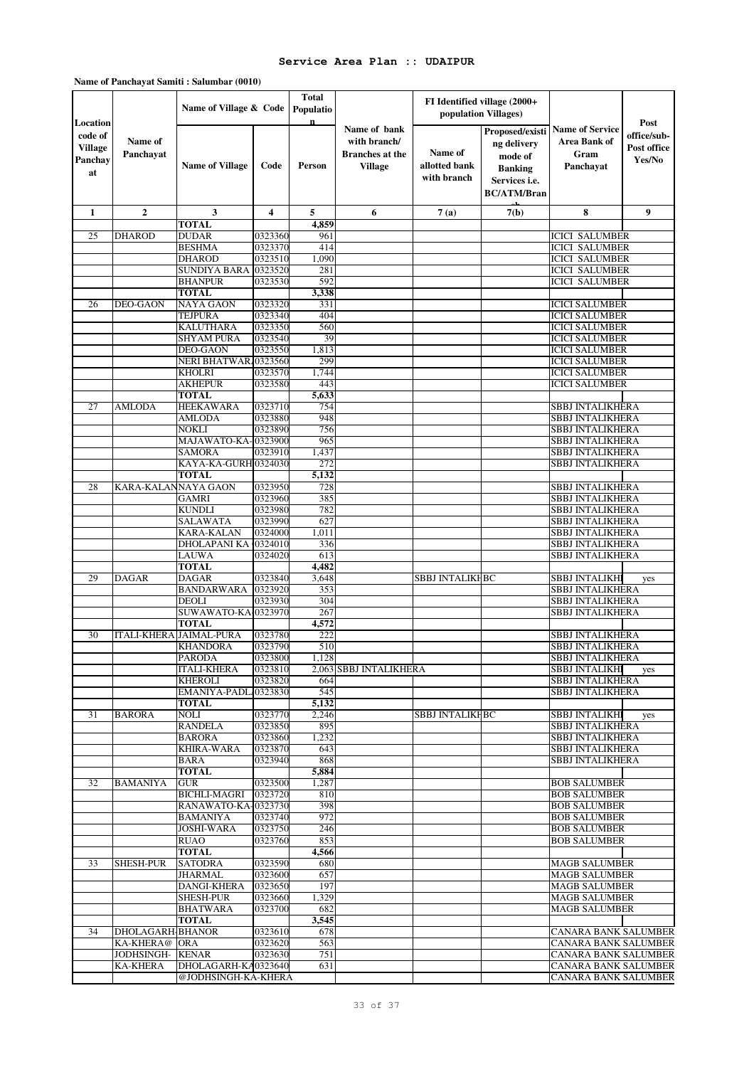**Service Area Plan :: UDAIPUR**

**Name of Panchayat Samiti : Salumbar (0010)**

| Location code of Village Panchayat | Name of Panchayat | Name of Village & Code | | Total Population | Name of bank with branch/ Branches at the Village | FI Identified village (2000+ population Villages) | | Name of Service Area Bank of Gram Panchayat | Post office/sub-Post office Yes/No |
|---|---|---|---|---|---|---|---|---|---|
| | | Name of Village | Code | Person | | Name of allotted bank with branch | Proposed/existing delivery mode of Banking Services i.e. BC/ATM/Branch | | |
| 1 | 2 | 3 | 4 | 5 | 6 | 7 (a) | 7(b) | 8 | 9 |
| | | TOTAL | | 4,859 | | | | | |
| 25 | DHAROD | DUDAR | 0323360 | 961 | | | | ICICI SALUMBER | |
| | | BESHMA | 0323370 | 414 | | | | ICICI SALUMBER | |
| | | DHAROD | 0323510 | 1,090 | | | | ICICI SALUMBER | |
| | | SUNDIYA BARA | 0323520 | 281 | | | | ICICI SALUMBER | |
| | | BHANPUR | 0323530 | 592 | | | | ICICI SALUMBER | |
| | | TOTAL | | 3,338 | | | | | |
| 26 | DEO-GAON | NAYA GAON | 0323320 | 331 | | | | ICICI SALUMBER | |
| | | TEJPURA | 0323340 | 404 | | | | ICICI SALUMBER | |
| | | KALUTHARA | 0323350 | 560 | | | | ICICI SALUMBER | |
| | | SHYAM PURA | 0323540 | 39 | | | | ICICI SALUMBER | |
| | | DEO-GAON | 0323550 | 1,813 | | | | ICICI SALUMBER | |
| | | NERI BHATWAR | 0323560 | 299 | | | | ICICI SALUMBER | |
| | | KHOLRI | 0323570 | 1,744 | | | | ICICI SALUMBER | |
| | | AKHEPUR | 0323580 | 443 | | | | ICICI SALUMBER | |
| | | TOTAL | | 5,633 | | | | | |
| 27 | AMLODA | HEEKAWARA | 0323710 | 754 | | | | SBBJ INTALIKHERA | |
| | | AMLODA | 0323880 | 948 | | | | SBBJ INTALIKHERA | |
| | | NOKLI | 0323890 | 756 | | | | SBBJ INTALIKHERA | |
| | | MAJAWATO-KA- | 0323900 | 965 | | | | SBBJ INTALIKHERA | |
| | | SAMORA | 0323910 | 1,437 | | | | SBBJ INTALIKHERA | |
| | | KAYA-KA-GURH | 0324030 | 272 | | | | SBBJ INTALIKHERA | |
| | | TOTAL | | 5,132 | | | | | |
| 28 | KARA-KALAN | NAYA GAON | 0323950 | 728 | | | | SBBJ INTALIKHERA | |
| | | GAMRI | 0323960 | 385 | | | | SBBJ INTALIKHERA | |
| | | KUNDLI | 0323980 | 782 | | | | SBBJ INTALIKHERA | |
| | | SALAWATA | 0323990 | 627 | | | | SBBJ INTALIKHERA | |
| | | KARA-KALAN | 0324000 | 1,011 | | | | SBBJ INTALIKHERA | |
| | | DHOLAPANI KA | 0324010 | 336 | | | | SBBJ INTALIKHERA | |
| | | LAUWA | 0324020 | 613 | | | | SBBJ INTALIKHERA | |
| | | TOTAL | | 4,482 | | | | | |
| 29 | DAGAR | DAGAR | 0323840 | 3,648 | | SBBJ INTALIKH | BC | SBBJ INTALIKH | yes |
| | | BANDARWARA | 0323920 | 353 | | | | SBBJ INTALIKHERA | |
| | | DEOLI | 0323930 | 304 | | | | SBBJ INTALIKHERA | |
| | | SUWAWATO-KA | 0323970 | 267 | | | | SBBJ INTALIKHERA | |
| | | TOTAL | | 4,572 | | | | | |
| 30 | ITALI-KHERA | JAIMAL-PURA | 0323780 | 222 | | | | SBBJ INTALIKHERA | |
| | | KHANDORA | 0323790 | 510 | | | | SBBJ INTALIKHERA | |
| | | PARODA | 0323800 | 1,128 | | | | SBBJ INTALIKHERA | |
| | | ITALI-KHERA | 0323810 | 2,063 | SBBJ INTALIKHERA | | | SBBJ INTALIKH | yes |
| | | KHEROLI | 0323820 | 664 | | | | SBBJ INTALIKHERA | |
| | | EMANIYA-PADL | 0323830 | 545 | | | | SBBJ INTALIKHERA | |
| | | TOTAL | | 5,132 | | | | | |
| 31 | BARORA | NOLI | 0323770 | 2,246 | | SBBJ INTALIKH | BC | SBBJ INTALIKH | yes |
| | | RANDELA | 0323850 | 895 | | | | SBBJ INTALIKHERA | |
| | | BARORA | 0323860 | 1,232 | | | | SBBJ INTALIKHERA | |
| | | KHIRA-WARA | 0323870 | 643 | | | | SBBJ INTALIKHERA | |
| | | BARA | 0323940 | 868 | | | | SBBJ INTALIKHERA | |
| | | TOTAL | | 5,884 | | | | | |
| 32 | BAMANIYA | GUR | 0323500 | 1,287 | | | | BOB SALUMBER | |
| | | BICHLI-MAGRI | 0323720 | 810 | | | | BOB SALUMBER | |
| | | RANAWATO-KA- | 0323730 | 398 | | | | BOB SALUMBER | |
| | | BAMANIYA | 0323740 | 972 | | | | BOB SALUMBER | |
| | | JOSHI-WARA | 0323750 | 246 | | | | BOB SALUMBER | |
| | | RUAO | 0323760 | 853 | | | | BOB SALUMBER | |
| | | TOTAL | | 4,566 | | | | | |
| 33 | SHESH-PUR | SATODRA | 0323590 | 680 | | | | MAGB SALUMBER | |
| | | JHARMAL | 0323600 | 657 | | | | MAGB SALUMBER | |
| | | DANGI-KHERA | 0323650 | 197 | | | | MAGB SALUMBER | |
| | | SHESH-PUR | 0323660 | 1,329 | | | | MAGB SALUMBER | |
| | | BHATWARA | 0323700 | 682 | | | | MAGB SALUMBER | |
| | | TOTAL | | 3,545 | | | | | |
| 34 | DHOLAGARH-KA-KHERA@ JODHSINGH-KA-KHERA | BHANOR | 0323610 | 678 | | | | CANARA BANK SALUMBER | |
| | | ORA | 0323620 | 563 | | | | CANARA BANK SALUMBER | |
| | | KENAR | 0323630 | 751 | | | | CANARA BANK SALUMBER | |
| | | DHOLAGARH-KA | 0323640 | 631 | | | | CANARA BANK SALUMBER | |
| | | @JODHSINGH-KA-KHERA | | | | | | CANARA BANK SALUMBER | |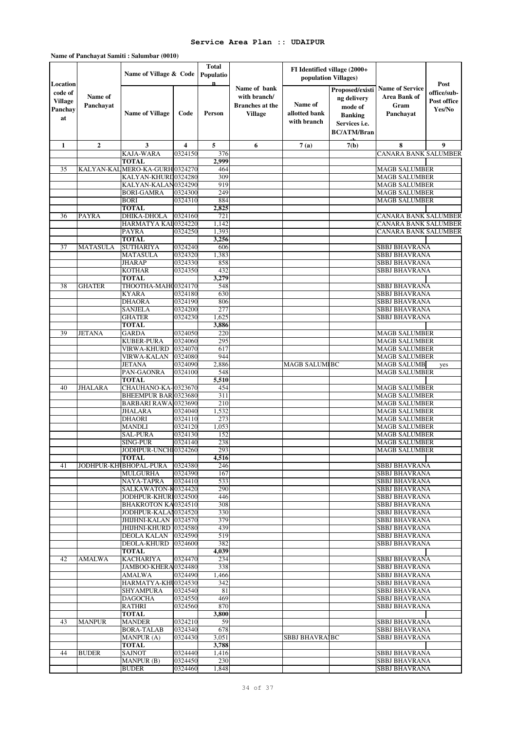# Service Area Plan :: UDAIPUR

**Name of Panchayat Samiti : Salumbar (0010)**

| Location code of Village Panchayat | Name of Panchayat | Name of Village & Code | | Total Population | Name of bank with branch/ Branches at the Village | FI Identified village (2000+ population Villages) | | Name of Service Area Bank of Gram Panchayat | Post office/sub-Post office Yes/No |
|---|---|---|---|---|---|---|---|---|---|
| | | Name of Village | Code | Person | | Name of allotted bank with branch | Proposed/existing delivery mode of Banking Services i.e. BC/ATM/Branch | | |
| 1 | 2 | 3 | 4 | 5 | 6 | 7 (a) | 7(b) | 8 | 9 |
| | | KAJA-WARA | 0324150 | 376 | | | | CANARA BANK SALUMBER | |
| | | TOTAL | | 2,999 | | | | | |
| 35 | KALYAN-KAL | MERO-KA-GURH | 0324270 | 464 | | | | MAGB SALUMBER | |
| | | KALYAN-KHURD | 0324280 | 309 | | | | MAGB SALUMBER | |
| | | KALYAN-KALAN | 0324290 | 919 | | | | MAGB SALUMBER | |
| | | BORI-GAMRA | 0324300 | 249 | | | | MAGB SALUMBER | |
| | | BORI | 0324310 | 884 | | | | MAGB SALUMBER | |
| | | TOTAL | | 2,825 | | | | | |
| 36 | PAYRA | DHIKA-DHOLA | 0324160 | 721 | | | | CANARA BANK SALUMBER | |
| | | HARMATYA KAL | 0324220 | 1,142 | | | | CANARA BANK SALUMBER | |
| | | PAYRA | 0324250 | 1,393 | | | | CANARA BANK SALUMBER | |
| | | TOTAL | | 3,256 | | | | | |
| 37 | MATASULA | SUTHARIYA | 0324240 | 606 | | | | SBBJ BHAVRANA | |
| | | MATASULA | 0324320 | 1,383 | | | | SBBJ BHAVRANA | |
| | | JHARAP | 0324330 | 858 | | | | SBBJ BHAVRANA | |
| | | KOTHAR | 0324350 | 432 | | | | SBBJ BHAVRANA | |
| | | TOTAL | | 3,279 | | | | | |
| 38 | GHATER | THOOTHA-MAHO | 0324170 | 548 | | | | SBBJ BHAVRANA | |
| | | KYARA | 0324180 | 630 | | | | SBBJ BHAVRANA | |
| | | DHAORA | 0324190 | 806 | | | | SBBJ BHAVRANA | |
| | | SANJELA | 0324200 | 277 | | | | SBBJ BHAVRANA | |
| | | GHATER | 0324230 | 1,625 | | | | SBBJ BHAVRANA | |
| | | TOTAL | | 3,886 | | | | | |
| 39 | JETANA | GARDA | 0324050 | 220 | | | | MAGB SALUMBER | |
| | | KUBER-PURA | 0324060 | 295 | | | | MAGB SALUMBER | |
| | | VIRWA-KHURD | 0324070 | 617 | | | | MAGB SALUMBER | |
| | | VIRWA-KALAN | 0324080 | 944 | | | | MAGB SALUMBER | |
| | | JETANA | 0324090 | 2,886 | | MAGB SALUMI | BC | MAGB SALUMB | yes |
| | | PAN-GAONRA | 0324100 | 548 | | | | MAGB SALUMBER | |
| | | TOTAL | | 5,510 | | | | | |
| 40 | JHALARA | CHAUHANO-KA- | 0323670 | 454 | | | | MAGB SALUMBER | |
| | | BHEEMPUR BAR | 0323680 | 311 | | | | MAGB SALUMBER | |
| | | BARBARI RAWA | 0323690 | 210 | | | | MAGB SALUMBER | |
| | | JHALARA | 0324040 | 1,532 | | | | MAGB SALUMBER | |
| | | DHAORI | 0324110 | 273 | | | | MAGB SALUMBER | |
| | | MANDLI | 0324120 | 1,053 | | | | MAGB SALUMBER | |
| | | SAL-PURA | 0324130 | 152 | | | | MAGB SALUMBER | |
| | | SING-PUR | 0324140 | 238 | | | | MAGB SALUMBER | |
| | | JODHPUR-UNCH | 0324260 | 293 | | | | MAGB SALUMBER | |
| | | TOTAL | | 4,516 | | | | | |
| 41 | JODHPUR-KHU | BHOPAL-PURA | 0324380 | 246 | | | | SBBJ BHAVRANA | |
| | | MULGURHA | 0324390 | 167 | | | | SBBJ BHAVRANA | |
| | | NAYA-TAPRA | 0324410 | 533 | | | | SBBJ BHAVRANA | |
| | | SALKAWATON-K | 0324420 | 290 | | | | SBBJ BHAVRANA | |
| | | JODHPUR-KHUR | 0324500 | 446 | | | | SBBJ BHAVRANA | |
| | | BHAKROTON KA | 0324510 | 308 | | | | SBBJ BHAVRANA | |
| | | JODHPUR-KALA | 0324520 | 330 | | | | SBBJ BHAVRANA | |
| | | JHIJHNI-KALAN | 0324570 | 379 | | | | SBBJ BHAVRANA | |
| | | JHIJHNI-KHURD | 0324580 | 439 | | | | SBBJ BHAVRANA | |
| | | DEOLA KALAN | 0324590 | 519 | | | | SBBJ BHAVRANA | |
| | | DEOLA-KHURD | 0324600 | 382 | | | | SBBJ BHAVRANA | |
| | | TOTAL | | 4,039 | | | | | |
| 42 | AMALWA | KACHARIYA | 0324470 | 234 | | | | SBBJ BHAVRANA | |
| | | JAMBOO-KHERA | 0324480 | 338 | | | | SBBJ BHAVRANA | |
| | | AMALWA | 0324490 | 1,466 | | | | SBBJ BHAVRANA | |
| | | HARMATYA-KHU | 0324530 | 342 | | | | SBBJ BHAVRANA | |
| | | SHYAMPURA | 0324540 | 81 | | | | SBBJ BHAVRANA | |
| | | DAGOCHA | 0324550 | 469 | | | | SBBJ BHAVRANA | |
| | | RATHRI | 0324560 | 870 | | | | SBBJ BHAVRANA | |
| | | TOTAL | | 3,800 | | | | | |
| 43 | MANPUR | MANDER | 0324210 | 59 | | | | SBBJ BHAVRANA | |
| | | BORA-TALAB | 0324340 | 678 | | | | SBBJ BHAVRANA | |
| | | MANPUR (A) | 0324430 | 3,051 | | SBBJ BHAVRA | BC | SBBJ BHAVRANA | |
| | | TOTAL | | 3,788 | | | | | |
| 44 | BUDER | SAJNOT | 0324440 | 1,416 | | | | SBBJ BHAVRANA | |
| | | MANPUR (B) | 0324450 | 230 | | | | SBBJ BHAVRANA | |
| | | BUDER | 0324460 | 1,848 | | | | SBBJ BHAVRANA | |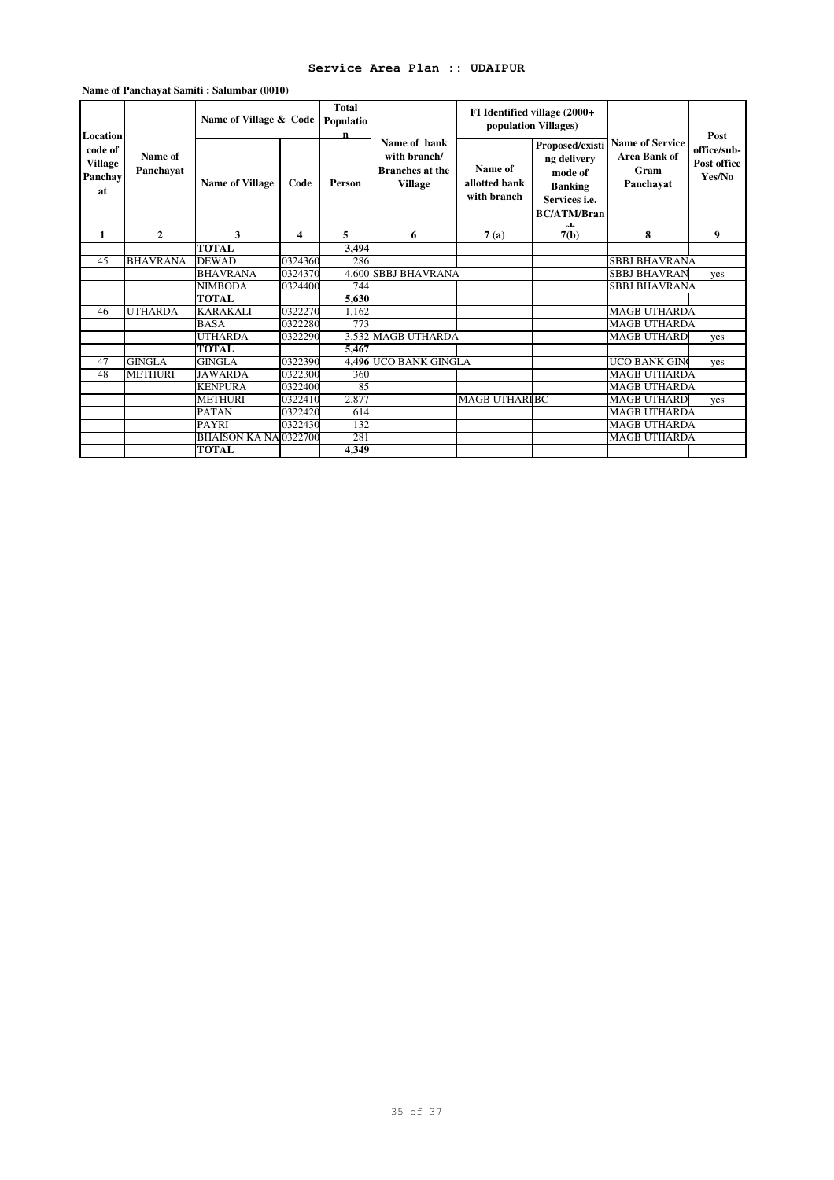## Service Area Plan :: UDAIPUR

**Name of Panchayat Samiti : Salumbar (0010)**

| Location code of Village Panchayat | Name of Panchayat | Name of Village & Code | | Total Population | Name of bank with branch/ Branches at the Village | FI Identified village (2000+ population Villages) | | Name of Service Area Bank of Gram Panchayat | Post office/sub-Post office Yes/No |
|---|---|---|---|---|---|---|---|---|---|
| | | Name of Village | Code | Person | | Name of allotted bank with branch | Proposed/existing delivery mode of Banking Services i.e. BC/ATM/Branch | | |
| 1 | 2 | 3 | 4 | 5 | 6 | 7 (a) | 7(b) | 8 | 9 |
| | | **TOTAL** | | **3,494** | | | | | |
| 45 | BHAVRANA | DEWAD | 0324360 | 286 | | | | SBBJ BHAVRANA | |
| | | BHAVRANA | 0324370 | 4,600 | SBBJ BHAVRANA | | | SBBJ BHAVRAN | yes |
| | | NIMBODA | 0324400 | 744 | | | | SBBJ BHAVRANA | |
| | | **TOTAL** | | **5,630** | | | | | |
| 46 | UTHARDA | KARAKALI | 0322270 | 1,162 | | | | MAGB UTHARDA | |
| | | BASA | 0322280 | 773 | | | | MAGB UTHARDA | |
| | | UTHARDA | 0322290 | 3,532 | MAGB UTHARDA | | | MAGB UTHARD | yes |
| | | **TOTAL** | | **5,467** | | | | | |
| 47 | GINGLA | GINGLA | 0322390 | **4,496** | UCO BANK GINGLA | | | UCO BANK GIN | yes |
| 48 | METHURI | JAWARDA | 0322300 | 360 | | | | MAGB UTHARDA | |
| | | KENPURA | 0322400 | 85 | | | | MAGB UTHARDA | |
| | | METHURI | 0322410 | 2,877 | | MAGB UTHARI | BC | MAGB UTHARD | yes |
| | | PATAN | 0322420 | 614 | | | | MAGB UTHARDA | |
| | | PAYRI | 0322430 | 132 | | | | MAGB UTHARDA | |
| | | BHAISON KA NA | 0322700 | 281 | | | | MAGB UTHARDA | |
| | | **TOTAL** | | **4,349** | | | | | |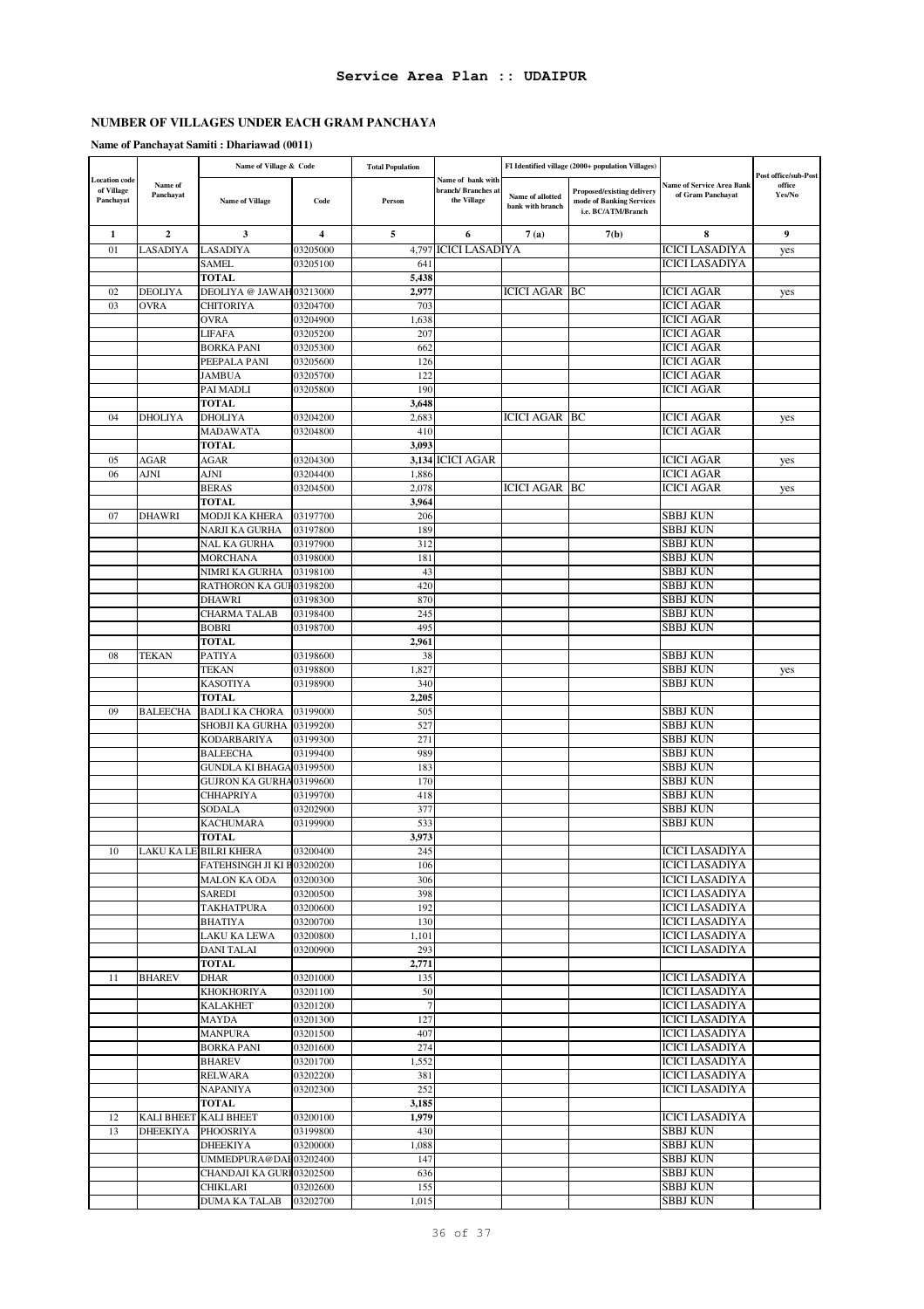## Service Area Plan :: UDAIPUR

### NUMBER OF VILLAGES UNDER EACH GRAM PANCHAYA

**Name of Panchayat Samiti : Dhariawad (0011)**

| Location code of Village Panchayat | Name of Panchayat | Name of Village & Code | | Total Population | Name of bank with branch/ Branches at the Village | FI Identified village (2000+ population Villages) | | Name of Service Area Bank of Gram Panchayat | Post office/sub-Post office Yes/No |
|---|---|---|---|---|---|---|---|---|---|
| | | Name of Village | Code | Person | | Name of allotted bank with branch | Proposed/existing delivery mode of Banking Services i.e. BC/ATM/Branch | | |
| 1 | 2 | 3 | 4 | 5 | 6 | 7 (a) | 7(b) | 8 | 9 |
| 01 | LASADIYA | LASADIYA | 03205000 | 4,797 | ICICI LASADIYA | | | ICICI LASADIYA | yes |
| | | SAMEL | 03205100 | 641 | | | | ICICI LASADIYA | |
| | | TOTAL | | 5,438 | | | | | |
| 02 | DEOLIYA | DEOLIYA @ JAWAH | 03213000 | 2,977 | | ICICI AGAR | BC | ICICI AGAR | yes |
| 03 | OVRA | CHITORIYA | 03204700 | 703 | | | | ICICI AGAR | |
| | | OVRA | 03204900 | 1,638 | | | | ICICI AGAR | |
| | | LIFAFA | 03205200 | 207 | | | | ICICI AGAR | |
| | | BORKA PANI | 03205300 | 662 | | | | ICICI AGAR | |
| | | PEEPALA PANI | 03205600 | 126 | | | | ICICI AGAR | |
| | | JAMBUA | 03205700 | 122 | | | | ICICI AGAR | |
| | | PAI MADLI | 03205800 | 190 | | | | ICICI AGAR | |
| | | TOTAL | | 3,648 | | | | | |
| 04 | DHOLIYA | DHOLIYA | 03204200 | 2,683 | | ICICI AGAR | BC | ICICI AGAR | yes |
| | | MADAWATA | 03204800 | 410 | | | | ICICI AGAR | |
| | | TOTAL | | 3,093 | | | | | |
| 05 | AGAR | AGAR | 03204300 | 3,134 | ICICI AGAR | | | ICICI AGAR | yes |
| 06 | AJNI | AJNI | 03204400 | 1,886 | | | | ICICI AGAR | |
| | | BERAS | 03204500 | 2,078 | | ICICI AGAR | BC | ICICI AGAR | yes |
| | | TOTAL | | 3,964 | | | | | |
| 07 | DHAWRI | MODJI KA KHERA | 03197700 | 206 | | | | SBBJ KUN | |
| | | NARJI KA GURHA | 03197800 | 189 | | | | SBBJ KUN | |
| | | NAL KA GURHA | 03197900 | 312 | | | | SBBJ KUN | |
| | | MORCHANA | 03198000 | 181 | | | | SBBJ KUN | |
| | | NIMRI KA GURHA | 03198100 | 43 | | | | SBBJ KUN | |
| | | RATHORON KA GUI | 03198200 | 420 | | | | SBBJ KUN | |
| | | DHAWRI | 03198300 | 870 | | | | SBBJ KUN | |
| | | CHARMA TALAB | 03198400 | 245 | | | | SBBJ KUN | |
| | | BOBRI | 03198700 | 495 | | | | SBBJ KUN | |
| | | TOTAL | | 2,961 | | | | | |
| 08 | TEKAN | PATIYA | 03198600 | 38 | | | | SBBJ KUN | |
| | | TEKAN | 03198800 | 1,827 | | | | SBBJ KUN | yes |
| | | KASOTIYA | 03198900 | 340 | | | | SBBJ KUN | |
| | | TOTAL | | 2,205 | | | | | |
| 09 | BALEECHA | BADLI KA CHORA | 03199000 | 505 | | | | SBBJ KUN | |
| | | SHOBJI KA GURHA | 03199200 | 527 | | | | SBBJ KUN | |
| | | KODARBARIYA | 03199300 | 271 | | | | SBBJ KUN | |
| | | BALEECHA | 03199400 | 989 | | | | SBBJ KUN | |
| | | GUNDLA KI BHAGA | 03199500 | 183 | | | | SBBJ KUN | |
| | | GUJRON KA GURHA | 03199600 | 170 | | | | SBBJ KUN | |
| | | CHHAPRIYA | 03199700 | 418 | | | | SBBJ KUN | |
| | | SODALA | 03202900 | 377 | | | | SBBJ KUN | |
| | | KACHUMARA | 03199900 | 533 | | | | SBBJ KUN | |
| | | TOTAL | | 3,973 | | | | | |
| 10 | LAKU KA LE | BILRI KHERA | 03200400 | 245 | | | | ICICI LASADIYA | |
| | | FATEHSINGH JI KI B | 03200200 | 106 | | | | ICICI LASADIYA | |
| | | MALON KA ODA | 03200300 | 306 | | | | ICICI LASADIYA | |
| | | SAREDI | 03200500 | 398 | | | | ICICI LASADIYA | |
| | | TAKHATPURA | 03200600 | 192 | | | | ICICI LASADIYA | |
| | | BHATIYA | 03200700 | 130 | | | | ICICI LASADIYA | |
| | | LAKU KA LEWA | 03200800 | 1,101 | | | | ICICI LASADIYA | |
| | | DANI TALAI | 03200900 | 293 | | | | ICICI LASADIYA | |
| | | TOTAL | | 2,771 | | | | | |
| 11 | BHAREV | DHAR | 03201000 | 135 | | | | ICICI LASADIYA | |
| | | KHOKHORIYA | 03201100 | 50 | | | | ICICI LASADIYA | |
| | | KALAKHET | 03201200 | 7 | | | | ICICI LASADIYA | |
| | | MAYDA | 03201300 | 127 | | | | ICICI LASADIYA | |
| | | MANPURA | 03201500 | 407 | | | | ICICI LASADIYA | |
| | | BORKA PANI | 03201600 | 274 | | | | ICICI LASADIYA | |
| | | BHAREV | 03201700 | 1,552 | | | | ICICI LASADIYA | |
| | | RELWARA | 03202200 | 381 | | | | ICICI LASADIYA | |
| | | NAPANIYA | 03202300 | 252 | | | | ICICI LASADIYA | |
| | | TOTAL | | 3,185 | | | | | |
| 12 | KALI BHEET | KALI BHEET | 03200100 | 1,979 | | | | ICICI LASADIYA | |
| 13 | DHEEKIYA | PHOOSRIYA | 03199800 | 430 | | | | SBBJ KUN | |
| | | DHEEKIYA | 03200000 | 1,088 | | | | SBBJ KUN | |
| | | UMMEDPURA@DAI | 03202400 | 147 | | | | SBBJ KUN | |
| | | CHANDAJI KA GURI | 03202500 | 636 | | | | SBBJ KUN | |
| | | CHIKLARI | 03202600 | 155 | | | | SBBJ KUN | |
| | | DUMA KA TALAB | 03202700 | 1,015 | | | | SBBJ KUN | |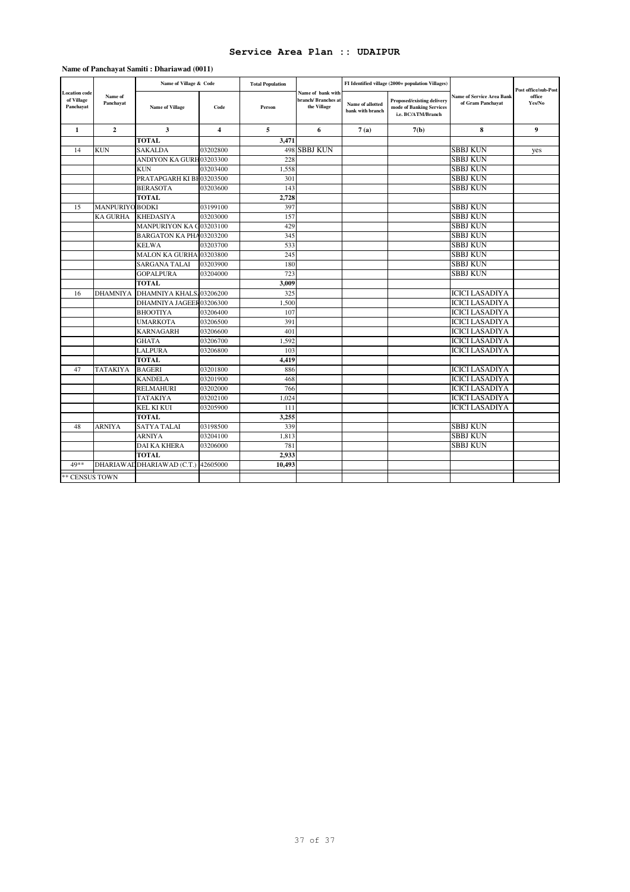# Service Area Plan :: UDAIPUR

**Name of Panchayat Samiti : Dhariawad (0011)**

| Location code of Village Panchayat | Name of Panchayat | Name of Village & Code | | Total Population | Name of bank with branch/ Branches at the Village | FI Identified village (2000+ population Villages) | | Name of Service Area Bank of Gram Panchayat | Post office/sub-Post office Yes/No |
|---|---|---|---|---|---|---|---|---|---|
| | | Name of Village | Code | Person | | Name of allotted bank with branch | Proposed/existing delivery mode of Banking Services i.e. BC/ATM/Branch | | |
| 1 | 2 | 3 | 4 | 5 | 6 | 7 (a) | 7(b) | 8 | 9 |
| | | TOTAL | | 3,471 | | | | | |
| 14 | KUN | SAKALDA | 03202800 | 498 | SBBJ KUN | | | SBBJ KUN | yes |
| | | ANDIYON KA GURH | 03203300 | 228 | | | | SBBJ KUN | |
| | | KUN | 03203400 | 1,558 | | | | SBBJ KUN | |
| | | PRATAPGARH KI BH | 03203500 | 301 | | | | SBBJ KUN | |
| | | BERASOTA | 03203600 | 143 | | | | SBBJ KUN | |
| | | TOTAL | | 2,728 | | | | | |
| 15 | MANPURIYO KA GURHA | BODKI | 03199100 | 397 | | | | SBBJ KUN | |
| | | KHEDASIYA | 03203000 | 157 | | | | SBBJ KUN | |
| | | MANPURIYON KA G | 03203100 | 429 | | | | SBBJ KUN | |
| | | BARGATON KA PHA | 03203200 | 345 | | | | SBBJ KUN | |
| | | KELWA | 03203700 | 533 | | | | SBBJ KUN | |
| | | MALON KA GURHA | 03203800 | 245 | | | | SBBJ KUN | |
| | | SARGANA TALAI | 03203900 | 180 | | | | SBBJ KUN | |
| | | GOPALPURA | 03204000 | 723 | | | | SBBJ KUN | |
| | | TOTAL | | 3,009 | | | | | |
| 16 | DHAMNIYA | DHAMNIYA KHALSA | 03206200 | 325 | | | | ICICI LASADIYA | |
| | | DHAMNIYA JAGEER | 03206300 | 1,500 | | | | ICICI LASADIYA | |
| | | BHOOTIYA | 03206400 | 107 | | | | ICICI LASADIYA | |
| | | UMARKOTA | 03206500 | 391 | | | | ICICI LASADIYA | |
| | | KARNAGARH | 03206600 | 401 | | | | ICICI LASADIYA | |
| | | GHATA | 03206700 | 1,592 | | | | ICICI LASADIYA | |
| | | LALPURA | 03206800 | 103 | | | | ICICI LASADIYA | |
| | | TOTAL | | 4,419 | | | | | |
| 47 | TATAKIYA | BAGERI | 03201800 | 886 | | | | ICICI LASADIYA | |
| | | KANDELA | 03201900 | 468 | | | | ICICI LASADIYA | |
| | | RELMAHURI | 03202000 | 766 | | | | ICICI LASADIYA | |
| | | TATAKIYA | 03202100 | 1,024 | | | | ICICI LASADIYA | |
| | | KEL KI KUI | 03205900 | 111 | | | | ICICI LASADIYA | |
| | | TOTAL | | 3,255 | | | | | |
| 48 | ARNIYA | SATYA TALAI | 03198500 | 339 | | | | SBBJ KUN | |
| | | ARNIYA | 03204100 | 1,813 | | | | SBBJ KUN | |
| | | DAI KA KHERA | 03206000 | 781 | | | | SBBJ KUN | |
| | | TOTAL | | 2,933 | | | | | |
| 49** | DHARIAWAD | DHARIAWAD (C.T.) | 42605000 | 10,493 | | | | | |
| ** CENSUS TOWN | | | | | | | | | |